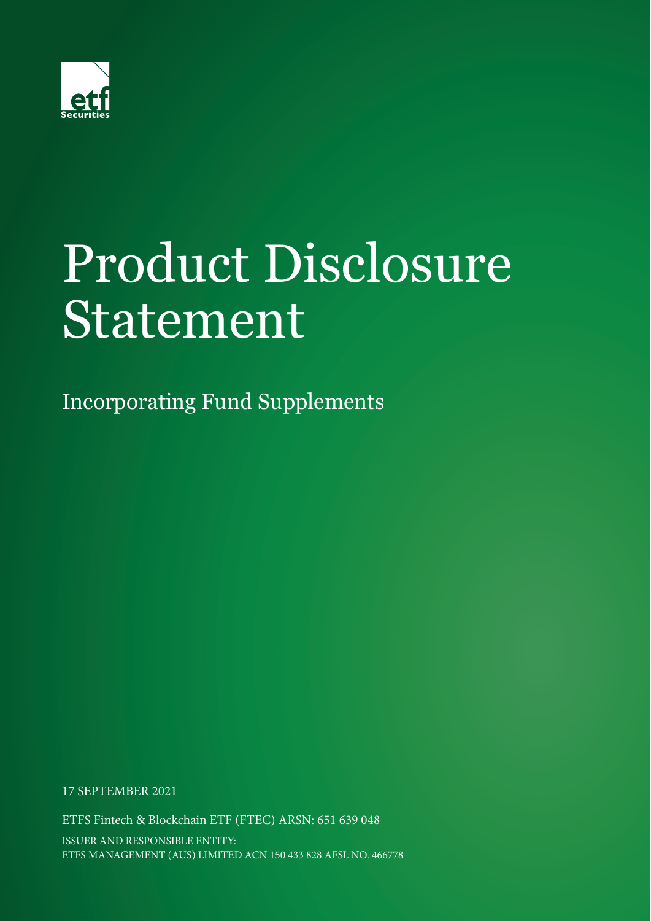etf Securities

# Product Disclosure Statement

## Incorporating Fund Supplements

17 SEPTEMBER 2021

ETFS Fintech & Blockchain ETF (FTEC) ARSN: 651 639 048

ISSUER AND RESPONSIBLE ENTITY:
ETFS MANAGEMENT (AUS) LIMITED ACN 150 433 828 AFSL NO. 466778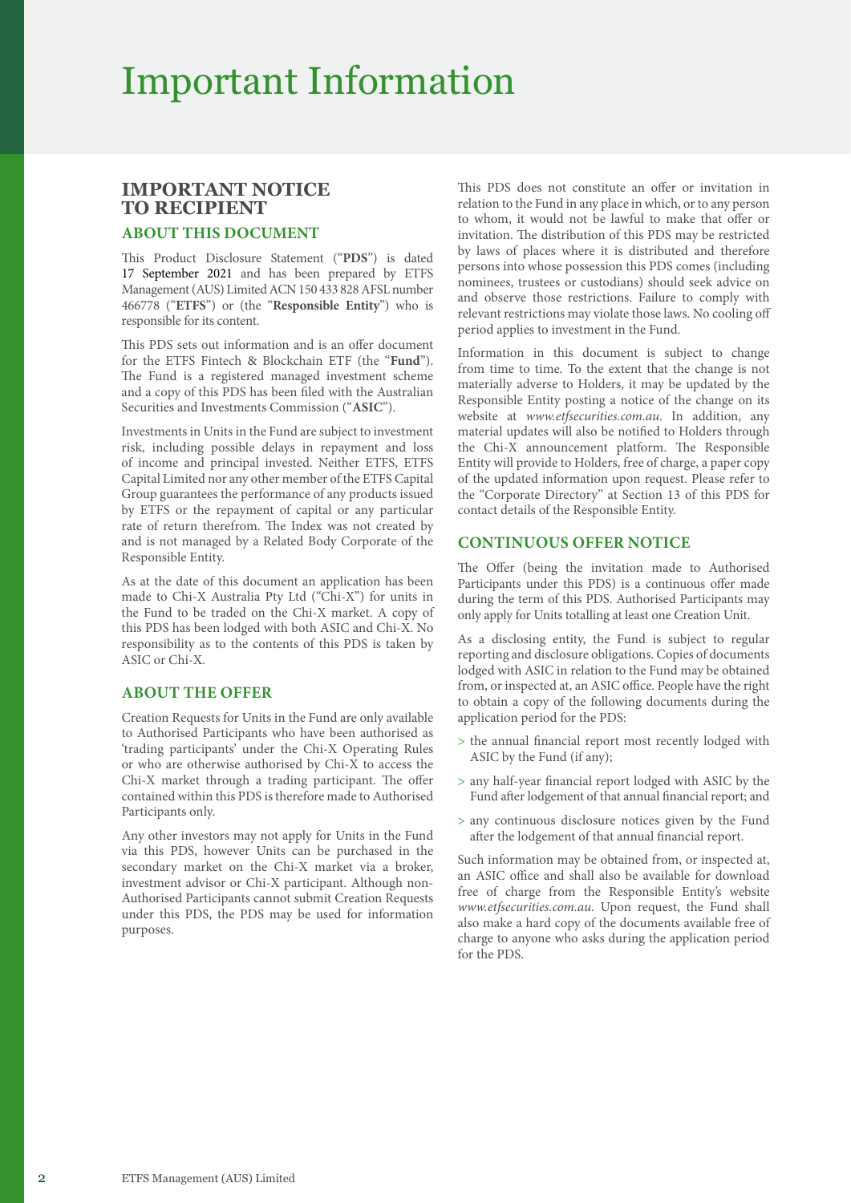# Important Information

## IMPORTANT NOTICE TO RECIPIENT

### ABOUT THIS DOCUMENT

This Product Disclosure Statement ("**PDS**") is dated 17 September 2021 and has been prepared by ETFS Management (AUS) Limited ACN 150 433 828 AFSL number 466778 ("**ETFS**") or (the "**Responsible Entity**") who is responsible for its content.

This PDS sets out information and is an offer document for the ETFS Fintech & Blockchain ETF (the "**Fund**"). The Fund is a registered managed investment scheme and a copy of this PDS has been filed with the Australian Securities and Investments Commission ("**ASIC**").

Investments in Units in the Fund are subject to investment risk, including possible delays in repayment and loss of income and principal invested. Neither ETFS, ETFS Capital Limited nor any other member of the ETFS Capital Group guarantees the performance of any products issued by ETFS or the repayment of capital or any particular rate of return therefrom. The Index was not created by and is not managed by a Related Body Corporate of the Responsible Entity.

As at the date of this document an application has been made to Chi-X Australia Pty Ltd ("Chi-X") for units in the Fund to be traded on the Chi-X market. A copy of this PDS has been lodged with both ASIC and Chi-X. No responsibility as to the contents of this PDS is taken by ASIC or Chi-X.

### ABOUT THE OFFER

Creation Requests for Units in the Fund are only available to Authorised Participants who have been authorised as 'trading participants' under the Chi-X Operating Rules or who are otherwise authorised by Chi-X to access the Chi-X market through a trading participant. The offer contained within this PDS is therefore made to Authorised Participants only.

Any other investors may not apply for Units in the Fund via this PDS, however Units can be purchased in the secondary market on the Chi-X market via a broker, investment advisor or Chi-X participant. Although non-Authorised Participants cannot submit Creation Requests under this PDS, the PDS may be used for information purposes.

This PDS does not constitute an offer or invitation in relation to the Fund in any place in which, or to any person to whom, it would not be lawful to make that offer or invitation. The distribution of this PDS may be restricted by laws of places where it is distributed and therefore persons into whose possession this PDS comes (including nominees, trustees or custodians) should seek advice on and observe those restrictions. Failure to comply with relevant restrictions may violate those laws. No cooling off period applies to investment in the Fund.

Information in this document is subject to change from time to time. To the extent that the change is not materially adverse to Holders, it may be updated by the Responsible Entity posting a notice of the change on its website at *www.etfsecurities.com.au*. In addition, any material updates will also be notified to Holders through the Chi-X announcement platform. The Responsible Entity will provide to Holders, free of charge, a paper copy of the updated information upon request. Please refer to the "Corporate Directory" at Section 13 of this PDS for contact details of the Responsible Entity.

### CONTINUOUS OFFER NOTICE

The Offer (being the invitation made to Authorised Participants under this PDS) is a continuous offer made during the term of this PDS. Authorised Participants may only apply for Units totalling at least one Creation Unit.

As a disclosing entity, the Fund is subject to regular reporting and disclosure obligations. Copies of documents lodged with ASIC in relation to the Fund may be obtained from, or inspected at, an ASIC office. People have the right to obtain a copy of the following documents during the application period for the PDS:

> the annual financial report most recently lodged with ASIC by the Fund (if any);

> any half-year financial report lodged with ASIC by the Fund after lodgement of that annual financial report; and

> any continuous disclosure notices given by the Fund after the lodgement of that annual financial report.

Such information may be obtained from, or inspected at, an ASIC office and shall also be available for download free of charge from the Responsible Entity's website *www.etfsecurities.com.au*. Upon request, the Fund shall also make a hard copy of the documents available free of charge to anyone who asks during the application period for the PDS.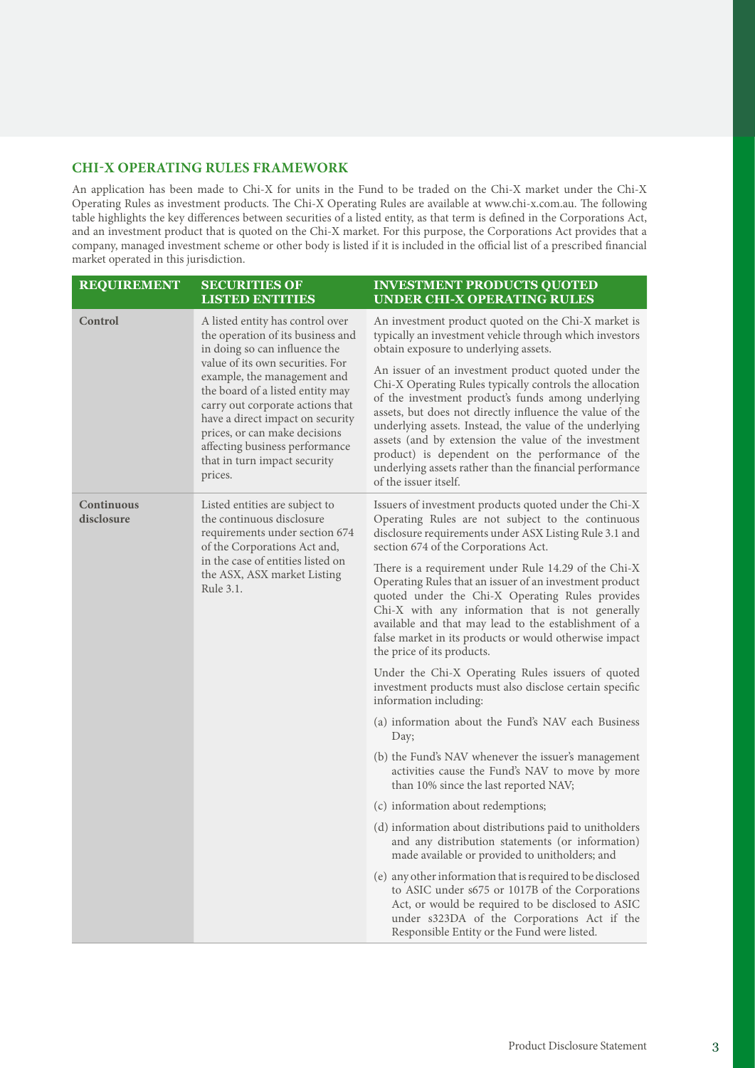## CHI-X OPERATING RULES FRAMEWORK

An application has been made to Chi-X for units in the Fund to be traded on the Chi-X market under the Chi-X Operating Rules as investment products. The Chi-X Operating Rules are available at www.chi-x.com.au. The following table highlights the key differences between securities of a listed entity, as that term is defined in the Corporations Act, and an investment product that is quoted on the Chi-X market. For this purpose, the Corporations Act provides that a company, managed investment scheme or other body is listed if it is included in the official list of a prescribed financial market operated in this jurisdiction.

| REQUIREMENT | SECURITIES OF LISTED ENTITIES | INVESTMENT PRODUCTS QUOTED UNDER CHI-X OPERATING RULES |
|---|---|---|
| **Control** | A listed entity has control over the operation of its business and in doing so can influence the value of its own securities. For example, the management and the board of a listed entity may carry out corporate actions that have a direct impact on security prices, or can make decisions affecting business performance that in turn impact security prices. | An investment product quoted on the Chi-X market is typically an investment vehicle through which investors obtain exposure to underlying assets.<br><br>An issuer of an investment product quoted under the Chi-X Operating Rules typically controls the allocation of the investment product's funds among underlying assets, but does not directly influence the value of the underlying assets. Instead, the value of the underlying assets (and by extension the value of the investment product) is dependent on the performance of the underlying assets rather than the financial performance of the issuer itself. |
| **Continuous disclosure** | Listed entities are subject to the continuous disclosure requirements under section 674 of the Corporations Act and, in the case of entities listed on the ASX, ASX market Listing Rule 3.1. | Issuers of investment products quoted under the Chi-X Operating Rules are not subject to the continuous disclosure requirements under ASX Listing Rule 3.1 and section 674 of the Corporations Act.<br><br>There is a requirement under Rule 14.29 of the Chi-X Operating Rules that an issuer of an investment product quoted under the Chi-X Operating Rules provides Chi-X with any information that is not generally available and that may lead to the establishment of a false market in its products or would otherwise impact the price of its products.<br><br>Under the Chi-X Operating Rules issuers of quoted investment products must also disclose certain specific information including:<br><br>(a) information about the Fund's NAV each Business Day;<br><br>(b) the Fund's NAV whenever the issuer's management activities cause the Fund's NAV to move by more than 10% since the last reported NAV;<br><br>(c) information about redemptions;<br><br>(d) information about distributions paid to unitholders and any distribution statements (or information) made available or provided to unitholders; and<br><br>(e) any other information that is required to be disclosed to ASIC under s675 or 1017B of the Corporations Act, or would be required to be disclosed to ASIC under s323DA of the Corporations Act if the Responsible Entity or the Fund were listed. |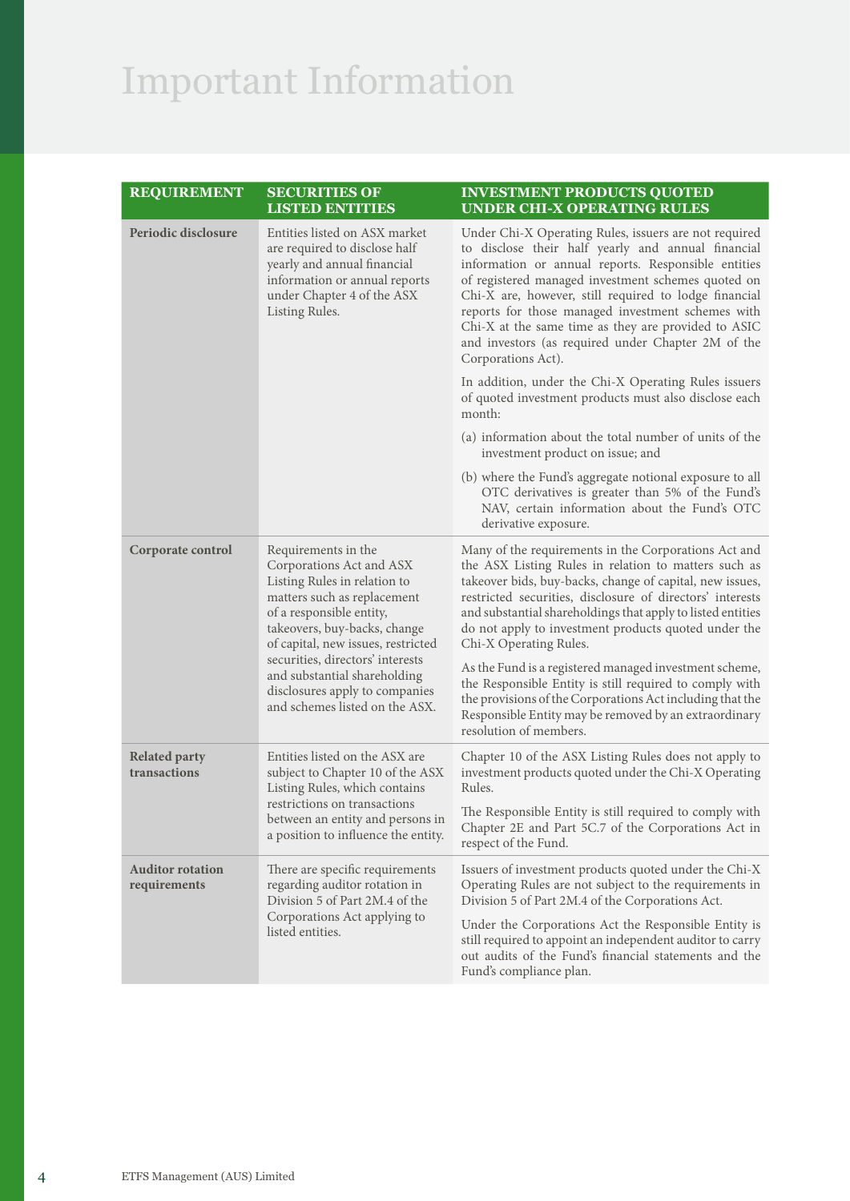# Important Information

| REQUIREMENT | SECURITIES OF LISTED ENTITIES | INVESTMENT PRODUCTS QUOTED UNDER CHI-X OPERATING RULES |
|---|---|---|
| **Periodic disclosure** | Entities listed on ASX market are required to disclose half yearly and annual financial information or annual reports under Chapter 4 of the ASX Listing Rules. | Under Chi-X Operating Rules, issuers are not required to disclose their half yearly and annual financial information or annual reports. Responsible entities of registered managed investment schemes quoted on Chi-X are, however, still required to lodge financial reports for those managed investment schemes with Chi-X at the same time as they are provided to ASIC and investors (as required under Chapter 2M of the Corporations Act).<br><br>In addition, under the Chi-X Operating Rules issuers of quoted investment products must also disclose each month:<br><br>(a) information about the total number of units of the investment product on issue; and<br><br>(b) where the Fund's aggregate notional exposure to all OTC derivatives is greater than 5% of the Fund's NAV, certain information about the Fund's OTC derivative exposure. |
| **Corporate control** | Requirements in the Corporations Act and ASX Listing Rules in relation to matters such as replacement of a responsible entity, takeovers, buy-backs, change of capital, new issues, restricted securities, directors' interests and substantial shareholding disclosures apply to companies and schemes listed on the ASX. | Many of the requirements in the Corporations Act and the ASX Listing Rules in relation to matters such as takeover bids, buy-backs, change of capital, new issues, restricted securities, disclosure of directors' interests and substantial shareholdings that apply to listed entities do not apply to investment products quoted under the Chi-X Operating Rules.<br><br>As the Fund is a registered managed investment scheme, the Responsible Entity is still required to comply with the provisions of the Corporations Act including that the Responsible Entity may be removed by an extraordinary resolution of members. |
| **Related party transactions** | Entities listed on the ASX are subject to Chapter 10 of the ASX Listing Rules, which contains restrictions on transactions between an entity and persons in a position to influence the entity. | Chapter 10 of the ASX Listing Rules does not apply to investment products quoted under the Chi-X Operating Rules.<br><br>The Responsible Entity is still required to comply with Chapter 2E and Part 5C.7 of the Corporations Act in respect of the Fund. |
| **Auditor rotation requirements** | There are specific requirements regarding auditor rotation in Division 5 of Part 2M.4 of the Corporations Act applying to listed entities. | Issuers of investment products quoted under the Chi-X Operating Rules are not subject to the requirements in Division 5 of Part 2M.4 of the Corporations Act.<br><br>Under the Corporations Act the Responsible Entity is still required to appoint an independent auditor to carry out audits of the Fund's financial statements and the Fund's compliance plan. |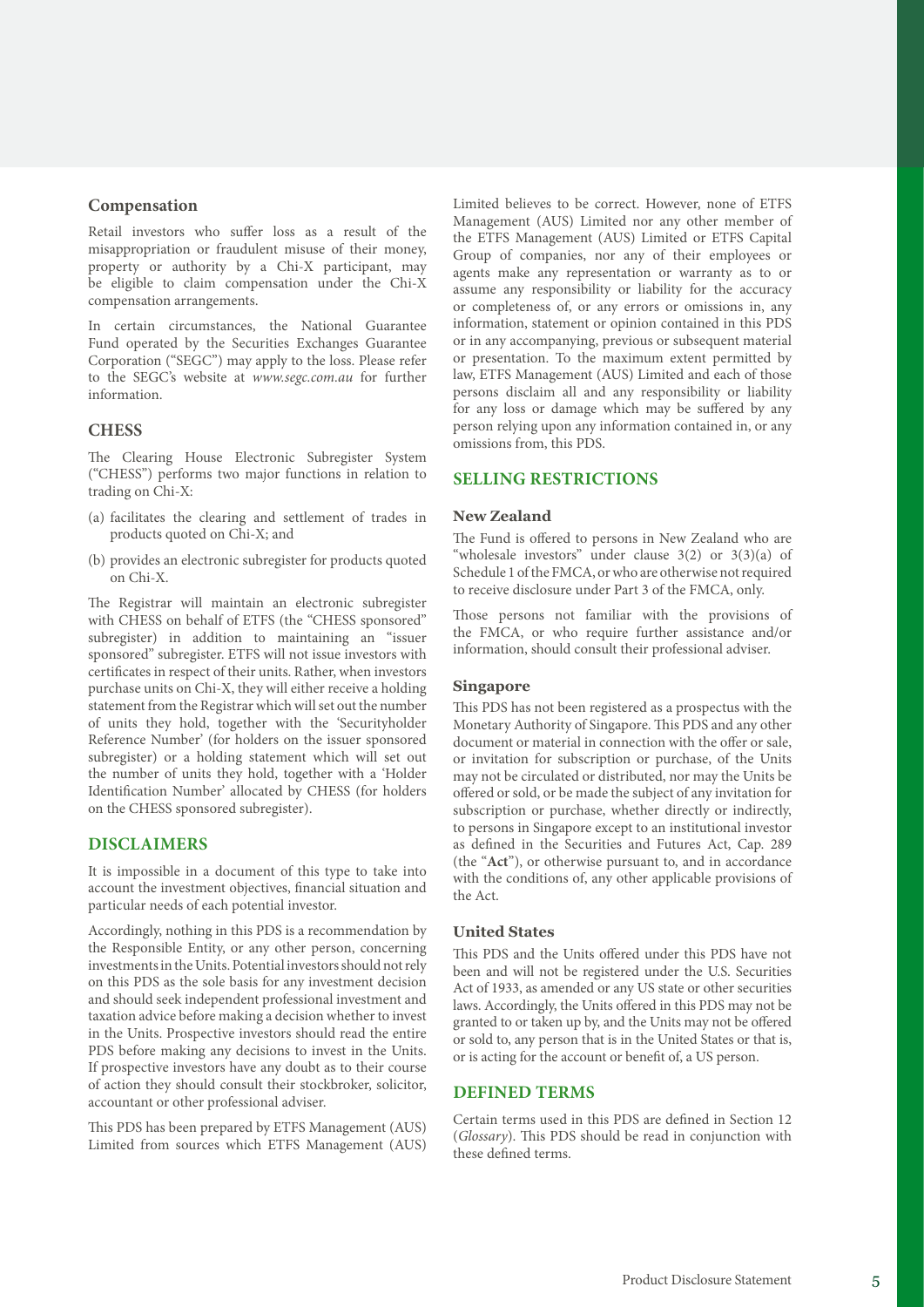### Compensation

Retail investors who suffer loss as a result of the misappropriation or fraudulent misuse of their money, property or authority by a Chi-X participant, may be eligible to claim compensation under the Chi-X compensation arrangements.

In certain circumstances, the National Guarantee Fund operated by the Securities Exchanges Guarantee Corporation ("SEGC") may apply to the loss. Please refer to the SEGC's website at *www.segc.com.au* for further information.

### CHESS

The Clearing House Electronic Subregister System ("CHESS") performs two major functions in relation to trading on Chi-X:

(a) facilitates the clearing and settlement of trades in products quoted on Chi-X; and

(b) provides an electronic subregister for products quoted on Chi-X.

The Registrar will maintain an electronic subregister with CHESS on behalf of ETFS (the "CHESS sponsored" subregister) in addition to maintaining an "issuer sponsored" subregister. ETFS will not issue investors with certificates in respect of their units. Rather, when investors purchase units on Chi-X, they will either receive a holding statement from the Registrar which will set out the number of units they hold, together with the 'Securityholder Reference Number' (for holders on the issuer sponsored subregister) or a holding statement which will set out the number of units they hold, together with a 'Holder Identification Number' allocated by CHESS (for holders on the CHESS sponsored subregister).

## DISCLAIMERS

It is impossible in a document of this type to take into account the investment objectives, financial situation and particular needs of each potential investor.

Accordingly, nothing in this PDS is a recommendation by the Responsible Entity, or any other person, concerning investments in the Units. Potential investors should not rely on this PDS as the sole basis for any investment decision and should seek independent professional investment and taxation advice before making a decision whether to invest in the Units. Prospective investors should read the entire PDS before making any decisions to invest in the Units. If prospective investors have any doubt as to their course of action they should consult their stockbroker, solicitor, accountant or other professional adviser.

This PDS has been prepared by ETFS Management (AUS) Limited from sources which ETFS Management (AUS) Limited believes to be correct. However, none of ETFS Management (AUS) Limited nor any other member of the ETFS Management (AUS) Limited or ETFS Capital Group of companies, nor any of their employees or agents make any representation or warranty as to or assume any responsibility or liability for the accuracy or completeness of, or any errors or omissions in, any information, statement or opinion contained in this PDS or in any accompanying, previous or subsequent material or presentation. To the maximum extent permitted by law, ETFS Management (AUS) Limited and each of those persons disclaim all and any responsibility or liability for any loss or damage which may be suffered by any person relying upon any information contained in, or any omissions from, this PDS.

## SELLING RESTRICTIONS

### New Zealand

The Fund is offered to persons in New Zealand who are "wholesale investors" under clause 3(2) or 3(3)(a) of Schedule 1 of the FMCA, or who are otherwise not required to receive disclosure under Part 3 of the FMCA, only.

Those persons not familiar with the provisions of the FMCA, or who require further assistance and/or information, should consult their professional adviser.

### Singapore

This PDS has not been registered as a prospectus with the Monetary Authority of Singapore. This PDS and any other document or material in connection with the offer or sale, or invitation for subscription or purchase, of the Units may not be circulated or distributed, nor may the Units be offered or sold, or be made the subject of any invitation for subscription or purchase, whether directly or indirectly, to persons in Singapore except to an institutional investor as defined in the Securities and Futures Act, Cap. 289 (the "**Act**"), or otherwise pursuant to, and in accordance with the conditions of, any other applicable provisions of the Act.

### United States

This PDS and the Units offered under this PDS have not been and will not be registered under the U.S. Securities Act of 1933, as amended or any US state or other securities laws. Accordingly, the Units offered in this PDS may not be granted to or taken up by, and the Units may not be offered or sold to, any person that is in the United States or that is, or is acting for the account or benefit of, a US person.

## DEFINED TERMS

Certain terms used in this PDS are defined in Section 12 (*Glossary*). This PDS should be read in conjunction with these defined terms.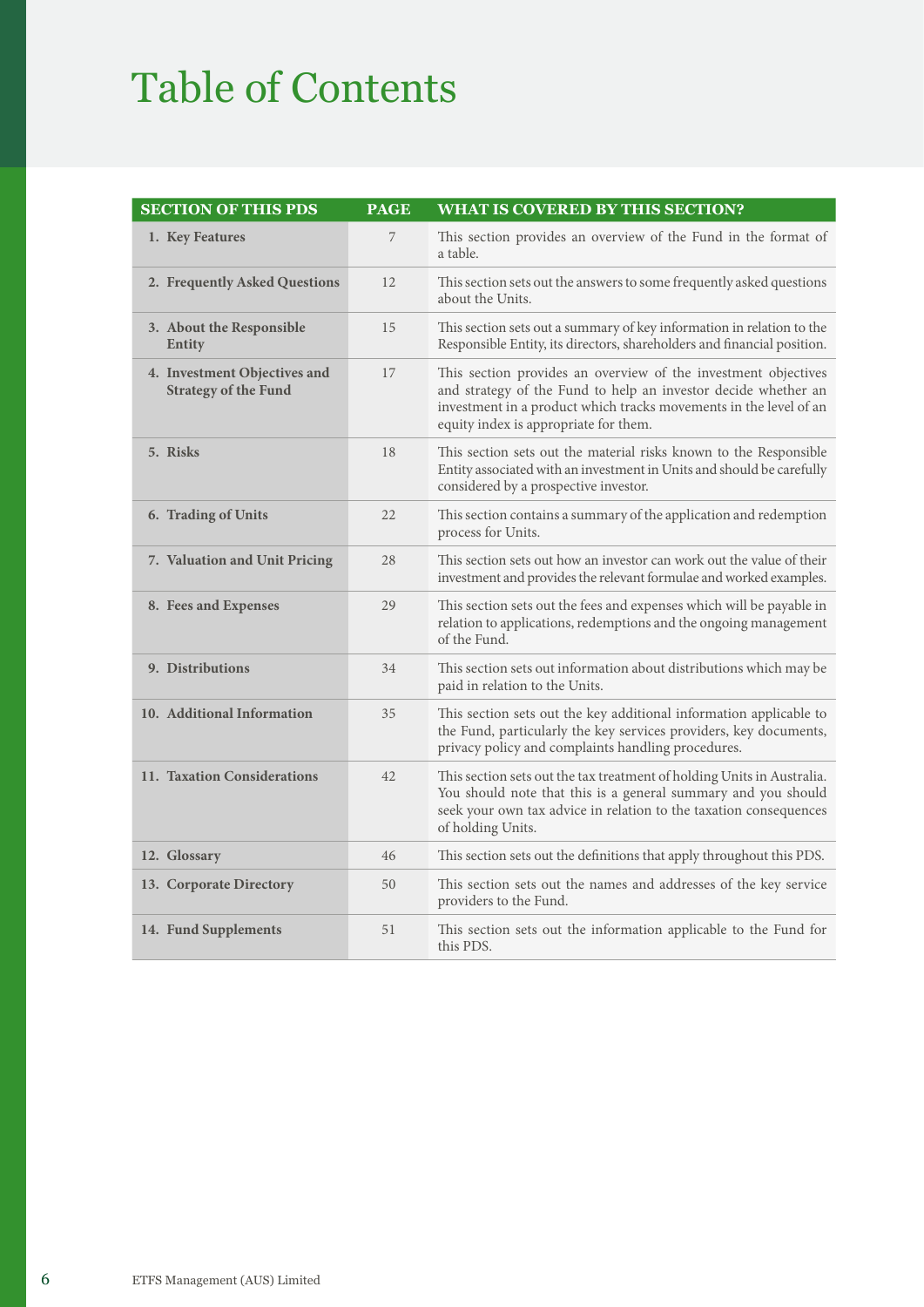# Table of Contents

| SECTION OF THIS PDS | PAGE | WHAT IS COVERED BY THIS SECTION? |
|---|---|---|
| 1. Key Features | 7 | This section provides an overview of the Fund in the format of a table. |
| 2. Frequently Asked Questions | 12 | This section sets out the answers to some frequently asked questions about the Units. |
| 3. About the Responsible Entity | 15 | This section sets out a summary of key information in relation to the Responsible Entity, its directors, shareholders and financial position. |
| 4. Investment Objectives and Strategy of the Fund | 17 | This section provides an overview of the investment objectives and strategy of the Fund to help an investor decide whether an investment in a product which tracks movements in the level of an equity index is appropriate for them. |
| 5. Risks | 18 | This section sets out the material risks known to the Responsible Entity associated with an investment in Units and should be carefully considered by a prospective investor. |
| 6. Trading of Units | 22 | This section contains a summary of the application and redemption process for Units. |
| 7. Valuation and Unit Pricing | 28 | This section sets out how an investor can work out the value of their investment and provides the relevant formulae and worked examples. |
| 8. Fees and Expenses | 29 | This section sets out the fees and expenses which will be payable in relation to applications, redemptions and the ongoing management of the Fund. |
| 9. Distributions | 34 | This section sets out information about distributions which may be paid in relation to the Units. |
| 10. Additional Information | 35 | This section sets out the key additional information applicable to the Fund, particularly the key services providers, key documents, privacy policy and complaints handling procedures. |
| 11. Taxation Considerations | 42 | This section sets out the tax treatment of holding Units in Australia. You should note that this is a general summary and you should seek your own tax advice in relation to the taxation consequences of holding Units. |
| 12. Glossary | 46 | This section sets out the definitions that apply throughout this PDS. |
| 13. Corporate Directory | 50 | This section sets out the names and addresses of the key service providers to the Fund. |
| 14. Fund Supplements | 51 | This section sets out the information applicable to the Fund for this PDS. |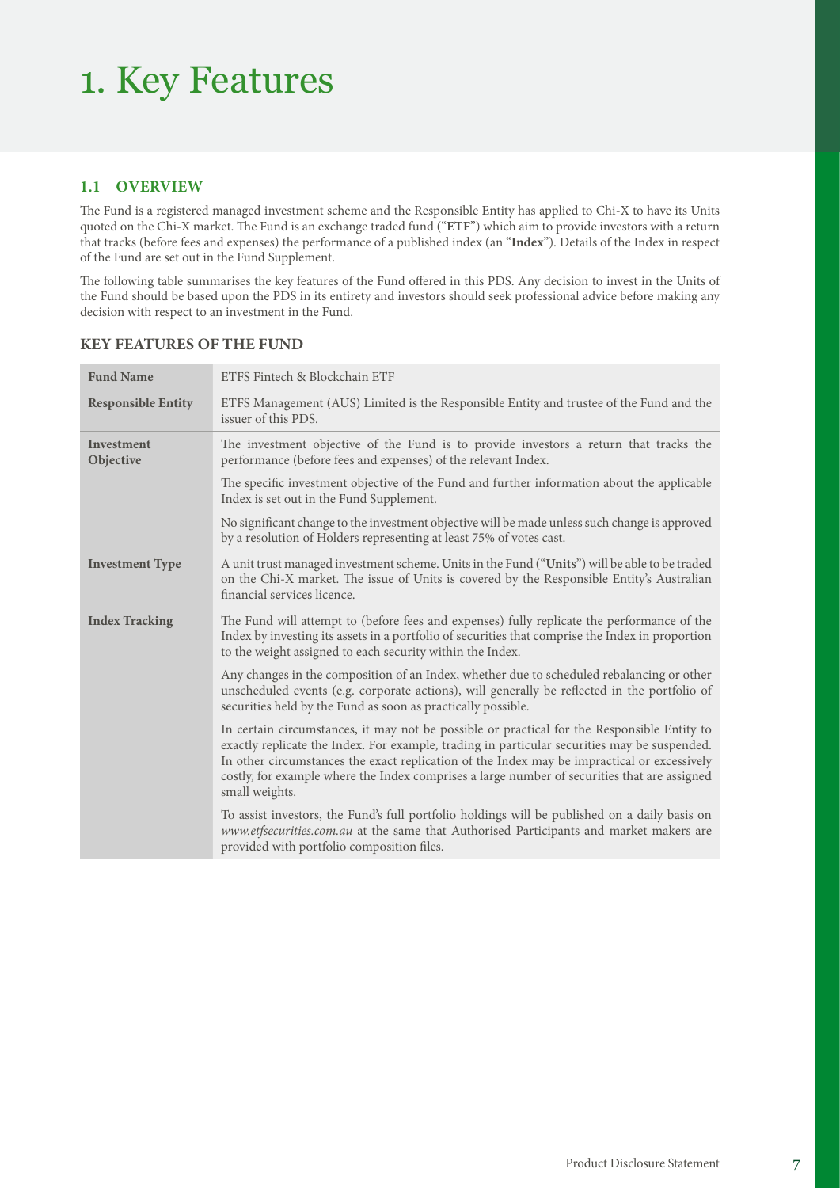# 1. Key Features

### 1.1 OVERVIEW

The Fund is a registered managed investment scheme and the Responsible Entity has applied to Chi-X to have its Units quoted on the Chi-X market. The Fund is an exchange traded fund ("**ETF**") which aim to provide investors with a return that tracks (before fees and expenses) the performance of a published index (an "**Index**"). Details of the Index in respect of the Fund are set out in the Fund Supplement.

The following table summarises the key features of the Fund offered in this PDS. Any decision to invest in the Units of the Fund should be based upon the PDS in its entirety and investors should seek professional advice before making any decision with respect to an investment in the Fund.

### KEY FEATURES OF THE FUND

| | |
|---|---|
| **Fund Name** | ETFS Fintech & Blockchain ETF |
| **Responsible Entity** | ETFS Management (AUS) Limited is the Responsible Entity and trustee of the Fund and the issuer of this PDS. |
| **Investment Objective** | The investment objective of the Fund is to provide investors a return that tracks the performance (before fees and expenses) of the relevant Index.<br><br>The specific investment objective of the Fund and further information about the applicable Index is set out in the Fund Supplement.<br><br>No significant change to the investment objective will be made unless such change is approved by a resolution of Holders representing at least 75% of votes cast. |
| **Investment Type** | A unit trust managed investment scheme. Units in the Fund ("**Units**") will be able to be traded on the Chi-X market. The issue of Units is covered by the Responsible Entity's Australian financial services licence. |
| **Index Tracking** | The Fund will attempt to (before fees and expenses) fully replicate the performance of the Index by investing its assets in a portfolio of securities that comprise the Index in proportion to the weight assigned to each security within the Index.<br><br>Any changes in the composition of an Index, whether due to scheduled rebalancing or other unscheduled events (e.g. corporate actions), will generally be reflected in the portfolio of securities held by the Fund as soon as practically possible.<br><br>In certain circumstances, it may not be possible or practical for the Responsible Entity to exactly replicate the Index. For example, trading in particular securities may be suspended. In other circumstances the exact replication of the Index may be impractical or excessively costly, for example where the Index comprises a large number of securities that are assigned small weights.<br><br>To assist investors, the Fund's full portfolio holdings will be published on a daily basis on *www.etfsecurities.com.au* at the same that Authorised Participants and market makers are provided with portfolio composition files. |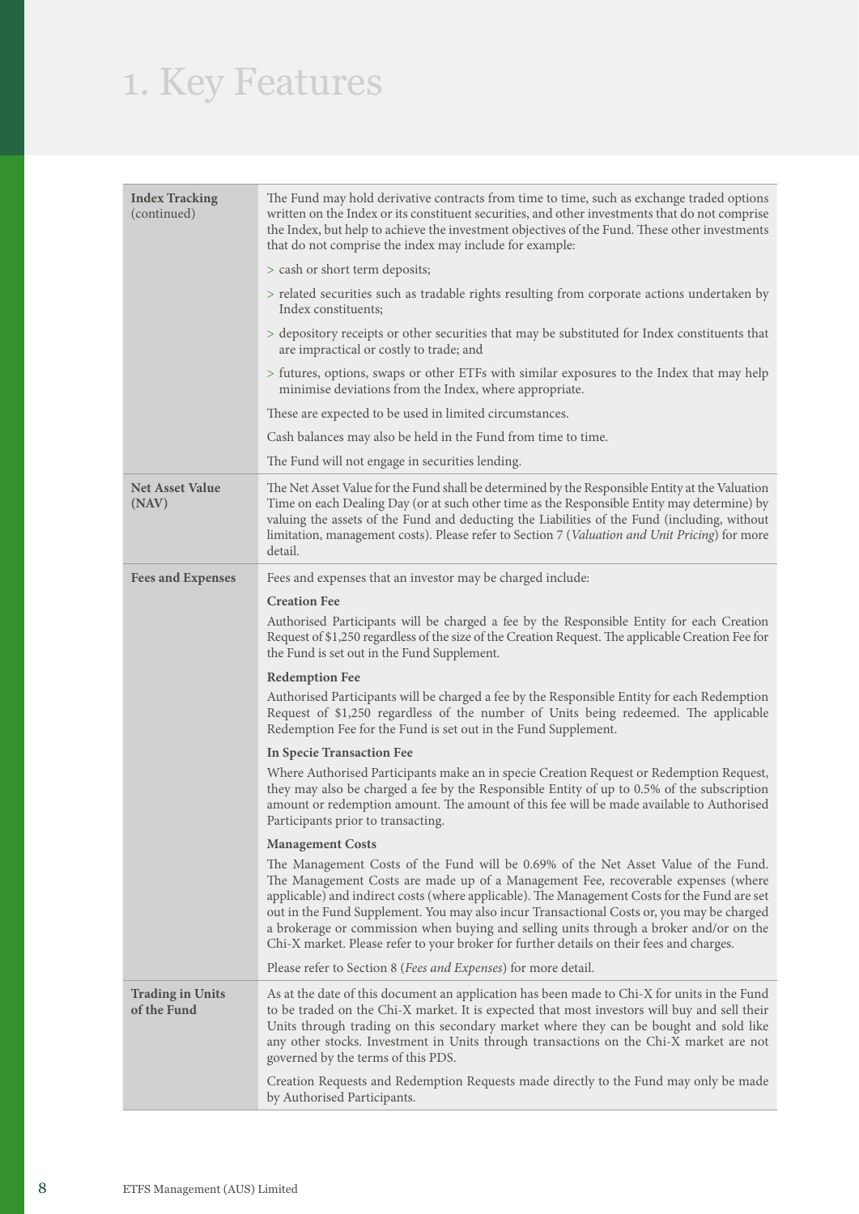# 1. Key Features

| | |
|---|---|
| **Index Tracking** (continued) | The Fund may hold derivative contracts from time to time, such as exchange traded options written on the Index or its constituent securities, and other investments that do not comprise the Index, but help to achieve the investment objectives of the Fund. These other investments that do not comprise the index may include for example:<br>> cash or short term deposits;<br>> related securities such as tradable rights resulting from corporate actions undertaken by Index constituents;<br>> depository receipts or other securities that may be substituted for Index constituents that are impractical or costly to trade; and<br>> futures, options, swaps or other ETFs with similar exposures to the Index that may help minimise deviations from the Index, where appropriate.<br>These are expected to be used in limited circumstances.<br>Cash balances may also be held in the Fund from time to time.<br>The Fund will not engage in securities lending. |
| **Net Asset Value (NAV)** | The Net Asset Value for the Fund shall be determined by the Responsible Entity at the Valuation Time on each Dealing Day (or at such other time as the Responsible Entity may determine) by valuing the assets of the Fund and deducting the Liabilities of the Fund (including, without limitation, management costs). Please refer to Section 7 (*Valuation and Unit Pricing*) for more detail. |
| **Fees and Expenses** | Fees and expenses that an investor may be charged include:<br>**Creation Fee**<br>Authorised Participants will be charged a fee by the Responsible Entity for each Creation Request of $1,250 regardless of the size of the Creation Request. The applicable Creation Fee for the Fund is set out in the Fund Supplement.<br>**Redemption Fee**<br>Authorised Participants will be charged a fee by the Responsible Entity for each Redemption Request of $1,250 regardless of the number of Units being redeemed. The applicable Redemption Fee for the Fund is set out in the Fund Supplement.<br>**In Specie Transaction Fee**<br>Where Authorised Participants make an in specie Creation Request or Redemption Request, they may also be charged a fee by the Responsible Entity of up to 0.5% of the subscription amount or redemption amount. The amount of this fee will be made available to Authorised Participants prior to transacting.<br>**Management Costs**<br>The Management Costs of the Fund will be 0.69% of the Net Asset Value of the Fund. The Management Costs are made up of a Management Fee, recoverable expenses (where applicable) and indirect costs (where applicable). The Management Costs for the Fund are set out in the Fund Supplement. You may also incur Transactional Costs or, you may be charged a brokerage or commission when buying and selling units through a broker and/or on the Chi-X market. Please refer to your broker for further details on their fees and charges.<br>Please refer to Section 8 (*Fees and Expenses*) for more detail. |
| **Trading in Units of the Fund** | As at the date of this document an application has been made to Chi-X for units in the Fund to be traded on the Chi-X market. It is expected that most investors will buy and sell their Units through trading on this secondary market where they can be bought and sold like any other stocks. Investment in Units through transactions on the Chi-X market are not governed by the terms of this PDS.<br>Creation Requests and Redemption Requests made directly to the Fund may only be made by Authorised Participants. |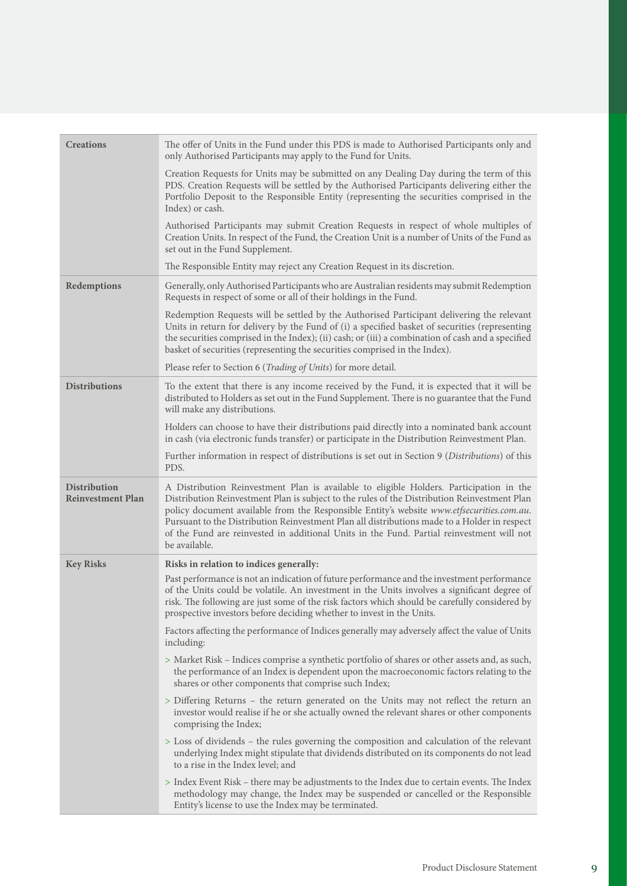| | |
|---|---|
| **Creations** | The offer of Units in the Fund under this PDS is made to Authorised Participants only and only Authorised Participants may apply to the Fund for Units.<br><br>Creation Requests for Units may be submitted on any Dealing Day during the term of this PDS. Creation Requests will be settled by the Authorised Participants delivering either the Portfolio Deposit to the Responsible Entity (representing the securities comprised in the Index) or cash.<br><br>Authorised Participants may submit Creation Requests in respect of whole multiples of Creation Units. In respect of the Fund, the Creation Unit is a number of Units of the Fund as set out in the Fund Supplement.<br><br>The Responsible Entity may reject any Creation Request in its discretion. |
| **Redemptions** | Generally, only Authorised Participants who are Australian residents may submit Redemption Requests in respect of some or all of their holdings in the Fund.<br><br>Redemption Requests will be settled by the Authorised Participant delivering the relevant Units in return for delivery by the Fund of (i) a specified basket of securities (representing the securities comprised in the Index); (ii) cash; or (iii) a combination of cash and a specified basket of securities (representing the securities comprised in the Index).<br><br>Please refer to Section 6 (*Trading of Units*) for more detail. |
| **Distributions** | To the extent that there is any income received by the Fund, it is expected that it will be distributed to Holders as set out in the Fund Supplement. There is no guarantee that the Fund will make any distributions.<br><br>Holders can choose to have their distributions paid directly into a nominated bank account in cash (via electronic funds transfer) or participate in the Distribution Reinvestment Plan.<br><br>Further information in respect of distributions is set out in Section 9 (*Distributions*) of this PDS. |
| **Distribution Reinvestment Plan** | A Distribution Reinvestment Plan is available to eligible Holders. Participation in the Distribution Reinvestment Plan is subject to the rules of the Distribution Reinvestment Plan policy document available from the Responsible Entity's website *www.etfsecurities.com.au*. Pursuant to the Distribution Reinvestment Plan all distributions made to a Holder in respect of the Fund are reinvested in additional Units in the Fund. Partial reinvestment will not be available. |
| **Key Risks** | **Risks in relation to indices generally:**<br><br>Past performance is not an indication of future performance and the investment performance of the Units could be volatile. An investment in the Units involves a significant degree of risk. The following are just some of the risk factors which should be carefully considered by prospective investors before deciding whether to invest in the Units.<br><br>Factors affecting the performance of Indices generally may adversely affect the value of Units including:<br><br>> Market Risk – Indices comprise a synthetic portfolio of shares or other assets and, as such, the performance of an Index is dependent upon the macroeconomic factors relating to the shares or other components that comprise such Index;<br><br>> Differing Returns – the return generated on the Units may not reflect the return an investor would realise if he or she actually owned the relevant shares or other components comprising the Index;<br><br>> Loss of dividends – the rules governing the composition and calculation of the relevant underlying Index might stipulate that dividends distributed on its components do not lead to a rise in the Index level; and<br><br>> Index Event Risk – there may be adjustments to the Index due to certain events. The Index methodology may change, the Index may be suspended or cancelled or the Responsible Entity's license to use the Index may be terminated. |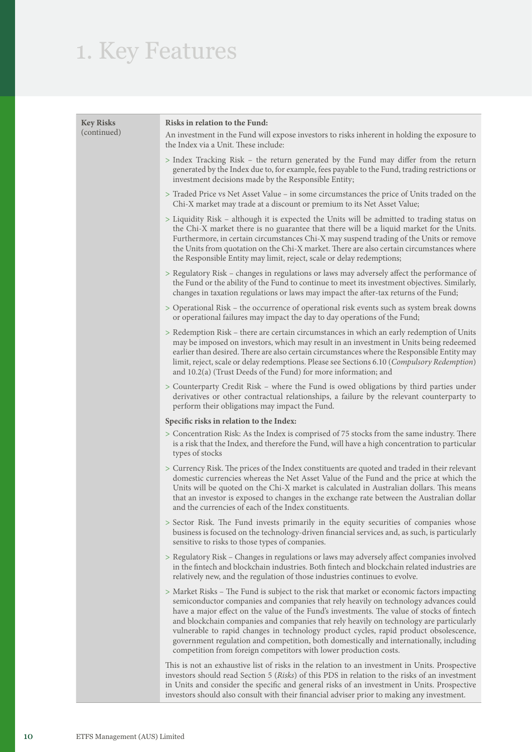# 1. Key Features

| Key Risks (continued) | **Risks in relation to the Fund:**<br>An investment in the Fund will expose investors to risks inherent in holding the exposure to the Index via a Unit. These include:<br>> Index Tracking Risk – the return generated by the Fund may differ from the return generated by the Index due to, for example, fees payable to the Fund, trading restrictions or investment decisions made by the Responsible Entity;<br>> Traded Price vs Net Asset Value – in some circumstances the price of Units traded on the Chi-X market may trade at a discount or premium to its Net Asset Value;<br>> Liquidity Risk – although it is expected the Units will be admitted to trading status on the Chi-X market there is no guarantee that there will be a liquid market for the Units. Furthermore, in certain circumstances Chi-X may suspend trading of the Units or remove the Units from quotation on the Chi-X market. There are also certain circumstances where the Responsible Entity may limit, reject, scale or delay redemptions;<br>> Regulatory Risk – changes in regulations or laws may adversely affect the performance of the Fund or the ability of the Fund to continue to meet its investment objectives. Similarly, changes in taxation regulations or laws may impact the after-tax returns of the Fund;<br>> Operational Risk – the occurrence of operational risk events such as system break downs or operational failures may impact the day to day operations of the Fund;<br>> Redemption Risk – there are certain circumstances in which an early redemption of Units may be imposed on investors, which may result in an investment in Units being redeemed earlier than desired. There are also certain circumstances where the Responsible Entity may limit, reject, scale or delay redemptions. Please see Sections 6.10 (*Compulsory Redemption*) and 10.2(a) (Trust Deeds of the Fund) for more information; and<br>> Counterparty Credit Risk – where the Fund is owed obligations by third parties under derivatives or other contractual relationships, a failure by the relevant counterparty to perform their obligations may impact the Fund.<br>**Specific risks in relation to the Index:**<br>> Concentration Risk: As the Index is comprised of 75 stocks from the same industry. There is a risk that the Index, and therefore the Fund, will have a high concentration to particular types of stocks<br>> Currency Risk. The prices of the Index constituents are quoted and traded in their relevant domestic currencies whereas the Net Asset Value of the Fund and the price at which the Units will be quoted on the Chi-X market is calculated in Australian dollars. This means that an investor is exposed to changes in the exchange rate between the Australian dollar and the currencies of each of the Index constituents.<br>> Sector Risk. The Fund invests primarily in the equity securities of companies whose business is focused on the technology-driven financial services and, as such, is particularly sensitive to risks to those types of companies.<br>> Regulatory Risk – Changes in regulations or laws may adversely affect companies involved in the fintech and blockchain industries. Both fintech and blockchain related industries are relatively new, and the regulation of those industries continues to evolve.<br>> Market Risks – The Fund is subject to the risk that market or economic factors impacting semiconductor companies and companies that rely heavily on technology advances could have a major effect on the value of the Fund's investments. The value of stocks of fintech and blockchain companies and companies that rely heavily on technology are particularly vulnerable to rapid changes in technology product cycles, rapid product obsolescence, government regulation and competition, both domestically and internationally, including competition from foreign competitors with lower production costs.<br>This is not an exhaustive list of risks in the relation to an investment in Units. Prospective investors should read Section 5 (*Risks*) of this PDS in relation to the risks of an investment in Units and consider the specific and general risks of an investment in Units. Prospective investors should also consult with their financial adviser prior to making any investment. |
|---|---|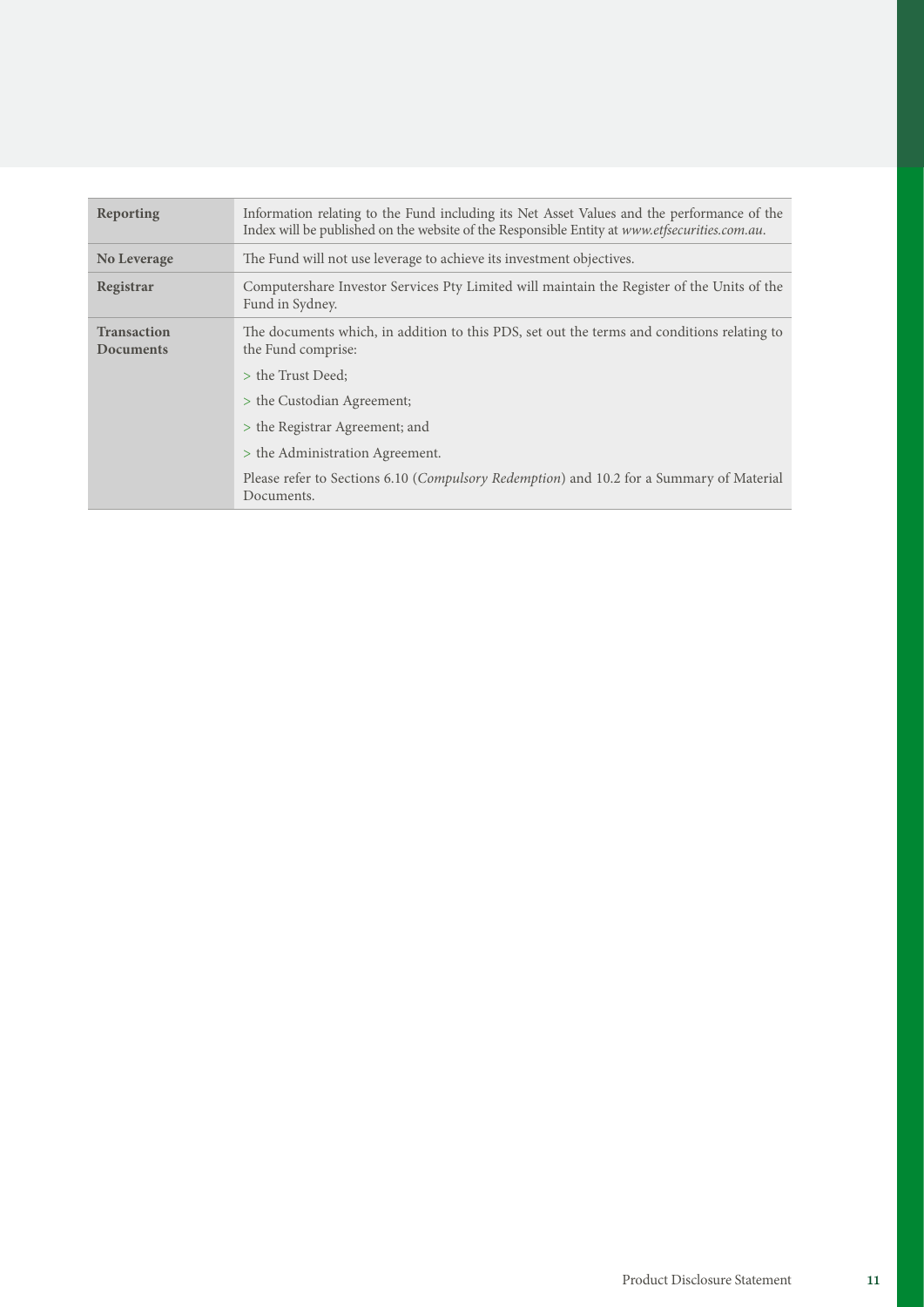| | |
|---|---|
| **Reporting** | Information relating to the Fund including its Net Asset Values and the performance of the Index will be published on the website of the Responsible Entity at *www.etfsecurities.com.au*. |
| **No Leverage** | The Fund will not use leverage to achieve its investment objectives. |
| **Registrar** | Computershare Investor Services Pty Limited will maintain the Register of the Units of the Fund in Sydney. |
| **Transaction Documents** | The documents which, in addition to this PDS, set out the terms and conditions relating to the Fund comprise:<br>> the Trust Deed;<br>> the Custodian Agreement;<br>> the Registrar Agreement; and<br>> the Administration Agreement.<br>Please refer to Sections 6.10 (*Compulsory Redemption*) and 10.2 for a Summary of Material Documents. |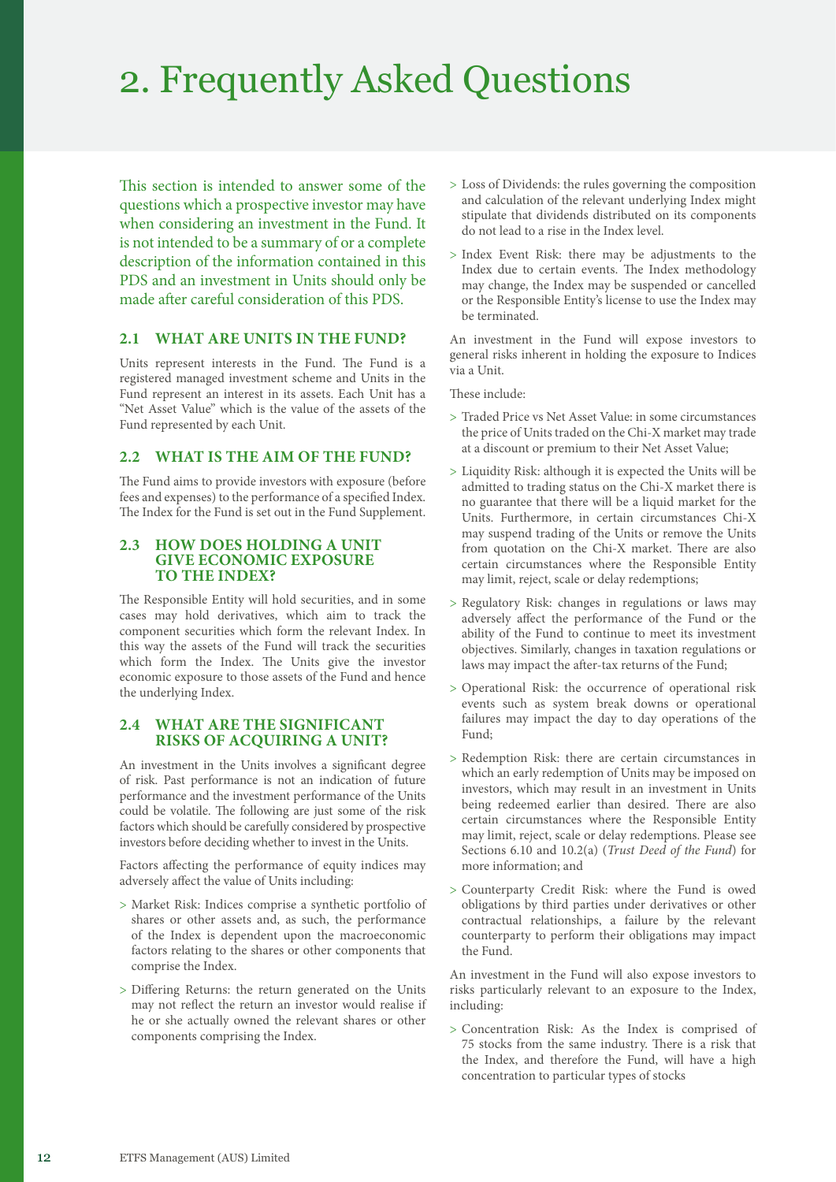# 2. Frequently Asked Questions

This section is intended to answer some of the questions which a prospective investor may have when considering an investment in the Fund. It is not intended to be a summary of or a complete description of the information contained in this PDS and an investment in Units should only be made after careful consideration of this PDS.

## 2.1 WHAT ARE UNITS IN THE FUND?

Units represent interests in the Fund. The Fund is a registered managed investment scheme and Units in the Fund represent an interest in its assets. Each Unit has a "Net Asset Value" which is the value of the assets of the Fund represented by each Unit.

## 2.2 WHAT IS THE AIM OF THE FUND?

The Fund aims to provide investors with exposure (before fees and expenses) to the performance of a specified Index. The Index for the Fund is set out in the Fund Supplement.

## 2.3 HOW DOES HOLDING A UNIT GIVE ECONOMIC EXPOSURE TO THE INDEX?

The Responsible Entity will hold securities, and in some cases may hold derivatives, which aim to track the component securities which form the relevant Index. In this way the assets of the Fund will track the securities which form the Index. The Units give the investor economic exposure to those assets of the Fund and hence the underlying Index.

## 2.4 WHAT ARE THE SIGNIFICANT RISKS OF ACQUIRING A UNIT?

An investment in the Units involves a significant degree of risk. Past performance is not an indication of future performance and the investment performance of the Units could be volatile. The following are just some of the risk factors which should be carefully considered by prospective investors before deciding whether to invest in the Units.

Factors affecting the performance of equity indices may adversely affect the value of Units including:

> Market Risk: Indices comprise a synthetic portfolio of shares or other assets and, as such, the performance of the Index is dependent upon the macroeconomic factors relating to the shares or other components that comprise the Index.

> Differing Returns: the return generated on the Units may not reflect the return an investor would realise if he or she actually owned the relevant shares or other components comprising the Index.

> Loss of Dividends: the rules governing the composition and calculation of the relevant underlying Index might stipulate that dividends distributed on its components do not lead to a rise in the Index level.

> Index Event Risk: there may be adjustments to the Index due to certain events. The Index methodology may change, the Index may be suspended or cancelled or the Responsible Entity's license to use the Index may be terminated.

An investment in the Fund will expose investors to general risks inherent in holding the exposure to Indices via a Unit.

These include:

> Traded Price vs Net Asset Value: in some circumstances the price of Units traded on the Chi-X market may trade at a discount or premium to their Net Asset Value;

> Liquidity Risk: although it is expected the Units will be admitted to trading status on the Chi-X market there is no guarantee that there will be a liquid market for the Units. Furthermore, in certain circumstances Chi-X may suspend trading of the Units or remove the Units from quotation on the Chi-X market. There are also certain circumstances where the Responsible Entity may limit, reject, scale or delay redemptions;

> Regulatory Risk: changes in regulations or laws may adversely affect the performance of the Fund or the ability of the Fund to continue to meet its investment objectives. Similarly, changes in taxation regulations or laws may impact the after-tax returns of the Fund;

> Operational Risk: the occurrence of operational risk events such as system break downs or operational failures may impact the day to day operations of the Fund;

> Redemption Risk: there are certain circumstances in which an early redemption of Units may be imposed on investors, which may result in an investment in Units being redeemed earlier than desired. There are also certain circumstances where the Responsible Entity may limit, reject, scale or delay redemptions. Please see Sections 6.10 and 10.2(a) (*Trust Deed of the Fund*) for more information; and

> Counterparty Credit Risk: where the Fund is owed obligations by third parties under derivatives or other contractual relationships, a failure by the relevant counterparty to perform their obligations may impact the Fund.

An investment in the Fund will also expose investors to risks particularly relevant to an exposure to the Index, including:

> Concentration Risk: As the Index is comprised of 75 stocks from the same industry. There is a risk that the Index, and therefore the Fund, will have a high concentration to particular types of stocks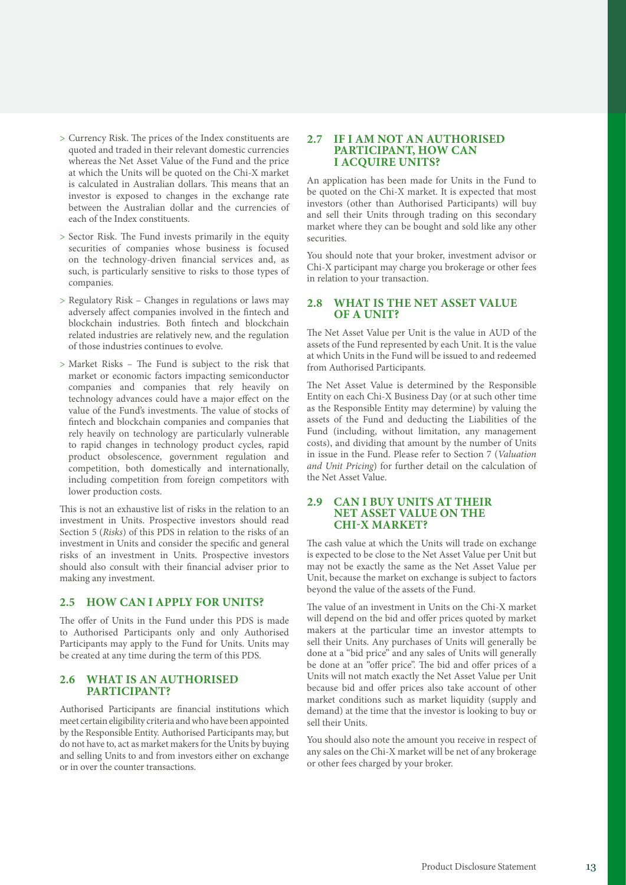- Currency Risk. The prices of the Index constituents are quoted and traded in their relevant domestic currencies whereas the Net Asset Value of the Fund and the price at which the Units will be quoted on the Chi-X market is calculated in Australian dollars. This means that an investor is exposed to changes in the exchange rate between the Australian dollar and the currencies of each of the Index constituents.
- Sector Risk. The Fund invests primarily in the equity securities of companies whose business is focused on the technology-driven financial services and, as such, is particularly sensitive to risks to those types of companies.
- Regulatory Risk – Changes in regulations or laws may adversely affect companies involved in the fintech and blockchain industries. Both fintech and blockchain related industries are relatively new, and the regulation of those industries continues to evolve.
- Market Risks – The Fund is subject to the risk that market or economic factors impacting semiconductor companies and companies that rely heavily on technology advances could have a major effect on the value of the Fund's investments. The value of stocks of fintech and blockchain companies and companies that rely heavily on technology are particularly vulnerable to rapid changes in technology product cycles, rapid product obsolescence, government regulation and competition, both domestically and internationally, including competition from foreign competitors with lower production costs.

This is not an exhaustive list of risks in the relation to an investment in Units. Prospective investors should read Section 5 (*Risks*) of this PDS in relation to the risks of an investment in Units and consider the specific and general risks of an investment in Units. Prospective investors should also consult with their financial adviser prior to making any investment.

## 2.5 HOW CAN I APPLY FOR UNITS?

The offer of Units in the Fund under this PDS is made to Authorised Participants only and only Authorised Participants may apply to the Fund for Units. Units may be created at any time during the term of this PDS.

## 2.6 WHAT IS AN AUTHORISED PARTICIPANT?

Authorised Participants are financial institutions which meet certain eligibility criteria and who have been appointed by the Responsible Entity. Authorised Participants may, but do not have to, act as market makers for the Units by buying and selling Units to and from investors either on exchange or in over the counter transactions.

## 2.7 IF I AM NOT AN AUTHORISED PARTICIPANT, HOW CAN I ACQUIRE UNITS?

An application has been made for Units in the Fund to be quoted on the Chi-X market. It is expected that most investors (other than Authorised Participants) will buy and sell their Units through trading on this secondary market where they can be bought and sold like any other securities.

You should note that your broker, investment advisor or Chi-X participant may charge you brokerage or other fees in relation to your transaction.

## 2.8 WHAT IS THE NET ASSET VALUE OF A UNIT?

The Net Asset Value per Unit is the value in AUD of the assets of the Fund represented by each Unit. It is the value at which Units in the Fund will be issued to and redeemed from Authorised Participants.

The Net Asset Value is determined by the Responsible Entity on each Chi-X Business Day (or at such other time as the Responsible Entity may determine) by valuing the assets of the Fund and deducting the Liabilities of the Fund (including, without limitation, any management costs), and dividing that amount by the number of Units in issue in the Fund. Please refer to Section 7 (*Valuation and Unit Pricing*) for further detail on the calculation of the Net Asset Value.

## 2.9 CAN I BUY UNITS AT THEIR NET ASSET VALUE ON THE CHI-X MARKET?

The cash value at which the Units will trade on exchange is expected to be close to the Net Asset Value per Unit but may not be exactly the same as the Net Asset Value per Unit, because the market on exchange is subject to factors beyond the value of the assets of the Fund.

The value of an investment in Units on the Chi-X market will depend on the bid and offer prices quoted by market makers at the particular time an investor attempts to sell their Units. Any purchases of Units will generally be done at a "bid price" and any sales of Units will generally be done at an "offer price". The bid and offer prices of a Units will not match exactly the Net Asset Value per Unit because bid and offer prices also take account of other market conditions such as market liquidity (supply and demand) at the time that the investor is looking to buy or sell their Units.

You should also note the amount you receive in respect of any sales on the Chi-X market will be net of any brokerage or other fees charged by your broker.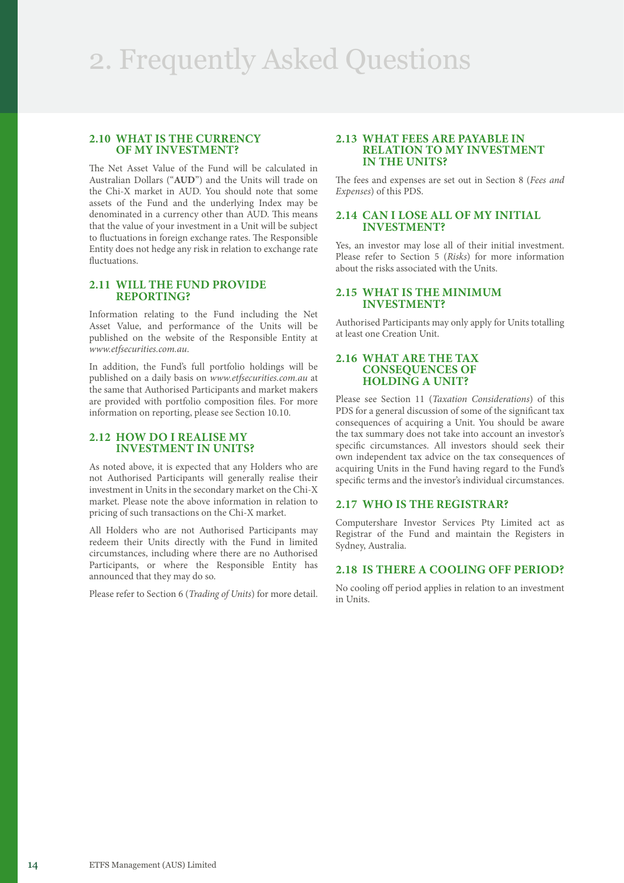# 2. Frequently Asked Questions

### 2.10 WHAT IS THE CURRENCY OF MY INVESTMENT?

The Net Asset Value of the Fund will be calculated in Australian Dollars ("**AUD**") and the Units will trade on the Chi-X market in AUD. You should note that some assets of the Fund and the underlying Index may be denominated in a currency other than AUD. This means that the value of your investment in a Unit will be subject to fluctuations in foreign exchange rates. The Responsible Entity does not hedge any risk in relation to exchange rate fluctuations.

### 2.11 WILL THE FUND PROVIDE REPORTING?

Information relating to the Fund including the Net Asset Value, and performance of the Units will be published on the website of the Responsible Entity at *www.etfsecurities.com.au*.

In addition, the Fund's full portfolio holdings will be published on a daily basis on *www.etfsecurities.com.au* at the same that Authorised Participants and market makers are provided with portfolio composition files. For more information on reporting, please see Section 10.10.

### 2.12 HOW DO I REALISE MY INVESTMENT IN UNITS?

As noted above, it is expected that any Holders who are not Authorised Participants will generally realise their investment in Units in the secondary market on the Chi-X market. Please note the above information in relation to pricing of such transactions on the Chi-X market.

All Holders who are not Authorised Participants may redeem their Units directly with the Fund in limited circumstances, including where there are no Authorised Participants, or where the Responsible Entity has announced that they may do so.

Please refer to Section 6 (*Trading of Units*) for more detail.

### 2.13 WHAT FEES ARE PAYABLE IN RELATION TO MY INVESTMENT IN THE UNITS?

The fees and expenses are set out in Section 8 (*Fees and Expenses*) of this PDS.

### 2.14 CAN I LOSE ALL OF MY INITIAL INVESTMENT?

Yes, an investor may lose all of their initial investment. Please refer to Section 5 (*Risks*) for more information about the risks associated with the Units.

### 2.15 WHAT IS THE MINIMUM INVESTMENT?

Authorised Participants may only apply for Units totalling at least one Creation Unit.

### 2.16 WHAT ARE THE TAX CONSEQUENCES OF HOLDING A UNIT?

Please see Section 11 (*Taxation Considerations*) of this PDS for a general discussion of some of the significant tax consequences of acquiring a Unit. You should be aware the tax summary does not take into account an investor's specific circumstances. All investors should seek their own independent tax advice on the tax consequences of acquiring Units in the Fund having regard to the Fund's specific terms and the investor's individual circumstances.

### 2.17 WHO IS THE REGISTRAR?

Computershare Investor Services Pty Limited act as Registrar of the Fund and maintain the Registers in Sydney, Australia.

### 2.18 IS THERE A COOLING OFF PERIOD?

No cooling off period applies in relation to an investment in Units.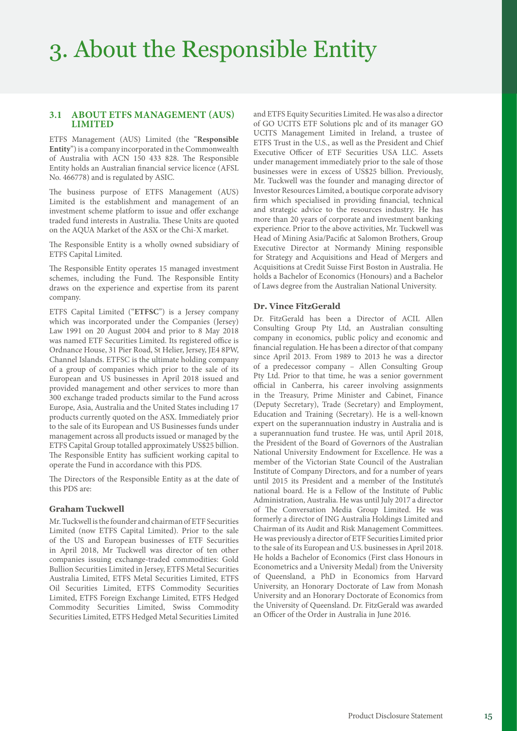# 3. About the Responsible Entity

## 3.1 ABOUT ETFS MANAGEMENT (AUS) LIMITED

ETFS Management (AUS) Limited (the "**Responsible Entity**") is a company incorporated in the Commonwealth of Australia with ACN 150 433 828. The Responsible Entity holds an Australian financial service licence (AFSL No. 466778) and is regulated by ASIC.

The business purpose of ETFS Management (AUS) Limited is the establishment and management of an investment scheme platform to issue and offer exchange traded fund interests in Australia. These Units are quoted on the AQUA Market of the ASX or the Chi-X market.

The Responsible Entity is a wholly owned subsidiary of ETFS Capital Limited.

The Responsible Entity operates 15 managed investment schemes, including the Fund. The Responsible Entity draws on the experience and expertise from its parent company.

ETFS Capital Limited ("**ETFSC**") is a Jersey company which was incorporated under the Companies (Jersey) Law 1991 on 20 August 2004 and prior to 8 May 2018 was named ETF Securities Limited. Its registered office is Ordnance House, 31 Pier Road, St Helier, Jersey, JE4 8PW, Channel Islands. ETFSC is the ultimate holding company of a group of companies which prior to the sale of its European and US businesses in April 2018 issued and provided management and other services to more than 300 exchange traded products similar to the Fund across Europe, Asia, Australia and the United States including 17 products currently quoted on the ASX. Immediately prior to the sale of its European and US Businesses funds under management across all products issued or managed by the ETFS Capital Group totalled approximately US$25 billion. The Responsible Entity has sufficient working capital to operate the Fund in accordance with this PDS.

The Directors of the Responsible Entity as at the date of this PDS are:

### Graham Tuckwell

Mr. Tuckwell is the founder and chairman of ETF Securities Limited (now ETFS Capital Limited). Prior to the sale of the US and European businesses of ETF Securities in April 2018, Mr Tuckwell was director of ten other companies issuing exchange-traded commodities: Gold Bullion Securities Limited in Jersey, ETFS Metal Securities Australia Limited, ETFS Metal Securities Limited, ETFS Oil Securities Limited, ETFS Commodity Securities Limited, ETFS Foreign Exchange Limited, ETFS Hedged Commodity Securities Limited, Swiss Commodity Securities Limited, ETFS Hedged Metal Securities Limited and ETFS Equity Securities Limited. He was also a director of GO UCITS ETF Solutions plc and of its manager GO UCITS Management Limited in Ireland, a trustee of ETFS Trust in the U.S., as well as the President and Chief Executive Officer of ETF Securities USA LLC. Assets under management immediately prior to the sale of those businesses were in excess of US$25 billion. Previously, Mr. Tuckwell was the founder and managing director of Investor Resources Limited, a boutique corporate advisory firm which specialised in providing financial, technical and strategic advice to the resources industry. He has more than 20 years of corporate and investment banking experience. Prior to the above activities, Mr. Tuckwell was Head of Mining Asia/Pacific at Salomon Brothers, Group Executive Director at Normandy Mining responsible for Strategy and Acquisitions and Head of Mergers and Acquisitions at Credit Suisse First Boston in Australia. He holds a Bachelor of Economics (Honours) and a Bachelor of Laws degree from the Australian National University.

### Dr. Vince FitzGerald

Dr. FitzGerald has been a Director of ACIL Allen Consulting Group Pty Ltd, an Australian consulting company in economics, public policy and economic and financial regulation. He has been a director of that company since April 2013. From 1989 to 2013 he was a director of a predecessor company – Allen Consulting Group Pty Ltd. Prior to that time, he was a senior government official in Canberra, his career involving assignments in the Treasury, Prime Minister and Cabinet, Finance (Deputy Secretary), Trade (Secretary) and Employment, Education and Training (Secretary). He is a well-known expert on the superannuation industry in Australia and is a superannuation fund trustee. He was, until April 2018, the President of the Board of Governors of the Australian National University Endowment for Excellence. He was a member of the Victorian State Council of the Australian Institute of Company Directors, and for a number of years until 2015 its President and a member of the Institute's national board. He is a Fellow of the Institute of Public Administration, Australia. He was until July 2017 a director of The Conversation Media Group Limited. He was formerly a director of ING Australia Holdings Limited and Chairman of its Audit and Risk Management Committees. He was previously a director of ETF Securities Limited prior to the sale of its European and U.S. businesses in April 2018. He holds a Bachelor of Economics (First class Honours in Econometrics and a University Medal) from the University of Queensland, a PhD in Economics from Harvard University, an Honorary Doctorate of Law from Monash University and an Honorary Doctorate of Economics from the University of Queensland. Dr. FitzGerald was awarded an Officer of the Order in Australia in June 2016.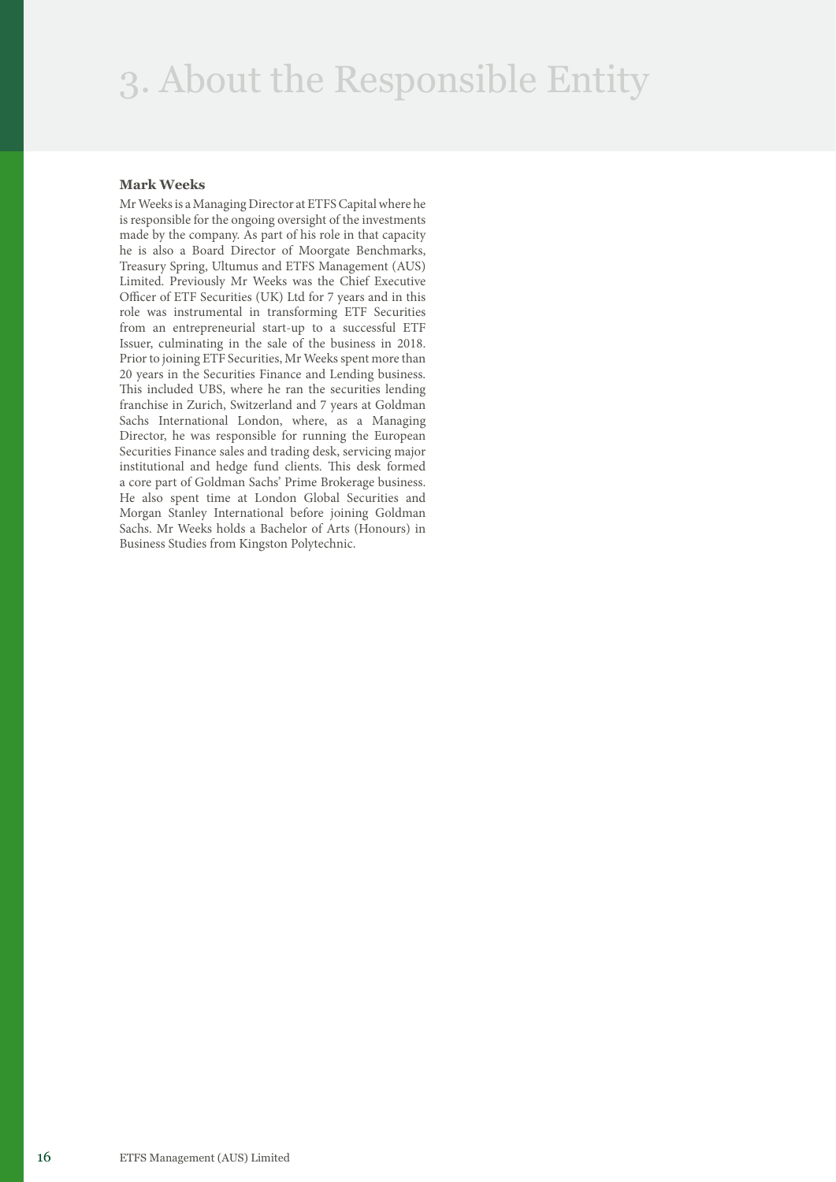# 3. About the Responsible Entity

**Mark Weeks**

Mr Weeks is a Managing Director at ETFS Capital where he is responsible for the ongoing oversight of the investments made by the company. As part of his role in that capacity he is also a Board Director of Moorgate Benchmarks, Treasury Spring, Ultumus and ETFS Management (AUS) Limited. Previously Mr Weeks was the Chief Executive Officer of ETF Securities (UK) Ltd for 7 years and in this role was instrumental in transforming ETF Securities from an entrepreneurial start-up to a successful ETF Issuer, culminating in the sale of the business in 2018. Prior to joining ETF Securities, Mr Weeks spent more than 20 years in the Securities Finance and Lending business. This included UBS, where he ran the securities lending franchise in Zurich, Switzerland and 7 years at Goldman Sachs International London, where, as a Managing Director, he was responsible for running the European Securities Finance sales and trading desk, servicing major institutional and hedge fund clients. This desk formed a core part of Goldman Sachs' Prime Brokerage business. He also spent time at London Global Securities and Morgan Stanley International before joining Goldman Sachs. Mr Weeks holds a Bachelor of Arts (Honours) in Business Studies from Kingston Polytechnic.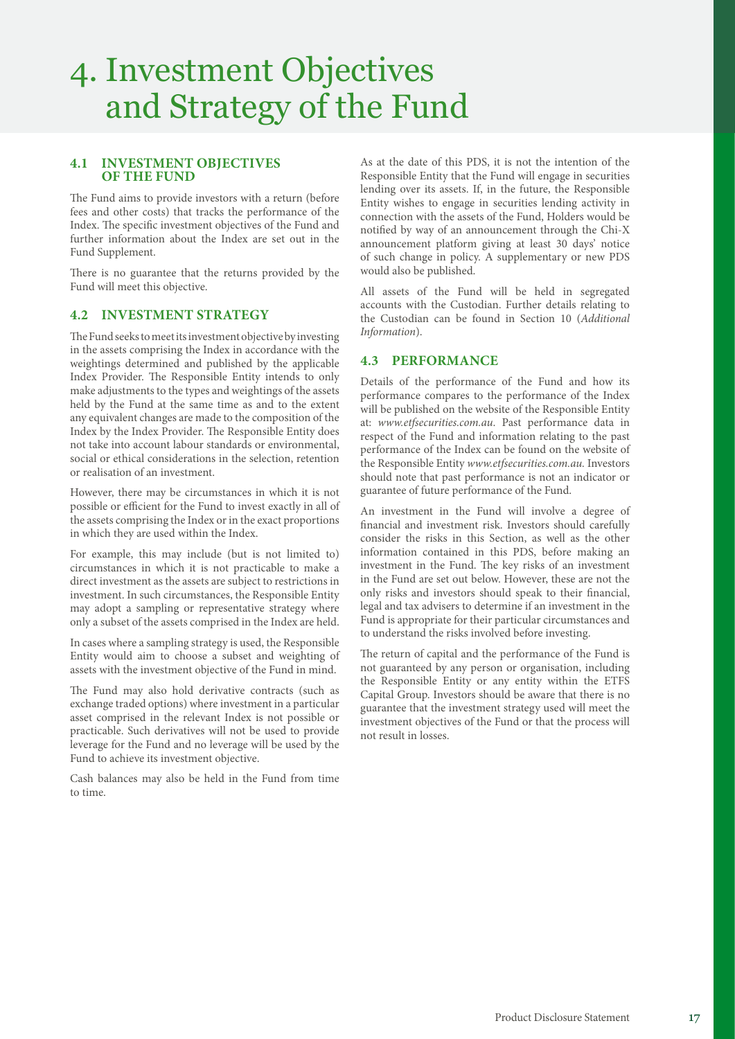# 4. Investment Objectives and Strategy of the Fund

## 4.1 INVESTMENT OBJECTIVES OF THE FUND

The Fund aims to provide investors with a return (before fees and other costs) that tracks the performance of the Index. The specific investment objectives of the Fund and further information about the Index are set out in the Fund Supplement.

There is no guarantee that the returns provided by the Fund will meet this objective.

## 4.2 INVESTMENT STRATEGY

The Fund seeks to meet its investment objective by investing in the assets comprising the Index in accordance with the weightings determined and published by the applicable Index Provider. The Responsible Entity intends to only make adjustments to the types and weightings of the assets held by the Fund at the same time as and to the extent any equivalent changes are made to the composition of the Index by the Index Provider. The Responsible Entity does not take into account labour standards or environmental, social or ethical considerations in the selection, retention or realisation of an investment.

However, there may be circumstances in which it is not possible or efficient for the Fund to invest exactly in all of the assets comprising the Index or in the exact proportions in which they are used within the Index.

For example, this may include (but is not limited to) circumstances in which it is not practicable to make a direct investment as the assets are subject to restrictions in investment. In such circumstances, the Responsible Entity may adopt a sampling or representative strategy where only a subset of the assets comprised in the Index are held.

In cases where a sampling strategy is used, the Responsible Entity would aim to choose a subset and weighting of assets with the investment objective of the Fund in mind.

The Fund may also hold derivative contracts (such as exchange traded options) where investment in a particular asset comprised in the relevant Index is not possible or practicable. Such derivatives will not be used to provide leverage for the Fund and no leverage will be used by the Fund to achieve its investment objective.

Cash balances may also be held in the Fund from time to time.

As at the date of this PDS, it is not the intention of the Responsible Entity that the Fund will engage in securities lending over its assets. If, in the future, the Responsible Entity wishes to engage in securities lending activity in connection with the assets of the Fund, Holders would be notified by way of an announcement through the Chi-X announcement platform giving at least 30 days' notice of such change in policy. A supplementary or new PDS would also be published.

All assets of the Fund will be held in segregated accounts with the Custodian. Further details relating to the Custodian can be found in Section 10 (*Additional Information*).

## 4.3 PERFORMANCE

Details of the performance of the Fund and how its performance compares to the performance of the Index will be published on the website of the Responsible Entity at: *www.etfsecurities.com.au*. Past performance data in respect of the Fund and information relating to the past performance of the Index can be found on the website of the Responsible Entity *www.etfsecurities.com.au*. Investors should note that past performance is not an indicator or guarantee of future performance of the Fund.

An investment in the Fund will involve a degree of financial and investment risk. Investors should carefully consider the risks in this Section, as well as the other information contained in this PDS, before making an investment in the Fund. The key risks of an investment in the Fund are set out below. However, these are not the only risks and investors should speak to their financial, legal and tax advisers to determine if an investment in the Fund is appropriate for their particular circumstances and to understand the risks involved before investing.

The return of capital and the performance of the Fund is not guaranteed by any person or organisation, including the Responsible Entity or any entity within the ETFS Capital Group. Investors should be aware that there is no guarantee that the investment strategy used will meet the investment objectives of the Fund or that the process will not result in losses.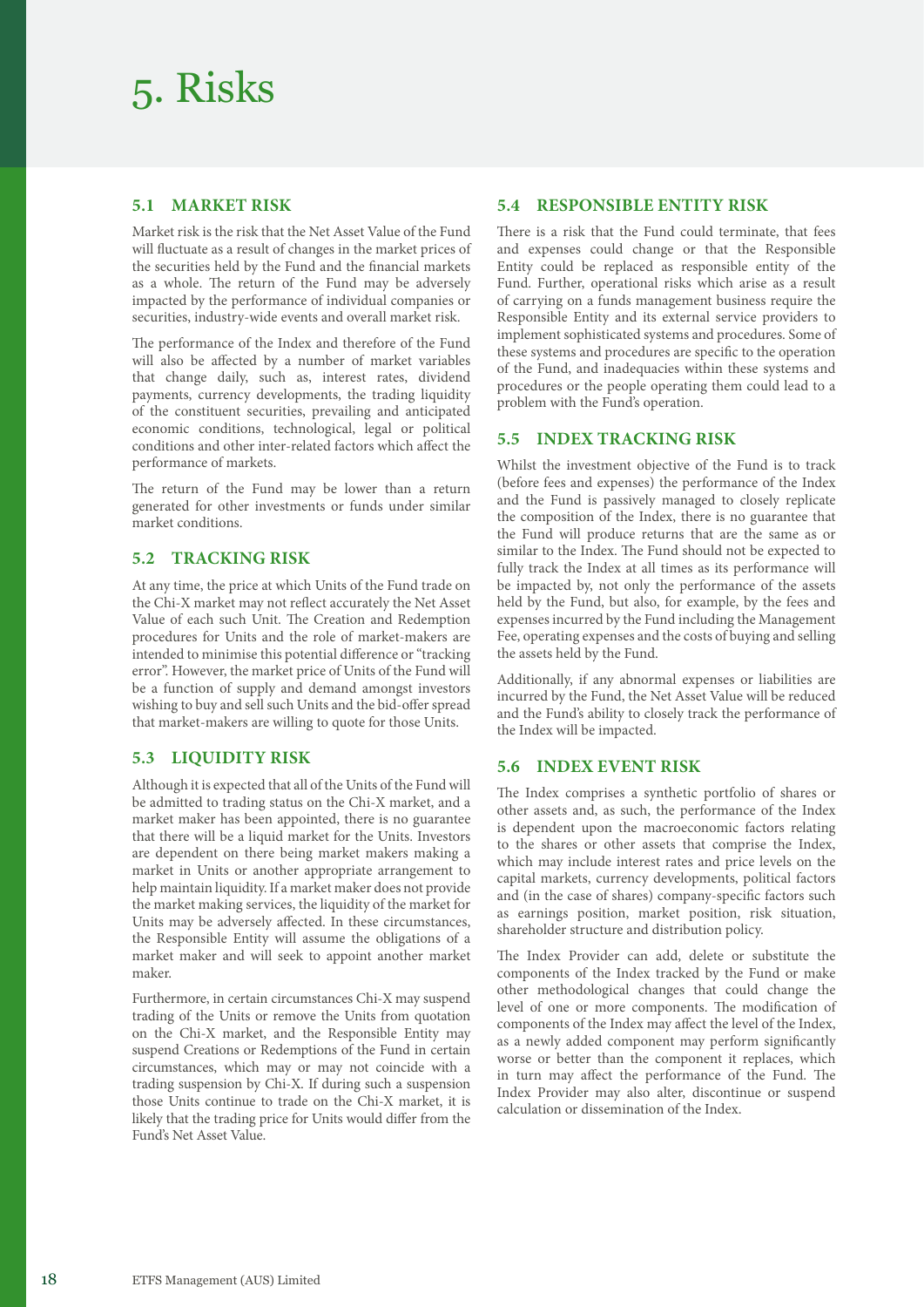# 5. Risks

## 5.1 MARKET RISK

Market risk is the risk that the Net Asset Value of the Fund will fluctuate as a result of changes in the market prices of the securities held by the Fund and the financial markets as a whole. The return of the Fund may be adversely impacted by the performance of individual companies or securities, industry-wide events and overall market risk.

The performance of the Index and therefore of the Fund will also be affected by a number of market variables that change daily, such as, interest rates, dividend payments, currency developments, the trading liquidity of the constituent securities, prevailing and anticipated economic conditions, technological, legal or political conditions and other inter-related factors which affect the performance of markets.

The return of the Fund may be lower than a return generated for other investments or funds under similar market conditions.

## 5.2 TRACKING RISK

At any time, the price at which Units of the Fund trade on the Chi-X market may not reflect accurately the Net Asset Value of each such Unit. The Creation and Redemption procedures for Units and the role of market-makers are intended to minimise this potential difference or "tracking error". However, the market price of Units of the Fund will be a function of supply and demand amongst investors wishing to buy and sell such Units and the bid-offer spread that market-makers are willing to quote for those Units.

## 5.3 LIQUIDITY RISK

Although it is expected that all of the Units of the Fund will be admitted to trading status on the Chi-X market, and a market maker has been appointed, there is no guarantee that there will be a liquid market for the Units. Investors are dependent on there being market makers making a market in Units or another appropriate arrangement to help maintain liquidity. If a market maker does not provide the market making services, the liquidity of the market for Units may be adversely affected. In these circumstances, the Responsible Entity will assume the obligations of a market maker and will seek to appoint another market maker.

Furthermore, in certain circumstances Chi-X may suspend trading of the Units or remove the Units from quotation on the Chi-X market, and the Responsible Entity may suspend Creations or Redemptions of the Fund in certain circumstances, which may or may not coincide with a trading suspension by Chi-X. If during such a suspension those Units continue to trade on the Chi-X market, it is likely that the trading price for Units would differ from the Fund's Net Asset Value.

## 5.4 RESPONSIBLE ENTITY RISK

There is a risk that the Fund could terminate, that fees and expenses could change or that the Responsible Entity could be replaced as responsible entity of the Fund. Further, operational risks which arise as a result of carrying on a funds management business require the Responsible Entity and its external service providers to implement sophisticated systems and procedures. Some of these systems and procedures are specific to the operation of the Fund, and inadequacies within these systems and procedures or the people operating them could lead to a problem with the Fund's operation.

## 5.5 INDEX TRACKING RISK

Whilst the investment objective of the Fund is to track (before fees and expenses) the performance of the Index and the Fund is passively managed to closely replicate the composition of the Index, there is no guarantee that the Fund will produce returns that are the same as or similar to the Index. The Fund should not be expected to fully track the Index at all times as its performance will be impacted by, not only the performance of the assets held by the Fund, but also, for example, by the fees and expenses incurred by the Fund including the Management Fee, operating expenses and the costs of buying and selling the assets held by the Fund.

Additionally, if any abnormal expenses or liabilities are incurred by the Fund, the Net Asset Value will be reduced and the Fund's ability to closely track the performance of the Index will be impacted.

## 5.6 INDEX EVENT RISK

The Index comprises a synthetic portfolio of shares or other assets and, as such, the performance of the Index is dependent upon the macroeconomic factors relating to the shares or other assets that comprise the Index, which may include interest rates and price levels on the capital markets, currency developments, political factors and (in the case of shares) company-specific factors such as earnings position, market position, risk situation, shareholder structure and distribution policy.

The Index Provider can add, delete or substitute the components of the Index tracked by the Fund or make other methodological changes that could change the level of one or more components. The modification of components of the Index may affect the level of the Index, as a newly added component may perform significantly worse or better than the component it replaces, which in turn may affect the performance of the Fund. The Index Provider may also alter, discontinue or suspend calculation or dissemination of the Index.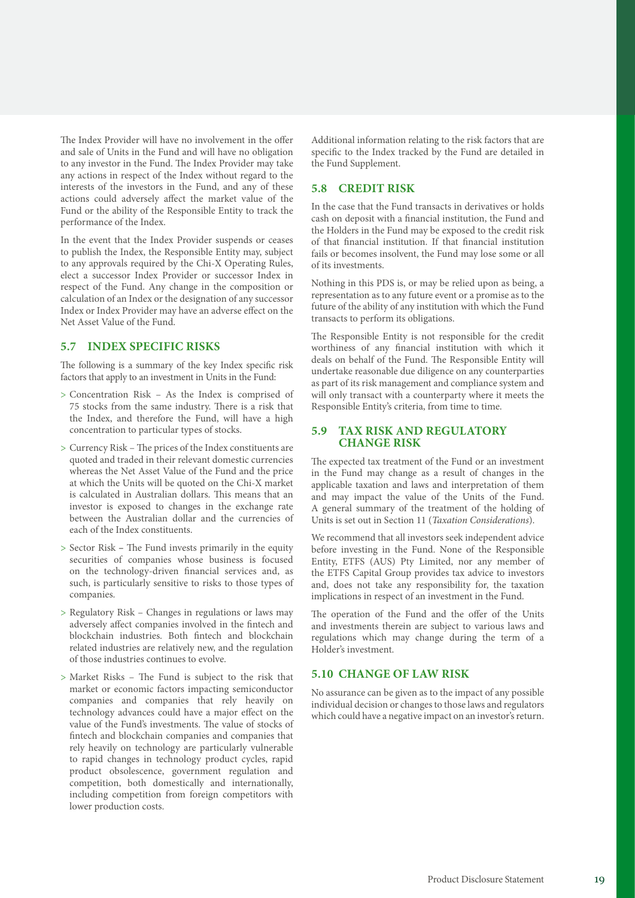The Index Provider will have no involvement in the offer and sale of Units in the Fund and will have no obligation to any investor in the Fund. The Index Provider may take any actions in respect of the Index without regard to the interests of the investors in the Fund, and any of these actions could adversely affect the market value of the Fund or the ability of the Responsible Entity to track the performance of the Index.

In the event that the Index Provider suspends or ceases to publish the Index, the Responsible Entity may, subject to any approvals required by the Chi-X Operating Rules, elect a successor Index Provider or successor Index in respect of the Fund. Any change in the composition or calculation of an Index or the designation of any successor Index or Index Provider may have an adverse effect on the Net Asset Value of the Fund.

## 5.7 INDEX SPECIFIC RISKS

The following is a summary of the key Index specific risk factors that apply to an investment in Units in the Fund:

> Concentration Risk – As the Index is comprised of 75 stocks from the same industry. There is a risk that the Index, and therefore the Fund, will have a high concentration to particular types of stocks.

> Currency Risk – The prices of the Index constituents are quoted and traded in their relevant domestic currencies whereas the Net Asset Value of the Fund and the price at which the Units will be quoted on the Chi-X market is calculated in Australian dollars. This means that an investor is exposed to changes in the exchange rate between the Australian dollar and the currencies of each of the Index constituents.

> Sector Risk **–** The Fund invests primarily in the equity securities of companies whose business is focused on the technology-driven financial services and, as such, is particularly sensitive to risks to those types of companies.

> Regulatory Risk – Changes in regulations or laws may adversely affect companies involved in the fintech and blockchain industries. Both fintech and blockchain related industries are relatively new, and the regulation of those industries continues to evolve.

> Market Risks – The Fund is subject to the risk that market or economic factors impacting semiconductor companies and companies that rely heavily on technology advances could have a major effect on the value of the Fund's investments. The value of stocks of fintech and blockchain companies and companies that rely heavily on technology are particularly vulnerable to rapid changes in technology product cycles, rapid product obsolescence, government regulation and competition, both domestically and internationally, including competition from foreign competitors with lower production costs.

Additional information relating to the risk factors that are specific to the Index tracked by the Fund are detailed in the Fund Supplement.

## 5.8 CREDIT RISK

In the case that the Fund transacts in derivatives or holds cash on deposit with a financial institution, the Fund and the Holders in the Fund may be exposed to the credit risk of that financial institution. If that financial institution fails or becomes insolvent, the Fund may lose some or all of its investments.

Nothing in this PDS is, or may be relied upon as being, a representation as to any future event or a promise as to the future of the ability of any institution with which the Fund transacts to perform its obligations.

The Responsible Entity is not responsible for the credit worthiness of any financial institution with which it deals on behalf of the Fund. The Responsible Entity will undertake reasonable due diligence on any counterparties as part of its risk management and compliance system and will only transact with a counterparty where it meets the Responsible Entity's criteria, from time to time.

## 5.9 TAX RISK AND REGULATORY CHANGE RISK

The expected tax treatment of the Fund or an investment in the Fund may change as a result of changes in the applicable taxation and laws and interpretation of them and may impact the value of the Units of the Fund. A general summary of the treatment of the holding of Units is set out in Section 11 (*Taxation Considerations*).

We recommend that all investors seek independent advice before investing in the Fund. None of the Responsible Entity, ETFS (AUS) Pty Limited, nor any member of the ETFS Capital Group provides tax advice to investors and, does not take any responsibility for, the taxation implications in respect of an investment in the Fund.

The operation of the Fund and the offer of the Units and investments therein are subject to various laws and regulations which may change during the term of a Holder's investment.

## 5.10 CHANGE OF LAW RISK

No assurance can be given as to the impact of any possible individual decision or changes to those laws and regulators which could have a negative impact on an investor's return.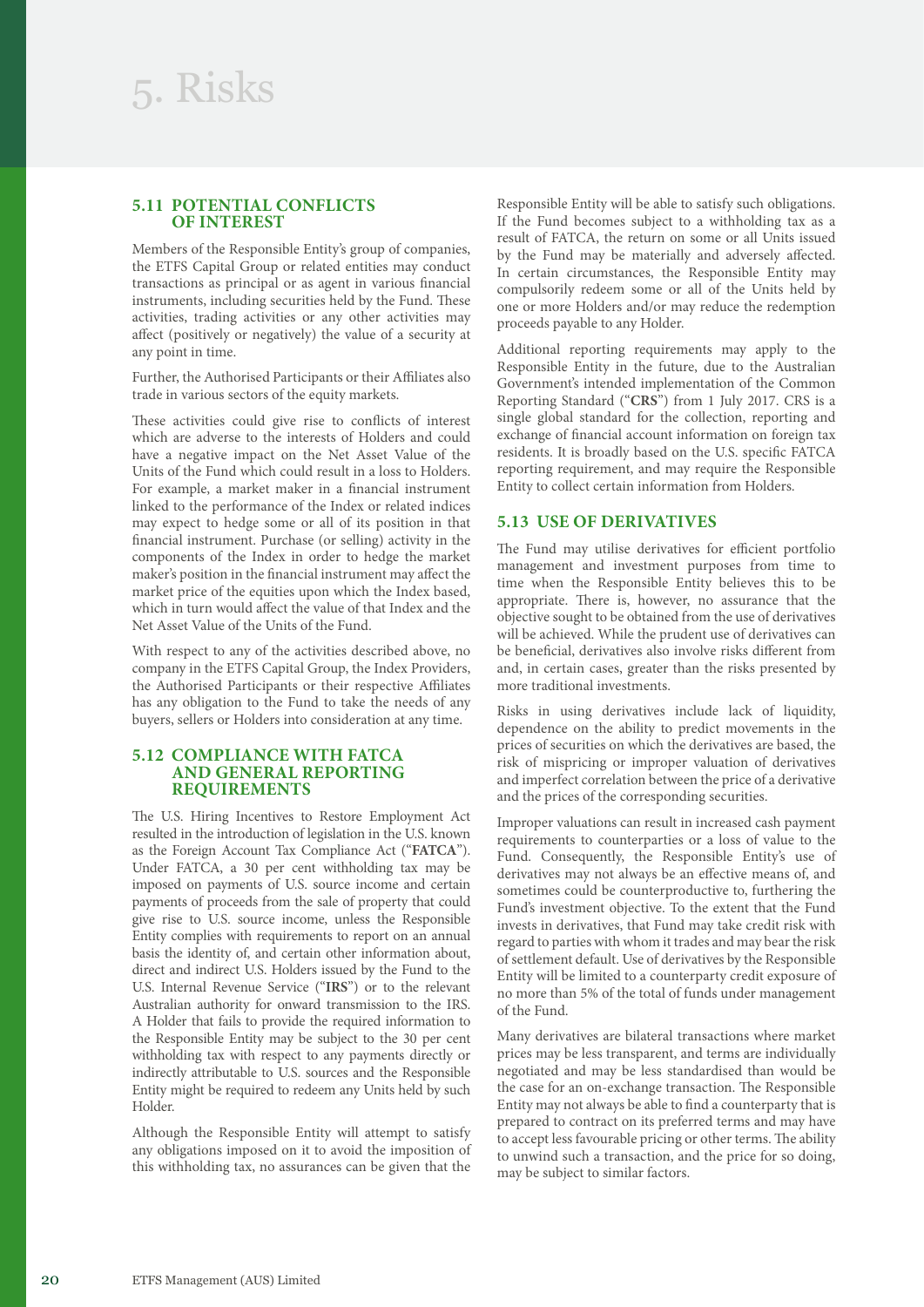# 5. Risks

## 5.11 POTENTIAL CONFLICTS OF INTEREST

Members of the Responsible Entity's group of companies, the ETFS Capital Group or related entities may conduct transactions as principal or as agent in various financial instruments, including securities held by the Fund. These activities, trading activities or any other activities may affect (positively or negatively) the value of a security at any point in time.

Further, the Authorised Participants or their Affiliates also trade in various sectors of the equity markets.

These activities could give rise to conflicts of interest which are adverse to the interests of Holders and could have a negative impact on the Net Asset Value of the Units of the Fund which could result in a loss to Holders. For example, a market maker in a financial instrument linked to the performance of the Index or related indices may expect to hedge some or all of its position in that financial instrument. Purchase (or selling) activity in the components of the Index in order to hedge the market maker's position in the financial instrument may affect the market price of the equities upon which the Index based, which in turn would affect the value of that Index and the Net Asset Value of the Units of the Fund.

With respect to any of the activities described above, no company in the ETFS Capital Group, the Index Providers, the Authorised Participants or their respective Affiliates has any obligation to the Fund to take the needs of any buyers, sellers or Holders into consideration at any time.

## 5.12 COMPLIANCE WITH FATCA AND GENERAL REPORTING REQUIREMENTS

The U.S. Hiring Incentives to Restore Employment Act resulted in the introduction of legislation in the U.S. known as the Foreign Account Tax Compliance Act ("**FATCA**"). Under FATCA, a 30 per cent withholding tax may be imposed on payments of U.S. source income and certain payments of proceeds from the sale of property that could give rise to U.S. source income, unless the Responsible Entity complies with requirements to report on an annual basis the identity of, and certain other information about, direct and indirect U.S. Holders issued by the Fund to the U.S. Internal Revenue Service ("**IRS**") or to the relevant Australian authority for onward transmission to the IRS. A Holder that fails to provide the required information to the Responsible Entity may be subject to the 30 per cent withholding tax with respect to any payments directly or indirectly attributable to U.S. sources and the Responsible Entity might be required to redeem any Units held by such Holder.

Although the Responsible Entity will attempt to satisfy any obligations imposed on it to avoid the imposition of this withholding tax, no assurances can be given that the Responsible Entity will be able to satisfy such obligations. If the Fund becomes subject to a withholding tax as a result of FATCA, the return on some or all Units issued by the Fund may be materially and adversely affected. In certain circumstances, the Responsible Entity may compulsorily redeem some or all of the Units held by one or more Holders and/or may reduce the redemption proceeds payable to any Holder.

Additional reporting requirements may apply to the Responsible Entity in the future, due to the Australian Government's intended implementation of the Common Reporting Standard ("**CRS**") from 1 July 2017. CRS is a single global standard for the collection, reporting and exchange of financial account information on foreign tax residents. It is broadly based on the U.S. specific FATCA reporting requirement, and may require the Responsible Entity to collect certain information from Holders.

## 5.13 USE OF DERIVATIVES

The Fund may utilise derivatives for efficient portfolio management and investment purposes from time to time when the Responsible Entity believes this to be appropriate. There is, however, no assurance that the objective sought to be obtained from the use of derivatives will be achieved. While the prudent use of derivatives can be beneficial, derivatives also involve risks different from and, in certain cases, greater than the risks presented by more traditional investments.

Risks in using derivatives include lack of liquidity, dependence on the ability to predict movements in the prices of securities on which the derivatives are based, the risk of mispricing or improper valuation of derivatives and imperfect correlation between the price of a derivative and the prices of the corresponding securities.

Improper valuations can result in increased cash payment requirements to counterparties or a loss of value to the Fund. Consequently, the Responsible Entity's use of derivatives may not always be an effective means of, and sometimes could be counterproductive to, furthering the Fund's investment objective. To the extent that the Fund invests in derivatives, that Fund may take credit risk with regard to parties with whom it trades and may bear the risk of settlement default. Use of derivatives by the Responsible Entity will be limited to a counterparty credit exposure of no more than 5% of the total of funds under management of the Fund.

Many derivatives are bilateral transactions where market prices may be less transparent, and terms are individually negotiated and may be less standardised than would be the case for an on-exchange transaction. The Responsible Entity may not always be able to find a counterparty that is prepared to contract on its preferred terms and may have to accept less favourable pricing or other terms. The ability to unwind such a transaction, and the price for so doing, may be subject to similar factors.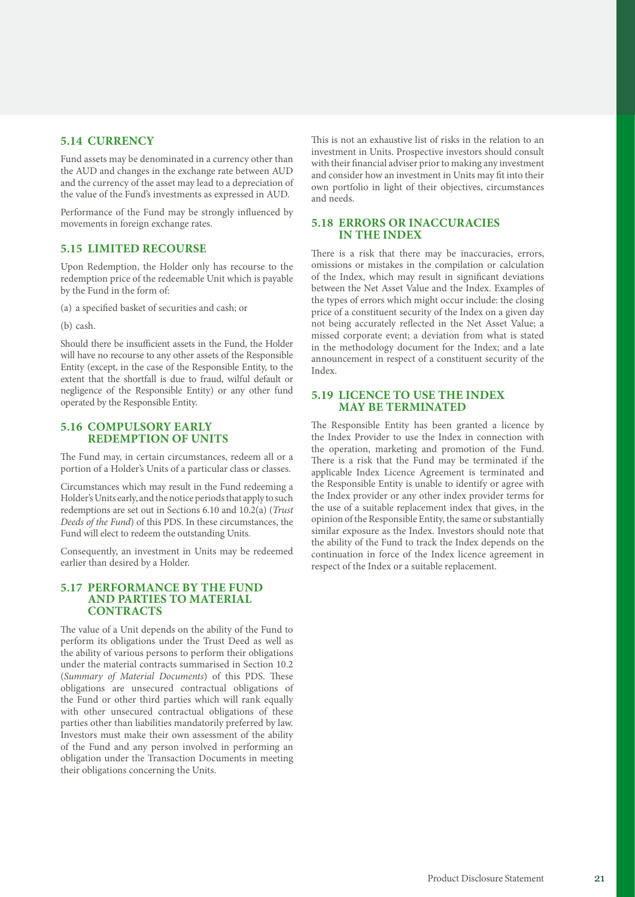### 5.14 CURRENCY

Fund assets may be denominated in a currency other than the AUD and changes in the exchange rate between AUD and the currency of the asset may lead to a depreciation of the value of the Fund's investments as expressed in AUD.

Performance of the Fund may be strongly influenced by movements in foreign exchange rates.

### 5.15 LIMITED RECOURSE

Upon Redemption, the Holder only has recourse to the redemption price of the redeemable Unit which is payable by the Fund in the form of:

(a) a specified basket of securities and cash; or

(b) cash.

Should there be insufficient assets in the Fund, the Holder will have no recourse to any other assets of the Responsible Entity (except, in the case of the Responsible Entity, to the extent that the shortfall is due to fraud, wilful default or negligence of the Responsible Entity) or any other fund operated by the Responsible Entity.

### 5.16 COMPULSORY EARLY REDEMPTION OF UNITS

The Fund may, in certain circumstances, redeem all or a portion of a Holder's Units of a particular class or classes.

Circumstances which may result in the Fund redeeming a Holder's Units early, and the notice periods that apply to such redemptions are set out in Sections 6.10 and 10.2(a) (*Trust Deeds of the Fund*) of this PDS. In these circumstances, the Fund will elect to redeem the outstanding Units.

Consequently, an investment in Units may be redeemed earlier than desired by a Holder.

### 5.17 PERFORMANCE BY THE FUND AND PARTIES TO MATERIAL CONTRACTS

The value of a Unit depends on the ability of the Fund to perform its obligations under the Trust Deed as well as the ability of various persons to perform their obligations under the material contracts summarised in Section 10.2 (*Summary of Material Documents*) of this PDS. These obligations are unsecured contractual obligations of the Fund or other third parties which will rank equally with other unsecured contractual obligations of these parties other than liabilities mandatorily preferred by law. Investors must make their own assessment of the ability of the Fund and any person involved in performing an obligation under the Transaction Documents in meeting their obligations concerning the Units.

This is not an exhaustive list of risks in the relation to an investment in Units. Prospective investors should consult with their financial adviser prior to making any investment and consider how an investment in Units may fit into their own portfolio in light of their objectives, circumstances and needs.

### 5.18 ERRORS OR INACCURACIES IN THE INDEX

There is a risk that there may be inaccuracies, errors, omissions or mistakes in the compilation or calculation of the Index, which may result in significant deviations between the Net Asset Value and the Index. Examples of the types of errors which might occur include: the closing price of a constituent security of the Index on a given day not being accurately reflected in the Net Asset Value; a missed corporate event; a deviation from what is stated in the methodology document for the Index; and a late announcement in respect of a constituent security of the Index.

### 5.19 LICENCE TO USE THE INDEX MAY BE TERMINATED

The Responsible Entity has been granted a licence by the Index Provider to use the Index in connection with the operation, marketing and promotion of the Fund. There is a risk that the Fund may be terminated if the applicable Index Licence Agreement is terminated and the Responsible Entity is unable to identify or agree with the Index provider or any other index provider terms for the use of a suitable replacement index that gives, in the opinion of the Responsible Entity, the same or substantially similar exposure as the Index. Investors should note that the ability of the Fund to track the Index depends on the continuation in force of the Index licence agreement in respect of the Index or a suitable replacement.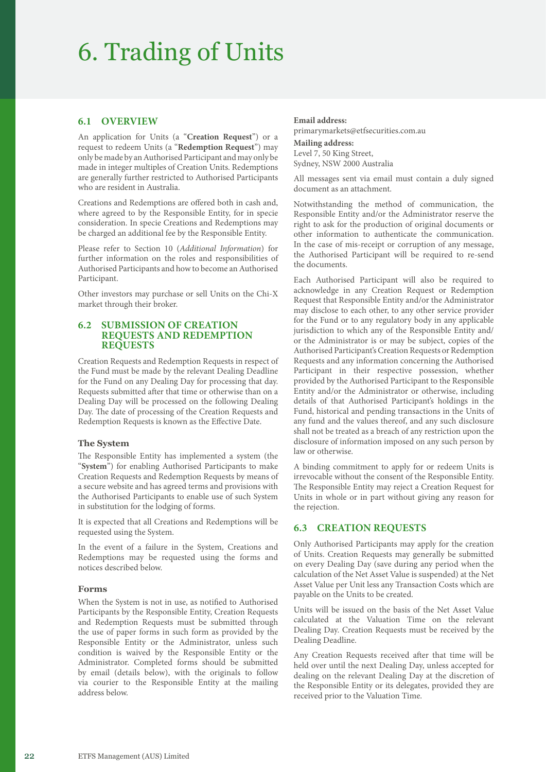# 6. Trading of Units

## 6.1 OVERVIEW

An application for Units (a "**Creation Request**") or a request to redeem Units (a "**Redemption Request**") may only be made by an Authorised Participant and may only be made in integer multiples of Creation Units. Redemptions are generally further restricted to Authorised Participants who are resident in Australia.

Creations and Redemptions are offered both in cash and, where agreed to by the Responsible Entity, for in specie consideration. In specie Creations and Redemptions may be charged an additional fee by the Responsible Entity.

Please refer to Section 10 (*Additional Information*) for further information on the roles and responsibilities of Authorised Participants and how to become an Authorised Participant.

Other investors may purchase or sell Units on the Chi-X market through their broker.

## 6.2 SUBMISSION OF CREATION REQUESTS AND REDEMPTION REQUESTS

Creation Requests and Redemption Requests in respect of the Fund must be made by the relevant Dealing Deadline for the Fund on any Dealing Day for processing that day. Requests submitted after that time or otherwise than on a Dealing Day will be processed on the following Dealing Day. The date of processing of the Creation Requests and Redemption Requests is known as the Effective Date.

### The System

The Responsible Entity has implemented a system (the "**System**") for enabling Authorised Participants to make Creation Requests and Redemption Requests by means of a secure website and has agreed terms and provisions with the Authorised Participants to enable use of such System in substitution for the lodging of forms.

It is expected that all Creations and Redemptions will be requested using the System.

In the event of a failure in the System, Creations and Redemptions may be requested using the forms and notices described below.

### Forms

When the System is not in use, as notified to Authorised Participants by the Responsible Entity, Creation Requests and Redemption Requests must be submitted through the use of paper forms in such form as provided by the Responsible Entity or the Administrator, unless such condition is waived by the Responsible Entity or the Administrator. Completed forms should be submitted by email (details below), with the originals to follow via courier to the Responsible Entity at the mailing address below.

**Email address:**
primarymarkets@etfsecurities.com.au

**Mailing address:**
Level 7, 50 King Street,
Sydney, NSW 2000 Australia

All messages sent via email must contain a duly signed document as an attachment.

Notwithstanding the method of communication, the Responsible Entity and/or the Administrator reserve the right to ask for the production of original documents or other information to authenticate the communication. In the case of mis-receipt or corruption of any message, the Authorised Participant will be required to re-send the documents.

Each Authorised Participant will also be required to acknowledge in any Creation Request or Redemption Request that Responsible Entity and/or the Administrator may disclose to each other, to any other service provider for the Fund or to any regulatory body in any applicable jurisdiction to which any of the Responsible Entity and/or the Administrator is or may be subject, copies of the Authorised Participant's Creation Requests or Redemption Requests and any information concerning the Authorised Participant in their respective possession, whether provided by the Authorised Participant to the Responsible Entity and/or the Administrator or otherwise, including details of that Authorised Participant's holdings in the Fund, historical and pending transactions in the Units of any fund and the values thereof, and any such disclosure shall not be treated as a breach of any restriction upon the disclosure of information imposed on any such person by law or otherwise.

A binding commitment to apply for or redeem Units is irrevocable without the consent of the Responsible Entity. The Responsible Entity may reject a Creation Request for Units in whole or in part without giving any reason for the rejection.

## 6.3 CREATION REQUESTS

Only Authorised Participants may apply for the creation of Units. Creation Requests may generally be submitted on every Dealing Day (save during any period when the calculation of the Net Asset Value is suspended) at the Net Asset Value per Unit less any Transaction Costs which are payable on the Units to be created.

Units will be issued on the basis of the Net Asset Value calculated at the Valuation Time on the relevant Dealing Day. Creation Requests must be received by the Dealing Deadline.

Any Creation Requests received after that time will be held over until the next Dealing Day, unless accepted for dealing on the relevant Dealing Day at the discretion of the Responsible Entity or its delegates, provided they are received prior to the Valuation Time.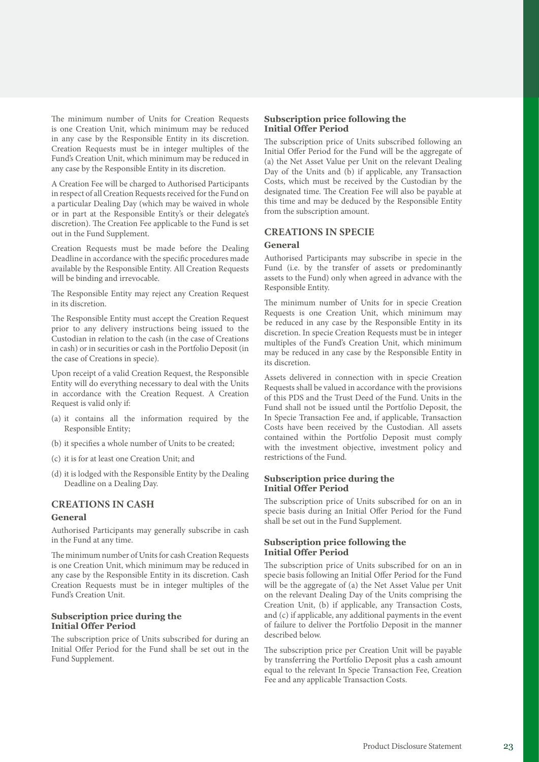The minimum number of Units for Creation Requests is one Creation Unit, which minimum may be reduced in any case by the Responsible Entity in its discretion. Creation Requests must be in integer multiples of the Fund's Creation Unit, which minimum may be reduced in any case by the Responsible Entity in its discretion.

A Creation Fee will be charged to Authorised Participants in respect of all Creation Requests received for the Fund on a particular Dealing Day (which may be waived in whole or in part at the Responsible Entity's or their delegate's discretion). The Creation Fee applicable to the Fund is set out in the Fund Supplement.

Creation Requests must be made before the Dealing Deadline in accordance with the specific procedures made available by the Responsible Entity. All Creation Requests will be binding and irrevocable.

The Responsible Entity may reject any Creation Request in its discretion.

The Responsible Entity must accept the Creation Request prior to any delivery instructions being issued to the Custodian in relation to the cash (in the case of Creations in cash) or in securities or cash in the Portfolio Deposit (in the case of Creations in specie).

Upon receipt of a valid Creation Request, the Responsible Entity will do everything necessary to deal with the Units in accordance with the Creation Request. A Creation Request is valid only if:

(a) it contains all the information required by the Responsible Entity;

(b) it specifies a whole number of Units to be created;

(c) it is for at least one Creation Unit; and

(d) it is lodged with the Responsible Entity by the Dealing Deadline on a Dealing Day.

## CREATIONS IN CASH

### General

Authorised Participants may generally subscribe in cash in the Fund at any time.

The minimum number of Units for cash Creation Requests is one Creation Unit, which minimum may be reduced in any case by the Responsible Entity in its discretion. Cash Creation Requests must be in integer multiples of the Fund's Creation Unit.

### Subscription price during the Initial Offer Period

The subscription price of Units subscribed for during an Initial Offer Period for the Fund shall be set out in the Fund Supplement.

### Subscription price following the Initial Offer Period

The subscription price of Units subscribed following an Initial Offer Period for the Fund will be the aggregate of (a) the Net Asset Value per Unit on the relevant Dealing Day of the Units and (b) if applicable, any Transaction Costs, which must be received by the Custodian by the designated time. The Creation Fee will also be payable at this time and may be deduced by the Responsible Entity from the subscription amount.

## CREATIONS IN SPECIE

### General

Authorised Participants may subscribe in specie in the Fund (i.e. by the transfer of assets or predominantly assets to the Fund) only when agreed in advance with the Responsible Entity.

The minimum number of Units for in specie Creation Requests is one Creation Unit, which minimum may be reduced in any case by the Responsible Entity in its discretion. In specie Creation Requests must be in integer multiples of the Fund's Creation Unit, which minimum may be reduced in any case by the Responsible Entity in its discretion.

Assets delivered in connection with in specie Creation Requests shall be valued in accordance with the provisions of this PDS and the Trust Deed of the Fund. Units in the Fund shall not be issued until the Portfolio Deposit, the In Specie Transaction Fee and, if applicable, Transaction Costs have been received by the Custodian. All assets contained within the Portfolio Deposit must comply with the investment objective, investment policy and restrictions of the Fund.

### Subscription price during the Initial Offer Period

The subscription price of Units subscribed for on an in specie basis during an Initial Offer Period for the Fund shall be set out in the Fund Supplement.

### Subscription price following the Initial Offer Period

The subscription price of Units subscribed for on an in specie basis following an Initial Offer Period for the Fund will be the aggregate of (a) the Net Asset Value per Unit on the relevant Dealing Day of the Units comprising the Creation Unit, (b) if applicable, any Transaction Costs, and (c) if applicable, any additional payments in the event of failure to deliver the Portfolio Deposit in the manner described below.

The subscription price per Creation Unit will be payable by transferring the Portfolio Deposit plus a cash amount equal to the relevant In Specie Transaction Fee, Creation Fee and any applicable Transaction Costs.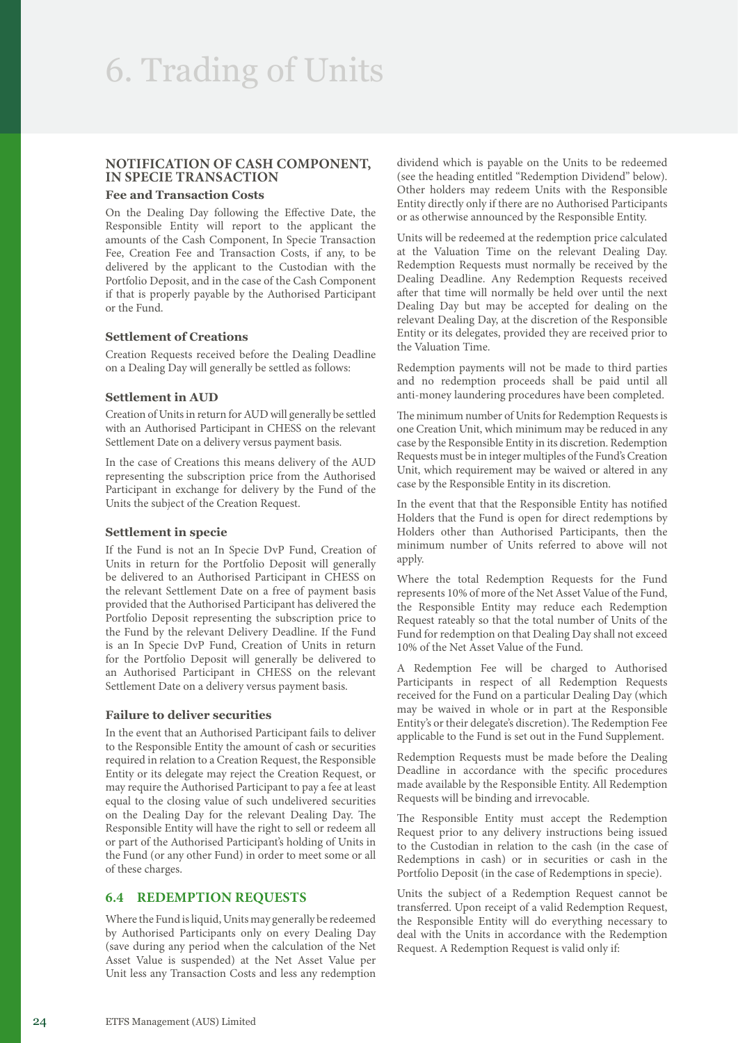# 6. Trading of Units

### NOTIFICATION OF CASH COMPONENT, IN SPECIE TRANSACTION

#### Fee and Transaction Costs

On the Dealing Day following the Effective Date, the Responsible Entity will report to the applicant the amounts of the Cash Component, In Specie Transaction Fee, Creation Fee and Transaction Costs, if any, to be delivered by the applicant to the Custodian with the Portfolio Deposit, and in the case of the Cash Component if that is properly payable by the Authorised Participant or the Fund.

#### Settlement of Creations

Creation Requests received before the Dealing Deadline on a Dealing Day will generally be settled as follows:

#### Settlement in AUD

Creation of Units in return for AUD will generally be settled with an Authorised Participant in CHESS on the relevant Settlement Date on a delivery versus payment basis.

In the case of Creations this means delivery of the AUD representing the subscription price from the Authorised Participant in exchange for delivery by the Fund of the Units the subject of the Creation Request.

#### Settlement in specie

If the Fund is not an In Specie DvP Fund, Creation of Units in return for the Portfolio Deposit will generally be delivered to an Authorised Participant in CHESS on the relevant Settlement Date on a free of payment basis provided that the Authorised Participant has delivered the Portfolio Deposit representing the subscription price to the Fund by the relevant Delivery Deadline. If the Fund is an In Specie DvP Fund, Creation of Units in return for the Portfolio Deposit will generally be delivered to an Authorised Participant in CHESS on the relevant Settlement Date on a delivery versus payment basis.

#### Failure to deliver securities

In the event that an Authorised Participant fails to deliver to the Responsible Entity the amount of cash or securities required in relation to a Creation Request, the Responsible Entity or its delegate may reject the Creation Request, or may require the Authorised Participant to pay a fee at least equal to the closing value of such undelivered securities on the Dealing Day for the relevant Dealing Day. The Responsible Entity will have the right to sell or redeem all or part of the Authorised Participant's holding of Units in the Fund (or any other Fund) in order to meet some or all of these charges.

## 6.4 REDEMPTION REQUESTS

Where the Fund is liquid, Units may generally be redeemed by Authorised Participants only on every Dealing Day (save during any period when the calculation of the Net Asset Value is suspended) at the Net Asset Value per Unit less any Transaction Costs and less any redemption dividend which is payable on the Units to be redeemed (see the heading entitled "Redemption Dividend" below). Other holders may redeem Units with the Responsible Entity directly only if there are no Authorised Participants or as otherwise announced by the Responsible Entity.

Units will be redeemed at the redemption price calculated at the Valuation Time on the relevant Dealing Day. Redemption Requests must normally be received by the Dealing Deadline. Any Redemption Requests received after that time will normally be held over until the next Dealing Day but may be accepted for dealing on the relevant Dealing Day, at the discretion of the Responsible Entity or its delegates, provided they are received prior to the Valuation Time.

Redemption payments will not be made to third parties and no redemption proceeds shall be paid until all anti-money laundering procedures have been completed.

The minimum number of Units for Redemption Requests is one Creation Unit, which minimum may be reduced in any case by the Responsible Entity in its discretion. Redemption Requests must be in integer multiples of the Fund's Creation Unit, which requirement may be waived or altered in any case by the Responsible Entity in its discretion.

In the event that that the Responsible Entity has notified Holders that the Fund is open for direct redemptions by Holders other than Authorised Participants, then the minimum number of Units referred to above will not apply.

Where the total Redemption Requests for the Fund represents 10% of more of the Net Asset Value of the Fund, the Responsible Entity may reduce each Redemption Request rateably so that the total number of Units of the Fund for redemption on that Dealing Day shall not exceed 10% of the Net Asset Value of the Fund.

A Redemption Fee will be charged to Authorised Participants in respect of all Redemption Requests received for the Fund on a particular Dealing Day (which may be waived in whole or in part at the Responsible Entity's or their delegate's discretion). The Redemption Fee applicable to the Fund is set out in the Fund Supplement.

Redemption Requests must be made before the Dealing Deadline in accordance with the specific procedures made available by the Responsible Entity. All Redemption Requests will be binding and irrevocable.

The Responsible Entity must accept the Redemption Request prior to any delivery instructions being issued to the Custodian in relation to the cash (in the case of Redemptions in cash) or in securities or cash in the Portfolio Deposit (in the case of Redemptions in specie).

Units the subject of a Redemption Request cannot be transferred. Upon receipt of a valid Redemption Request, the Responsible Entity will do everything necessary to deal with the Units in accordance with the Redemption Request. A Redemption Request is valid only if: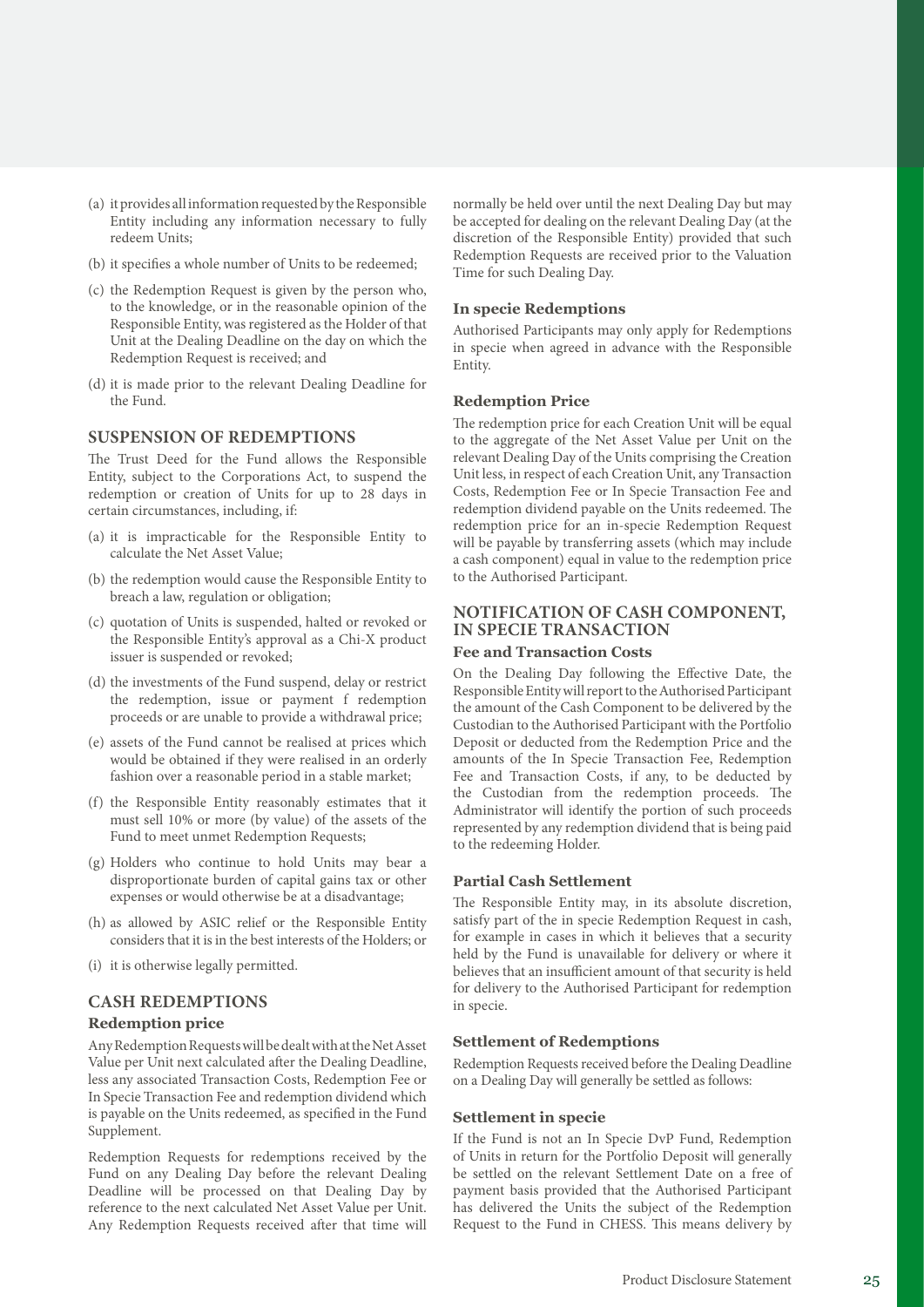(a) it provides all information requested by the Responsible Entity including any information necessary to fully redeem Units;

(b) it specifies a whole number of Units to be redeemed;

(c) the Redemption Request is given by the person who, to the knowledge, or in the reasonable opinion of the Responsible Entity, was registered as the Holder of that Unit at the Dealing Deadline on the day on which the Redemption Request is received; and

(d) it is made prior to the relevant Dealing Deadline for the Fund.

## SUSPENSION OF REDEMPTIONS

The Trust Deed for the Fund allows the Responsible Entity, subject to the Corporations Act, to suspend the redemption or creation of Units for up to 28 days in certain circumstances, including, if:

(a) it is impracticable for the Responsible Entity to calculate the Net Asset Value;

(b) the redemption would cause the Responsible Entity to breach a law, regulation or obligation;

(c) quotation of Units is suspended, halted or revoked or the Responsible Entity's approval as a Chi-X product issuer is suspended or revoked;

(d) the investments of the Fund suspend, delay or restrict the redemption, issue or payment f redemption proceeds or are unable to provide a withdrawal price;

(e) assets of the Fund cannot be realised at prices which would be obtained if they were realised in an orderly fashion over a reasonable period in a stable market;

(f) the Responsible Entity reasonably estimates that it must sell 10% or more (by value) of the assets of the Fund to meet unmet Redemption Requests;

(g) Holders who continue to hold Units may bear a disproportionate burden of capital gains tax or other expenses or would otherwise be at a disadvantage;

(h) as allowed by ASIC relief or the Responsible Entity considers that it is in the best interests of the Holders; or

(i) it is otherwise legally permitted.

## CASH REDEMPTIONS

### Redemption price

Any Redemption Requests will be dealt with at the Net Asset Value per Unit next calculated after the Dealing Deadline, less any associated Transaction Costs, Redemption Fee or In Specie Transaction Fee and redemption dividend which is payable on the Units redeemed, as specified in the Fund Supplement.

Redemption Requests for redemptions received by the Fund on any Dealing Day before the relevant Dealing Deadline will be processed on that Dealing Day by reference to the next calculated Net Asset Value per Unit. Any Redemption Requests received after that time will normally be held over until the next Dealing Day but may be accepted for dealing on the relevant Dealing Day (at the discretion of the Responsible Entity) provided that such Redemption Requests are received prior to the Valuation Time for such Dealing Day.

### In specie Redemptions

Authorised Participants may only apply for Redemptions in specie when agreed in advance with the Responsible Entity.

### Redemption Price

The redemption price for each Creation Unit will be equal to the aggregate of the Net Asset Value per Unit on the relevant Dealing Day of the Units comprising the Creation Unit less, in respect of each Creation Unit, any Transaction Costs, Redemption Fee or In Specie Transaction Fee and redemption dividend payable on the Units redeemed. The redemption price for an in-specie Redemption Request will be payable by transferring assets (which may include a cash component) equal in value to the redemption price to the Authorised Participant.

## NOTIFICATION OF CASH COMPONENT, IN SPECIE TRANSACTION

### Fee and Transaction Costs

On the Dealing Day following the Effective Date, the Responsible Entity will report to the Authorised Participant the amount of the Cash Component to be delivered by the Custodian to the Authorised Participant with the Portfolio Deposit or deducted from the Redemption Price and the amounts of the In Specie Transaction Fee, Redemption Fee and Transaction Costs, if any, to be deducted by the Custodian from the redemption proceeds. The Administrator will identify the portion of such proceeds represented by any redemption dividend that is being paid to the redeeming Holder.

### Partial Cash Settlement

The Responsible Entity may, in its absolute discretion, satisfy part of the in specie Redemption Request in cash, for example in cases in which it believes that a security held by the Fund is unavailable for delivery or where it believes that an insufficient amount of that security is held for delivery to the Authorised Participant for redemption in specie.

### Settlement of Redemptions

Redemption Requests received before the Dealing Deadline on a Dealing Day will generally be settled as follows:

### Settlement in specie

If the Fund is not an In Specie DvP Fund, Redemption of Units in return for the Portfolio Deposit will generally be settled on the relevant Settlement Date on a free of payment basis provided that the Authorised Participant has delivered the Units the subject of the Redemption Request to the Fund in CHESS. This means delivery by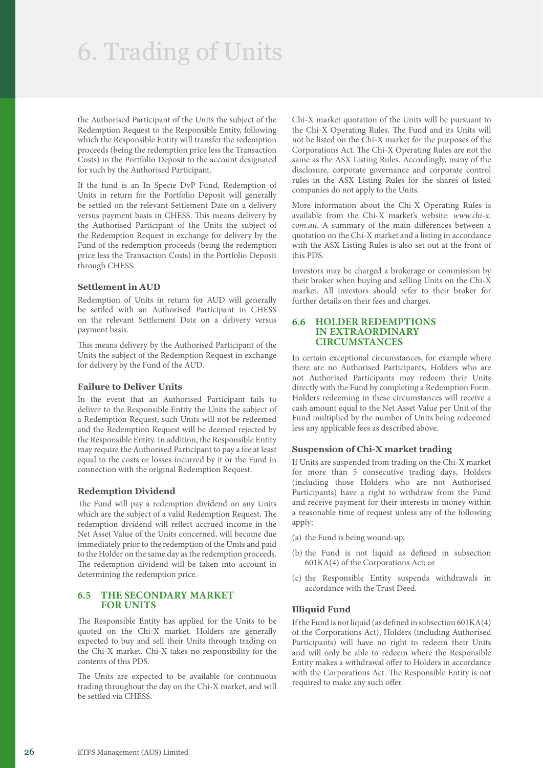# 6. Trading of Units

the Authorised Participant of the Units the subject of the Redemption Request to the Responsible Entity, following which the Responsible Entity will transfer the redemption proceeds (being the redemption price less the Transaction Costs) in the Portfolio Deposit to the account designated for such by the Authorised Participant.

If the fund is an In Specie DvP Fund, Redemption of Units in return for the Portfolio Deposit will generally be settled on the relevant Settlement Date on a delivery versus payment basis in CHESS. This means delivery by the Authorised Participant of the Units the subject of the Redemption Request in exchange for delivery by the Fund of the redemption proceeds (being the redemption price less the Transaction Costs) in the Portfolio Deposit through CHESS.

### Settlement in AUD

Redemption of Units in return for AUD will generally be settled with an Authorised Participant in CHESS on the relevant Settlement Date on a delivery versus payment basis.

This means delivery by the Authorised Participant of the Units the subject of the Redemption Request in exchange for delivery by the Fund of the AUD.

### Failure to Deliver Units

In the event that an Authorised Participant fails to deliver to the Responsible Entity the Units the subject of a Redemption Request, such Units will not be redeemed and the Redemption Request will be deemed rejected by the Responsible Entity. In addition, the Responsible Entity may require the Authorised Participant to pay a fee at least equal to the costs or losses incurred by it or the Fund in connection with the original Redemption Request.

### Redemption Dividend

The Fund will pay a redemption dividend on any Units which are the subject of a valid Redemption Request. The redemption dividend will reflect accrued income in the Net Asset Value of the Units concerned, will become due immediately prior to the redemption of the Units and paid to the Holder on the same day as the redemption proceeds. The redemption dividend will be taken into account in determining the redemption price.

## 6.5 THE SECONDARY MARKET FOR UNITS

The Responsible Entity has applied for the Units to be quoted on the Chi-X market. Holders are generally expected to buy and sell their Units through trading on the Chi-X market. Chi-X takes no responsibility for the contents of this PDS.

The Units are expected to be available for continuous trading throughout the day on the Chi-X market, and will be settled via CHESS.

Chi-X market quotation of the Units will be pursuant to the Chi-X Operating Rules. The Fund and its Units will not be listed on the Chi-X market for the purposes of the Corporations Act. The Chi-X Operating Rules are not the same as the ASX Listing Rules. Accordingly, many of the disclosure, corporate governance and corporate control rules in the ASX Listing Rules for the shares of listed companies do not apply to the Units.

More information about the Chi-X Operating Rules is available from the Chi-X market's website: *www.chi-x.com.au*. A summary of the main differences between a quotation on the Chi-X market and a listing in accordance with the ASX Listing Rules is also set out at the front of this PDS.

Investors may be charged a brokerage or commission by their broker when buying and selling Units on the Chi-X market. All investors should refer to their broker for further details on their fees and charges.

## 6.6 HOLDER REDEMPTIONS IN EXTRAORDINARY CIRCUMSTANCES

In certain exceptional circumstances, for example where there are no Authorised Participants, Holders who are not Authorised Participants may redeem their Units directly with the Fund by completing a Redemption Form. Holders redeeming in these circumstances will receive a cash amount equal to the Net Asset Value per Unit of the Fund multiplied by the number of Units being redeemed less any applicable fees as described above.

### Suspension of Chi-X market trading

If Units are suspended from trading on the Chi-X market for more than 5 consecutive trading days, Holders (including those Holders who are not Authorised Participants) have a right to withdraw from the Fund and receive payment for their interests in money within a reasonable time of request unless any of the following apply:

(a) the Fund is being wound-up;

(b) the Fund is not liquid as defined in subsection 601KA(4) of the Corporations Act; or

(c) the Responsible Entity suspends withdrawals in accordance with the Trust Deed.

### Illiquid Fund

If the Fund is not liquid (as defined in subsection 601KA(4) of the Corporations Act), Holders (including Authorised Participants) will have no right to redeem their Units and will only be able to redeem where the Responsible Entity makes a withdrawal offer to Holders in accordance with the Corporations Act. The Responsible Entity is not required to make any such offer.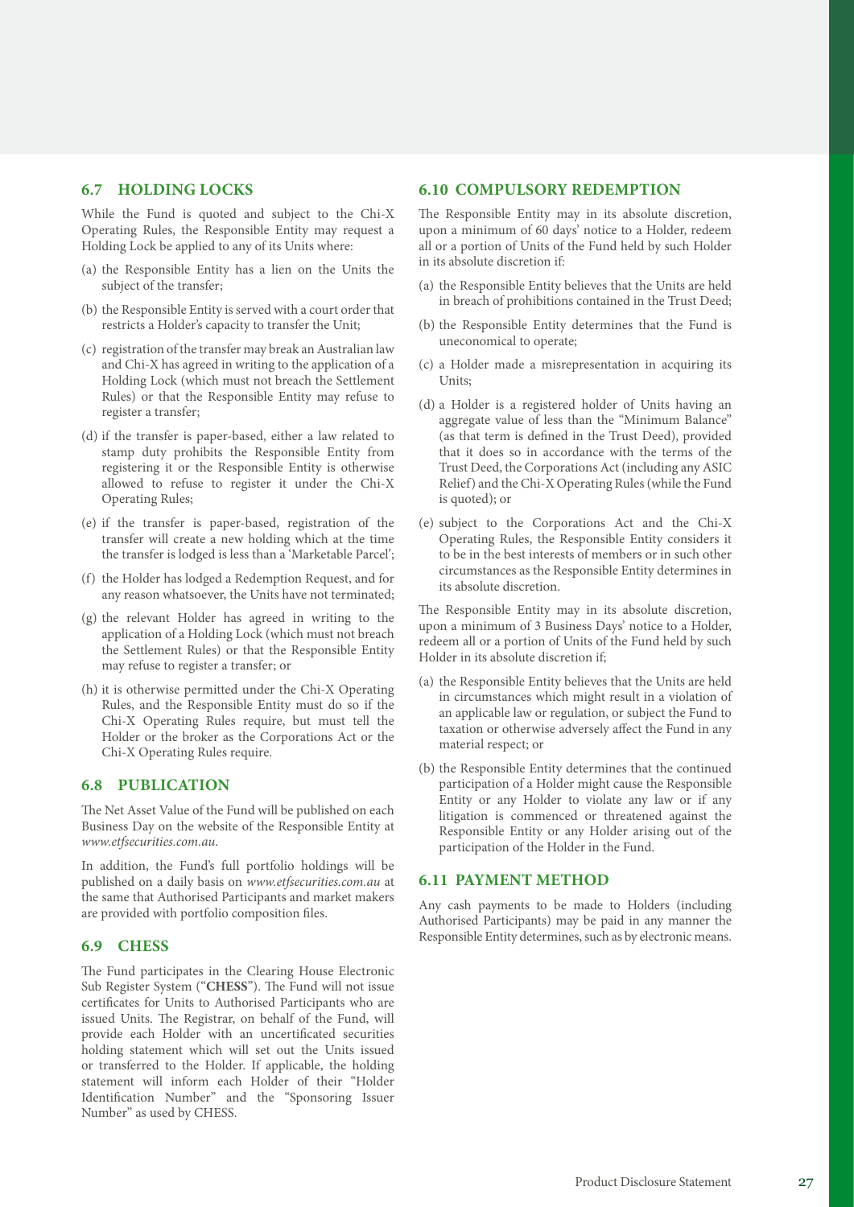## 6.7 HOLDING LOCKS

While the Fund is quoted and subject to the Chi-X Operating Rules, the Responsible Entity may request a Holding Lock be applied to any of its Units where:

(a) the Responsible Entity has a lien on the Units the subject of the transfer;

(b) the Responsible Entity is served with a court order that restricts a Holder's capacity to transfer the Unit;

(c) registration of the transfer may break an Australian law and Chi-X has agreed in writing to the application of a Holding Lock (which must not breach the Settlement Rules) or that the Responsible Entity may refuse to register a transfer;

(d) if the transfer is paper-based, either a law related to stamp duty prohibits the Responsible Entity from registering it or the Responsible Entity is otherwise allowed to refuse to register it under the Chi-X Operating Rules;

(e) if the transfer is paper-based, registration of the transfer will create a new holding which at the time the transfer is lodged is less than a 'Marketable Parcel';

(f) the Holder has lodged a Redemption Request, and for any reason whatsoever, the Units have not terminated;

(g) the relevant Holder has agreed in writing to the application of a Holding Lock (which must not breach the Settlement Rules) or that the Responsible Entity may refuse to register a transfer; or

(h) it is otherwise permitted under the Chi-X Operating Rules, and the Responsible Entity must do so if the Chi-X Operating Rules require, but must tell the Holder or the broker as the Corporations Act or the Chi-X Operating Rules require.

## 6.8 PUBLICATION

The Net Asset Value of the Fund will be published on each Business Day on the website of the Responsible Entity at *www.etfsecurities.com.au*.

In addition, the Fund's full portfolio holdings will be published on a daily basis on *www.etfsecurities.com.au* at the same that Authorised Participants and market makers are provided with portfolio composition files.

## 6.9 CHESS

The Fund participates in the Clearing House Electronic Sub Register System ("**CHESS**"). The Fund will not issue certificates for Units to Authorised Participants who are issued Units. The Registrar, on behalf of the Fund, will provide each Holder with an uncertificated securities holding statement which will set out the Units issued or transferred to the Holder. If applicable, the holding statement will inform each Holder of their "Holder Identification Number" and the "Sponsoring Issuer Number" as used by CHESS.

## 6.10 COMPULSORY REDEMPTION

The Responsible Entity may in its absolute discretion, upon a minimum of 60 days' notice to a Holder, redeem all or a portion of Units of the Fund held by such Holder in its absolute discretion if:

(a) the Responsible Entity believes that the Units are held in breach of prohibitions contained in the Trust Deed;

(b) the Responsible Entity determines that the Fund is uneconomical to operate;

(c) a Holder made a misrepresentation in acquiring its Units;

(d) a Holder is a registered holder of Units having an aggregate value of less than the "Minimum Balance" (as that term is defined in the Trust Deed), provided that it does so in accordance with the terms of the Trust Deed, the Corporations Act (including any ASIC Relief) and the Chi-X Operating Rules (while the Fund is quoted); or

(e) subject to the Corporations Act and the Chi-X Operating Rules, the Responsible Entity considers it to be in the best interests of members or in such other circumstances as the Responsible Entity determines in its absolute discretion.

The Responsible Entity may in its absolute discretion, upon a minimum of 3 Business Days' notice to a Holder, redeem all or a portion of Units of the Fund held by such Holder in its absolute discretion if;

(a) the Responsible Entity believes that the Units are held in circumstances which might result in a violation of an applicable law or regulation, or subject the Fund to taxation or otherwise adversely affect the Fund in any material respect; or

(b) the Responsible Entity determines that the continued participation of a Holder might cause the Responsible Entity or any Holder to violate any law or if any litigation is commenced or threatened against the Responsible Entity or any Holder arising out of the participation of the Holder in the Fund.

## 6.11 PAYMENT METHOD

Any cash payments to be made to Holders (including Authorised Participants) may be paid in any manner the Responsible Entity determines, such as by electronic means.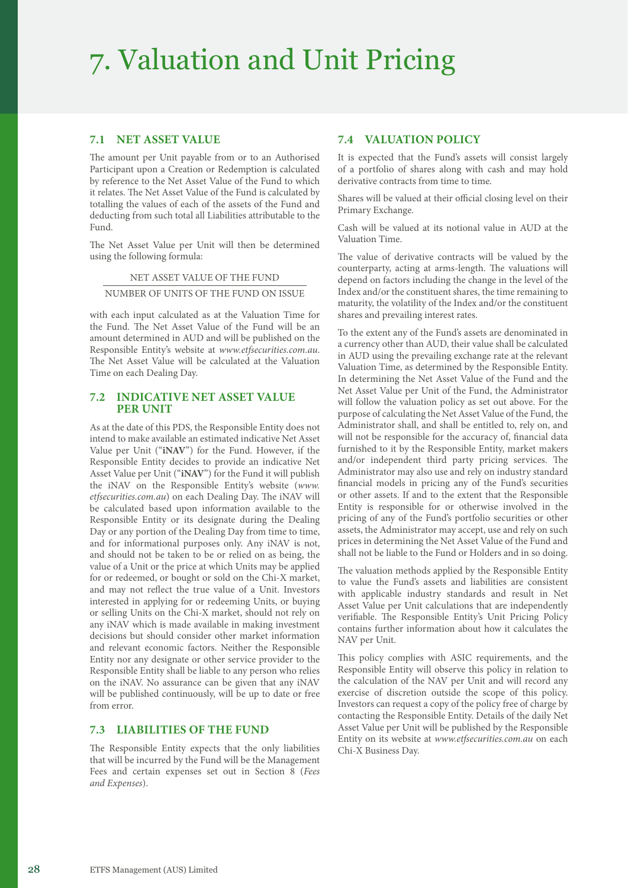# 7. Valuation and Unit Pricing

## 7.1 NET ASSET VALUE

The amount per Unit payable from or to an Authorised Participant upon a Creation or Redemption is calculated by reference to the Net Asset Value of the Fund to which it relates. The Net Asset Value of the Fund is calculated by totalling the values of each of the assets of the Fund and deducting from such total all Liabilities attributable to the Fund.

The Net Asset Value per Unit will then be determined using the following formula:

$$\frac{\text{NET ASSET VALUE OF THE FUND}}{\text{NUMBER OF UNITS OF THE FUND ON ISSUE}}$$

with each input calculated as at the Valuation Time for the Fund. The Net Asset Value of the Fund will be an amount determined in AUD and will be published on the Responsible Entity's website at *www.etfsecurities.com.au*. The Net Asset Value will be calculated at the Valuation Time on each Dealing Day.

## 7.2 INDICATIVE NET ASSET VALUE PER UNIT

As at the date of this PDS, the Responsible Entity does not intend to make available an estimated indicative Net Asset Value per Unit ("**iNAV**") for the Fund. However, if the Responsible Entity decides to provide an indicative Net Asset Value per Unit ("**iNAV**") for the Fund it will publish the iNAV on the Responsible Entity's website (*www.etfsecurities.com.au*) on each Dealing Day. The iNAV will be calculated based upon information available to the Responsible Entity or its designate during the Dealing Day or any portion of the Dealing Day from time to time, and for informational purposes only. Any iNAV is not, and should not be taken to be or relied on as being, the value of a Unit or the price at which Units may be applied for or redeemed, or bought or sold on the Chi-X market, and may not reflect the true value of a Unit. Investors interested in applying for or redeeming Units, or buying or selling Units on the Chi-X market, should not rely on any iNAV which is made available in making investment decisions but should consider other market information and relevant economic factors. Neither the Responsible Entity nor any designate or other service provider to the Responsible Entity shall be liable to any person who relies on the iNAV. No assurance can be given that any iNAV will be published continuously, will be up to date or free from error.

## 7.3 LIABILITIES OF THE FUND

The Responsible Entity expects that the only liabilities that will be incurred by the Fund will be the Management Fees and certain expenses set out in Section 8 (*Fees and Expenses*).

## 7.4 VALUATION POLICY

It is expected that the Fund's assets will consist largely of a portfolio of shares along with cash and may hold derivative contracts from time to time.

Shares will be valued at their official closing level on their Primary Exchange.

Cash will be valued at its notional value in AUD at the Valuation Time.

The value of derivative contracts will be valued by the counterparty, acting at arms-length. The valuations will depend on factors including the change in the level of the Index and/or the constituent shares, the time remaining to maturity, the volatility of the Index and/or the constituent shares and prevailing interest rates.

To the extent any of the Fund's assets are denominated in a currency other than AUD, their value shall be calculated in AUD using the prevailing exchange rate at the relevant Valuation Time, as determined by the Responsible Entity. In determining the Net Asset Value of the Fund and the Net Asset Value per Unit of the Fund, the Administrator will follow the valuation policy as set out above. For the purpose of calculating the Net Asset Value of the Fund, the Administrator shall, and shall be entitled to, rely on, and will not be responsible for the accuracy of, financial data furnished to it by the Responsible Entity, market makers and/or independent third party pricing services. The Administrator may also use and rely on industry standard financial models in pricing any of the Fund's securities or other assets. If and to the extent that the Responsible Entity is responsible for or otherwise involved in the pricing of any of the Fund's portfolio securities or other assets, the Administrator may accept, use and rely on such prices in determining the Net Asset Value of the Fund and shall not be liable to the Fund or Holders and in so doing.

The valuation methods applied by the Responsible Entity to value the Fund's assets and liabilities are consistent with applicable industry standards and result in Net Asset Value per Unit calculations that are independently verifiable. The Responsible Entity's Unit Pricing Policy contains further information about how it calculates the NAV per Unit.

This policy complies with ASIC requirements, and the Responsible Entity will observe this policy in relation to the calculation of the NAV per Unit and will record any exercise of discretion outside the scope of this policy. Investors can request a copy of the policy free of charge by contacting the Responsible Entity. Details of the daily Net Asset Value per Unit will be published by the Responsible Entity on its website at *www.etfsecurities.com.au* on each Chi-X Business Day.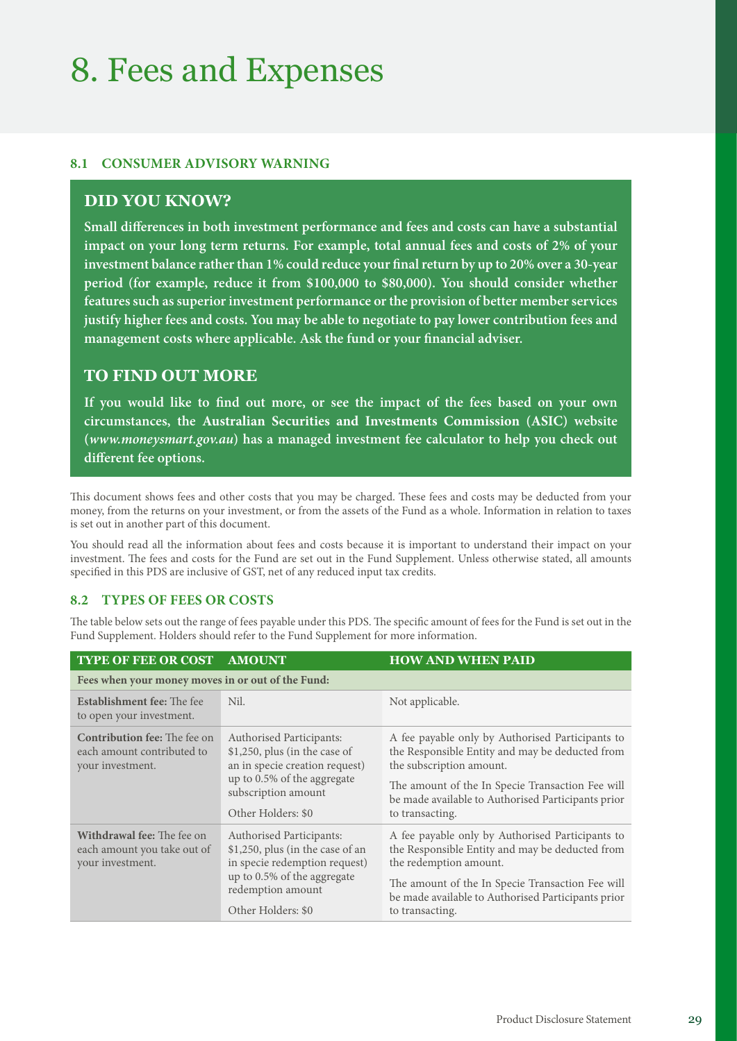# 8. Fees and Expenses

### 8.1 CONSUMER ADVISORY WARNING

## DID YOU KNOW?

**Small differences in both investment performance and fees and costs can have a substantial impact on your long term returns. For example, total annual fees and costs of 2% of your investment balance rather than 1% could reduce your final return by up to 20% over a 30-year period (for example, reduce it from $100,000 to $80,000). You should consider whether features such as superior investment performance or the provision of better member services justify higher fees and costs. You may be able to negotiate to pay lower contribution fees and management costs where applicable. Ask the fund or your financial adviser.**

## TO FIND OUT MORE

**If you would like to find out more, or see the impact of the fees based on your own circumstances, the Australian Securities and Investments Commission (ASIC) website (*www.moneysmart.gov.au*) has a managed investment fee calculator to help you check out different fee options.**

This document shows fees and other costs that you may be charged. These fees and costs may be deducted from your money, from the returns on your investment, or from the assets of the Fund as a whole. Information in relation to taxes is set out in another part of this document.

You should read all the information about fees and costs because it is important to understand their impact on your investment. The fees and costs for the Fund are set out in the Fund Supplement. Unless otherwise stated, all amounts specified in this PDS are inclusive of GST, net of any reduced input tax credits.

### 8.2 TYPES OF FEES OR COSTS

The table below sets out the range of fees payable under this PDS. The specific amount of fees for the Fund is set out in the Fund Supplement. Holders should refer to the Fund Supplement for more information.

| TYPE OF FEE OR COST | AMOUNT | HOW AND WHEN PAID |
|---|---|---|
| **Fees when your money moves in or out of the Fund:** | | |
| **Establishment fee:** The fee to open your investment. | Nil. | Not applicable. |
| **Contribution fee:** The fee on each amount contributed to your investment. | Authorised Participants: $1,250, plus (in the case of an in specie creation request) up to 0.5% of the aggregate subscription amount<br><br>Other Holders: $0 | A fee payable only by Authorised Participants to the Responsible Entity and may be deducted from the subscription amount.<br><br>The amount of the In Specie Transaction Fee will be made available to Authorised Participants prior to transacting. |
| **Withdrawal fee:** The fee on each amount you take out of your investment. | Authorised Participants: $1,250, plus (in the case of an in specie redemption request) up to 0.5% of the aggregate redemption amount<br><br>Other Holders: $0 | A fee payable only by Authorised Participants to the Responsible Entity and may be deducted from the redemption amount.<br><br>The amount of the In Specie Transaction Fee will be made available to Authorised Participants prior to transacting. |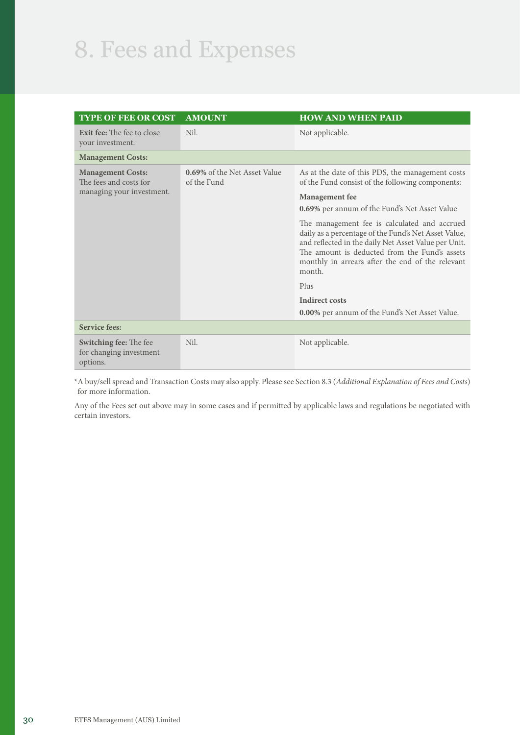# 8. Fees and Expenses

| TYPE OF FEE OR COST | AMOUNT | HOW AND WHEN PAID |
|---|---|---|
| **Exit fee:** The fee to close your investment. | Nil. | Not applicable. |
| **Management Costs:** | | |
| **Management Costs:** The fees and costs for managing your investment. | **0.69%** of the Net Asset Value of the Fund | As at the date of this PDS, the management costs of the Fund consist of the following components:<br>**Management fee**<br>**0.69%** per annum of the Fund's Net Asset Value<br>The management fee is calculated and accrued daily as a percentage of the Fund's Net Asset Value, and reflected in the daily Net Asset Value per Unit. The amount is deducted from the Fund's assets monthly in arrears after the end of the relevant month.<br>Plus<br>**Indirect costs**<br>**0.00%** per annum of the Fund's Net Asset Value. |
| **Service fees:** | | |
| **Switching fee:** The fee for changing investment options. | Nil. | Not applicable. |

*A buy/sell spread and Transaction Costs may also apply. Please see Section 8.3 (*Additional Explanation of Fees and Costs*) for more information.

Any of the Fees set out above may in some cases and if permitted by applicable laws and regulations be negotiated with certain investors.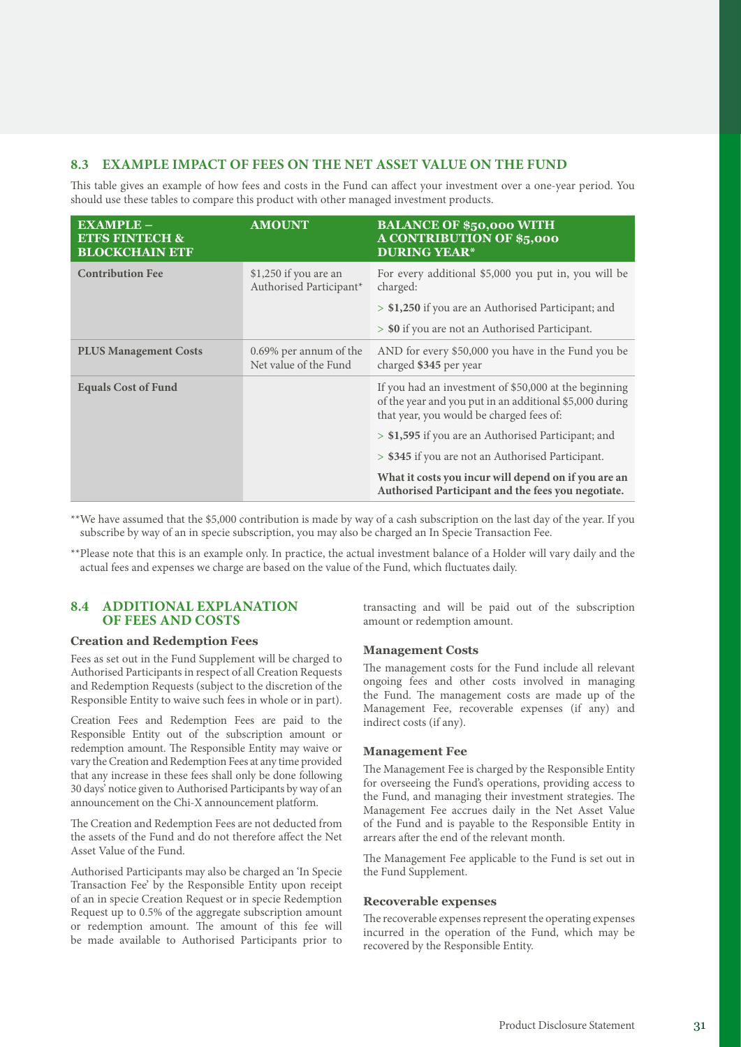## 8.3 EXAMPLE IMPACT OF FEES ON THE NET ASSET VALUE ON THE FUND

This table gives an example of how fees and costs in the Fund can affect your investment over a one-year period. You should use these tables to compare this product with other managed investment products.

| EXAMPLE – ETFS FINTECH & BLOCKCHAIN ETF | AMOUNT | BALANCE OF $50,000 WITH A CONTRIBUTION OF $5,000 DURING YEAR* |
|---|---|---|
| **Contribution Fee** | $1,250 if you are an Authorised Participant* | For every additional $5,000 you put in, you will be charged:<br>> **$1,250** if you are an Authorised Participant; and<br>> **$0** if you are not an Authorised Participant. |
| **PLUS Management Costs** | 0.69% per annum of the Net value of the Fund | AND for every $50,000 you have in the Fund you be charged **$345** per year |
| **Equals Cost of Fund** | | If you had an investment of $50,000 at the beginning of the year and you put in an additional $5,000 during that year, you would be charged fees of:<br>> **$1,595** if you are an Authorised Participant; and<br>> **$345** if you are not an Authorised Participant.<br>**What it costs you incur will depend on if you are an Authorised Participant and the fees you negotiate.** |

**We have assumed that the $5,000 contribution is made by way of a cash subscription on the last day of the year. If you subscribe by way of an in specie subscription, you may also be charged an In Specie Transaction Fee.

**Please note that this is an example only. In practice, the actual investment balance of a Holder will vary daily and the actual fees and expenses we charge are based on the value of the Fund, which fluctuates daily.

## 8.4 ADDITIONAL EXPLANATION OF FEES AND COSTS

### Creation and Redemption Fees

Fees as set out in the Fund Supplement will be charged to Authorised Participants in respect of all Creation Requests and Redemption Requests (subject to the discretion of the Responsible Entity to waive such fees in whole or in part).

Creation Fees and Redemption Fees are paid to the Responsible Entity out of the subscription amount or redemption amount. The Responsible Entity may waive or vary the Creation and Redemption Fees at any time provided that any increase in these fees shall only be done following 30 days' notice given to Authorised Participants by way of an announcement on the Chi-X announcement platform.

The Creation and Redemption Fees are not deducted from the assets of the Fund and do not therefore affect the Net Asset Value of the Fund.

Authorised Participants may also be charged an 'In Specie Transaction Fee' by the Responsible Entity upon receipt of an in specie Creation Request or in specie Redemption Request up to 0.5% of the aggregate subscription amount or redemption amount. The amount of this fee will be made available to Authorised Participants prior to transacting and will be paid out of the subscription amount or redemption amount.

### Management Costs

The management costs for the Fund include all relevant ongoing fees and other costs involved in managing the Fund. The management costs are made up of the Management Fee, recoverable expenses (if any) and indirect costs (if any).

### Management Fee

The Management Fee is charged by the Responsible Entity for overseeing the Fund's operations, providing access to the Fund, and managing their investment strategies. The Management Fee accrues daily in the Net Asset Value of the Fund and is payable to the Responsible Entity in arrears after the end of the relevant month.

The Management Fee applicable to the Fund is set out in the Fund Supplement.

### Recoverable expenses

The recoverable expenses represent the operating expenses incurred in the operation of the Fund, which may be recovered by the Responsible Entity.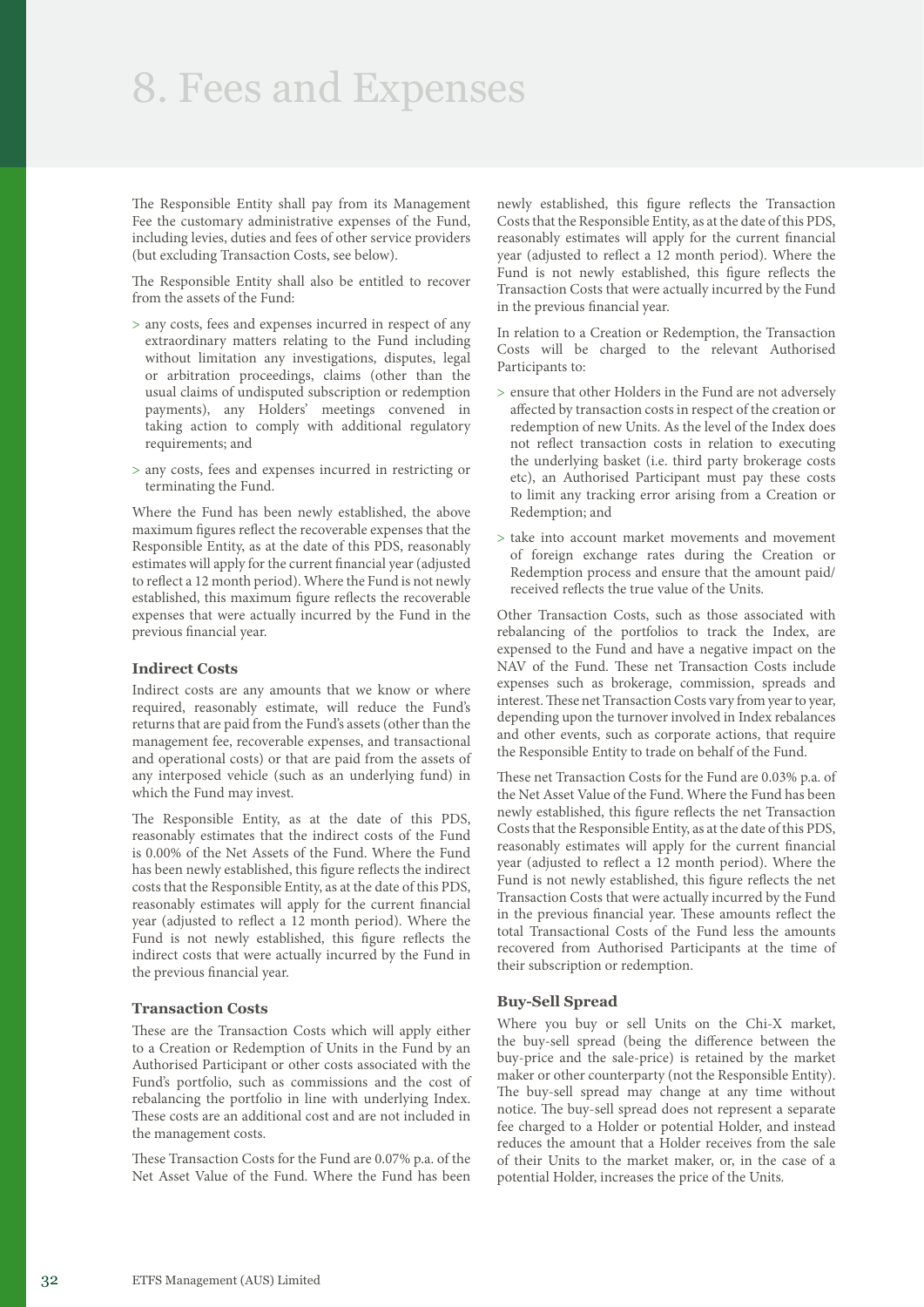# 8. Fees and Expenses

The Responsible Entity shall pay from its Management Fee the customary administrative expenses of the Fund, including levies, duties and fees of other service providers (but excluding Transaction Costs, see below).

The Responsible Entity shall also be entitled to recover from the assets of the Fund:

- any costs, fees and expenses incurred in respect of any extraordinary matters relating to the Fund including without limitation any investigations, disputes, legal or arbitration proceedings, claims (other than the usual claims of undisputed subscription or redemption payments), any Holders' meetings convened in taking action to comply with additional regulatory requirements; and
- any costs, fees and expenses incurred in restricting or terminating the Fund.

Where the Fund has been newly established, the above maximum figures reflect the recoverable expenses that the Responsible Entity, as at the date of this PDS, reasonably estimates will apply for the current financial year (adjusted to reflect a 12 month period). Where the Fund is not newly established, this maximum figure reflects the recoverable expenses that were actually incurred by the Fund in the previous financial year.

### Indirect Costs

Indirect costs are any amounts that we know or where required, reasonably estimate, will reduce the Fund's returns that are paid from the Fund's assets (other than the management fee, recoverable expenses, and transactional and operational costs) or that are paid from the assets of any interposed vehicle (such as an underlying fund) in which the Fund may invest.

The Responsible Entity, as at the date of this PDS, reasonably estimates that the indirect costs of the Fund is 0.00% of the Net Assets of the Fund. Where the Fund has been newly established, this figure reflects the indirect costs that the Responsible Entity, as at the date of this PDS, reasonably estimates will apply for the current financial year (adjusted to reflect a 12 month period). Where the Fund is not newly established, this figure reflects the indirect costs that were actually incurred by the Fund in the previous financial year.

### Transaction Costs

These are the Transaction Costs which will apply either to a Creation or Redemption of Units in the Fund by an Authorised Participant or other costs associated with the Fund's portfolio, such as commissions and the cost of rebalancing the portfolio in line with underlying Index. These costs are an additional cost and are not included in the management costs.

These Transaction Costs for the Fund are 0.07% p.a. of the Net Asset Value of the Fund. Where the Fund has been newly established, this figure reflects the Transaction Costs that the Responsible Entity, as at the date of this PDS, reasonably estimates will apply for the current financial year (adjusted to reflect a 12 month period). Where the Fund is not newly established, this figure reflects the Transaction Costs that were actually incurred by the Fund in the previous financial year.

In relation to a Creation or Redemption, the Transaction Costs will be charged to the relevant Authorised Participants to:

- ensure that other Holders in the Fund are not adversely affected by transaction costs in respect of the creation or redemption of new Units. As the level of the Index does not reflect transaction costs in relation to executing the underlying basket (i.e. third party brokerage costs etc), an Authorised Participant must pay these costs to limit any tracking error arising from a Creation or Redemption; and
- take into account market movements and movement of foreign exchange rates during the Creation or Redemption process and ensure that the amount paid/received reflects the true value of the Units.

Other Transaction Costs, such as those associated with rebalancing of the portfolios to track the Index, are expensed to the Fund and have a negative impact on the NAV of the Fund. These net Transaction Costs include expenses such as brokerage, commission, spreads and interest. These net Transaction Costs vary from year to year, depending upon the turnover involved in Index rebalances and other events, such as corporate actions, that require the Responsible Entity to trade on behalf of the Fund.

These net Transaction Costs for the Fund are 0.03% p.a. of the Net Asset Value of the Fund. Where the Fund has been newly established, this figure reflects the net Transaction Costs that the Responsible Entity, as at the date of this PDS, reasonably estimates will apply for the current financial year (adjusted to reflect a 12 month period). Where the Fund is not newly established, this figure reflects the net Transaction Costs that were actually incurred by the Fund in the previous financial year. These amounts reflect the total Transactional Costs of the Fund less the amounts recovered from Authorised Participants at the time of their subscription or redemption.

### Buy-Sell Spread

Where you buy or sell Units on the Chi-X market, the buy-sell spread (being the difference between the buy-price and the sale-price) is retained by the market maker or other counterparty (not the Responsible Entity). The buy-sell spread may change at any time without notice. The buy-sell spread does not represent a separate fee charged to a Holder or potential Holder, and instead reduces the amount that a Holder receives from the sale of their Units to the market maker, or, in the case of a potential Holder, increases the price of the Units.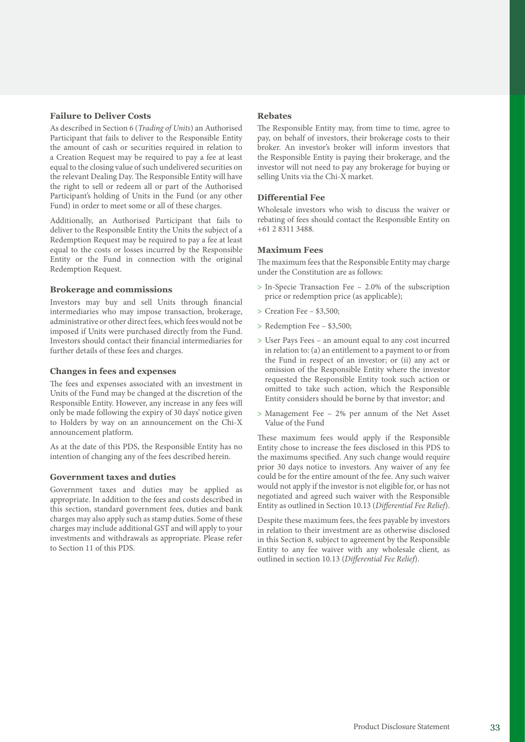### Failure to Deliver Costs

As described in Section 6 (*Trading of Units*) an Authorised Participant that fails to deliver to the Responsible Entity the amount of cash or securities required in relation to a Creation Request may be required to pay a fee at least equal to the closing value of such undelivered securities on the relevant Dealing Day. The Responsible Entity will have the right to sell or redeem all or part of the Authorised Participant's holding of Units in the Fund (or any other Fund) in order to meet some or all of these charges.

Additionally, an Authorised Participant that fails to deliver to the Responsible Entity the Units the subject of a Redemption Request may be required to pay a fee at least equal to the costs or losses incurred by the Responsible Entity or the Fund in connection with the original Redemption Request.

### Brokerage and commissions

Investors may buy and sell Units through financial intermediaries who may impose transaction, brokerage, administrative or other direct fees, which fees would not be imposed if Units were purchased directly from the Fund. Investors should contact their financial intermediaries for further details of these fees and charges.

### Changes in fees and expenses

The fees and expenses associated with an investment in Units of the Fund may be changed at the discretion of the Responsible Entity. However, any increase in any fees will only be made following the expiry of 30 days' notice given to Holders by way on an announcement on the Chi-X announcement platform.

As at the date of this PDS, the Responsible Entity has no intention of changing any of the fees described herein.

### Government taxes and duties

Government taxes and duties may be applied as appropriate. In addition to the fees and costs described in this section, standard government fees, duties and bank charges may also apply such as stamp duties. Some of these charges may include additional GST and will apply to your investments and withdrawals as appropriate. Please refer to Section 11 of this PDS.

### Rebates

The Responsible Entity may, from time to time, agree to pay, on behalf of investors, their brokerage costs to their broker. An investor's broker will inform investors that the Responsible Entity is paying their brokerage, and the investor will not need to pay any brokerage for buying or selling Units via the Chi-X market.

### Differential Fee

Wholesale investors who wish to discuss the waiver or rebating of fees should contact the Responsible Entity on +61 2 8311 3488.

### Maximum Fees

The maximum fees that the Responsible Entity may charge under the Constitution are as follows:

> In-Specie Transaction Fee – 2.0% of the subscription price or redemption price (as applicable);

> Creation Fee – $3,500;

> Redemption Fee – $3,500;

> User Pays Fees – an amount equal to any cost incurred in relation to: (a) an entitlement to a payment to or from the Fund in respect of an investor; or (ii) any act or omission of the Responsible Entity where the investor requested the Responsible Entity took such action or omitted to take such action, which the Responsible Entity considers should be borne by that investor; and

> Management Fee – 2% per annum of the Net Asset Value of the Fund

These maximum fees would apply if the Responsible Entity chose to increase the fees disclosed in this PDS to the maximums specified. Any such change would require prior 30 days notice to investors. Any waiver of any fee could be for the entire amount of the fee. Any such waiver would not apply if the investor is not eligible for, or has not negotiated and agreed such waiver with the Responsible Entity as outlined in Section 10.13 (*Differential Fee Relief*).

Despite these maximum fees, the fees payable by investors in relation to their investment are as otherwise disclosed in this Section 8, subject to agreement by the Responsible Entity to any fee waiver with any wholesale client, as outlined in section 10.13 (*Differential Fee Relief*).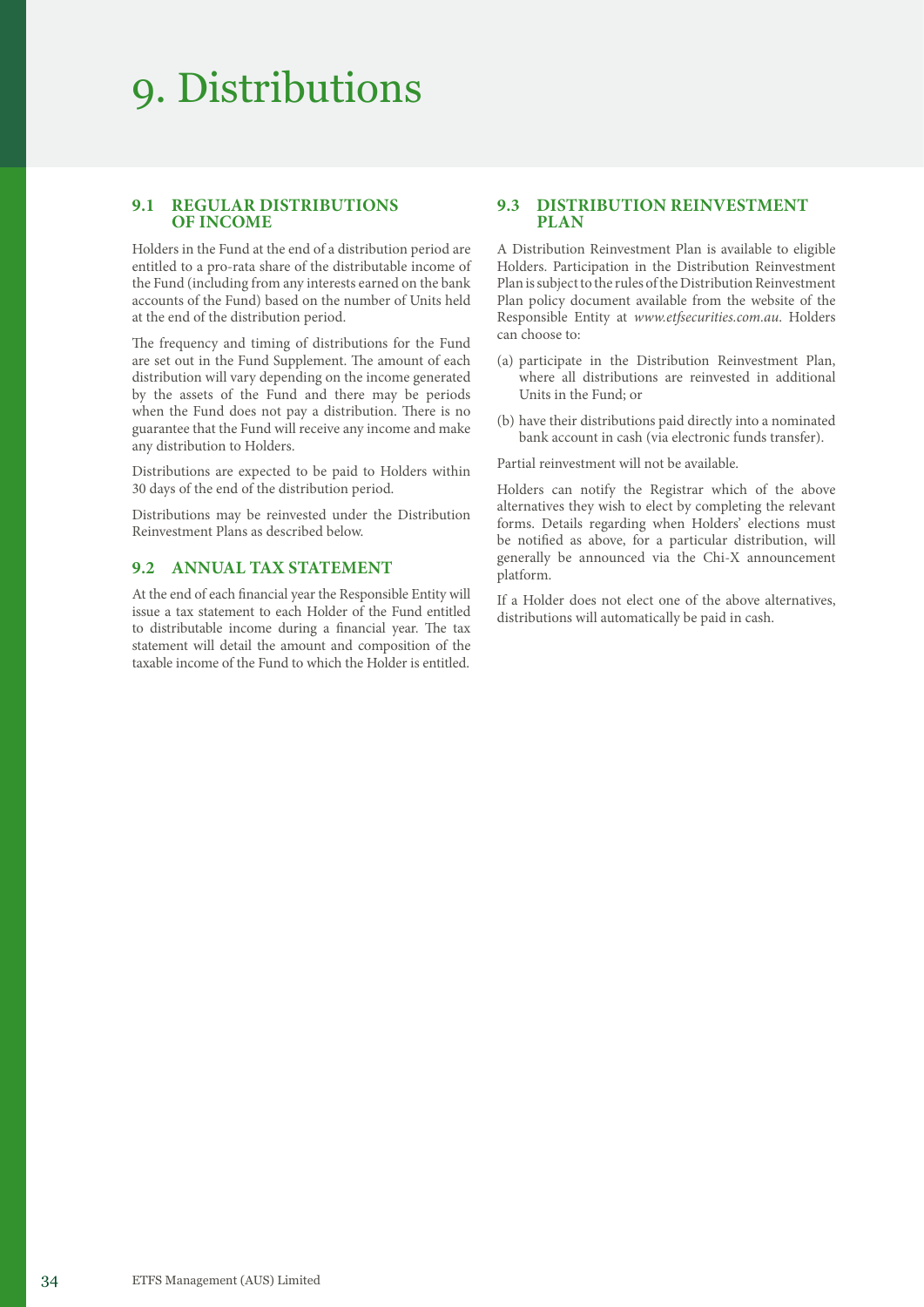# 9. Distributions

## 9.1 REGULAR DISTRIBUTIONS OF INCOME

Holders in the Fund at the end of a distribution period are entitled to a pro-rata share of the distributable income of the Fund (including from any interests earned on the bank accounts of the Fund) based on the number of Units held at the end of the distribution period.

The frequency and timing of distributions for the Fund are set out in the Fund Supplement. The amount of each distribution will vary depending on the income generated by the assets of the Fund and there may be periods when the Fund does not pay a distribution. There is no guarantee that the Fund will receive any income and make any distribution to Holders.

Distributions are expected to be paid to Holders within 30 days of the end of the distribution period.

Distributions may be reinvested under the Distribution Reinvestment Plans as described below.

## 9.2 ANNUAL TAX STATEMENT

At the end of each financial year the Responsible Entity will issue a tax statement to each Holder of the Fund entitled to distributable income during a financial year. The tax statement will detail the amount and composition of the taxable income of the Fund to which the Holder is entitled.

## 9.3 DISTRIBUTION REINVESTMENT PLAN

A Distribution Reinvestment Plan is available to eligible Holders. Participation in the Distribution Reinvestment Plan is subject to the rules of the Distribution Reinvestment Plan policy document available from the website of the Responsible Entity at *www.etfsecurities.com.au*. Holders can choose to:

(a) participate in the Distribution Reinvestment Plan, where all distributions are reinvested in additional Units in the Fund; or

(b) have their distributions paid directly into a nominated bank account in cash (via electronic funds transfer).

Partial reinvestment will not be available.

Holders can notify the Registrar which of the above alternatives they wish to elect by completing the relevant forms. Details regarding when Holders' elections must be notified as above, for a particular distribution, will generally be announced via the Chi-X announcement platform.

If a Holder does not elect one of the above alternatives, distributions will automatically be paid in cash.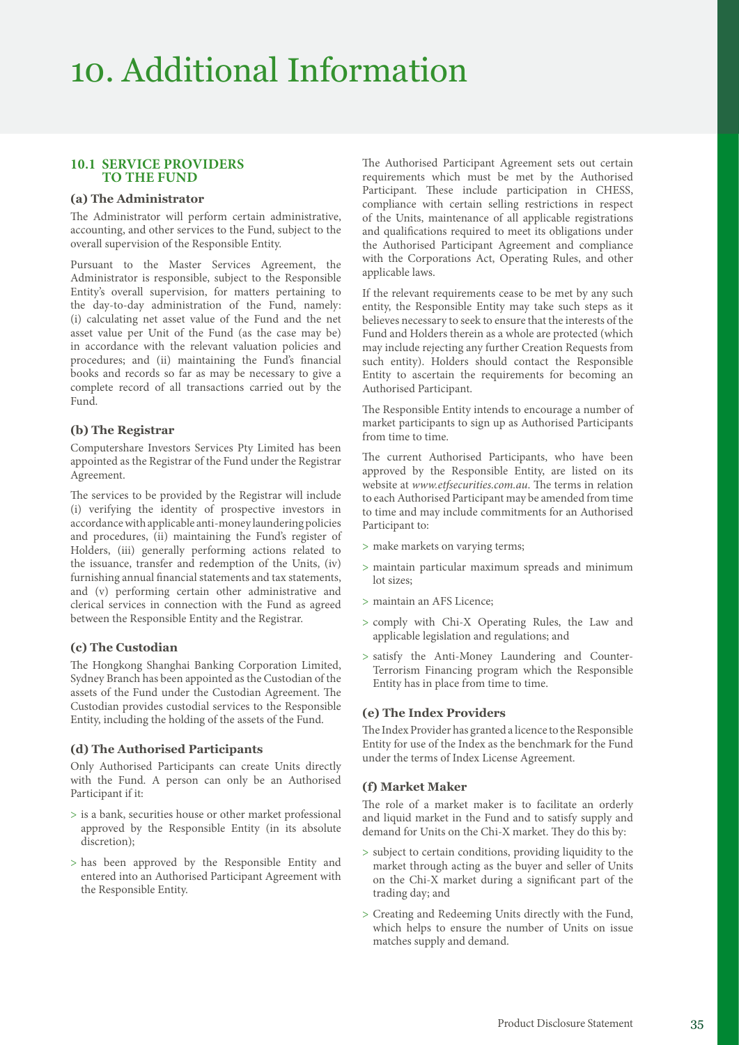# 10. Additional Information

## 10.1 SERVICE PROVIDERS TO THE FUND

### (a) The Administrator

The Administrator will perform certain administrative, accounting, and other services to the Fund, subject to the overall supervision of the Responsible Entity.

Pursuant to the Master Services Agreement, the Administrator is responsible, subject to the Responsible Entity's overall supervision, for matters pertaining to the day-to-day administration of the Fund, namely: (i) calculating net asset value of the Fund and the net asset value per Unit of the Fund (as the case may be) in accordance with the relevant valuation policies and procedures; and (ii) maintaining the Fund's financial books and records so far as may be necessary to give a complete record of all transactions carried out by the Fund.

### (b) The Registrar

Computershare Investors Services Pty Limited has been appointed as the Registrar of the Fund under the Registrar Agreement.

The services to be provided by the Registrar will include (i) verifying the identity of prospective investors in accordance with applicable anti-money laundering policies and procedures, (ii) maintaining the Fund's register of Holders, (iii) generally performing actions related to the issuance, transfer and redemption of the Units, (iv) furnishing annual financial statements and tax statements, and (v) performing certain other administrative and clerical services in connection with the Fund as agreed between the Responsible Entity and the Registrar.

### (c) The Custodian

The Hongkong Shanghai Banking Corporation Limited, Sydney Branch has been appointed as the Custodian of the assets of the Fund under the Custodian Agreement. The Custodian provides custodial services to the Responsible Entity, including the holding of the assets of the Fund.

### (d) The Authorised Participants

Only Authorised Participants can create Units directly with the Fund. A person can only be an Authorised Participant if it:

> is a bank, securities house or other market professional approved by the Responsible Entity (in its absolute discretion);

> has been approved by the Responsible Entity and entered into an Authorised Participant Agreement with the Responsible Entity.

The Authorised Participant Agreement sets out certain requirements which must be met by the Authorised Participant. These include participation in CHESS, compliance with certain selling restrictions in respect of the Units, maintenance of all applicable registrations and qualifications required to meet its obligations under the Authorised Participant Agreement and compliance with the Corporations Act, Operating Rules, and other applicable laws.

If the relevant requirements cease to be met by any such entity, the Responsible Entity may take such steps as it believes necessary to seek to ensure that the interests of the Fund and Holders therein as a whole are protected (which may include rejecting any further Creation Requests from such entity). Holders should contact the Responsible Entity to ascertain the requirements for becoming an Authorised Participant.

The Responsible Entity intends to encourage a number of market participants to sign up as Authorised Participants from time to time.

The current Authorised Participants, who have been approved by the Responsible Entity, are listed on its website at *www.etfsecurities.com.au*. The terms in relation to each Authorised Participant may be amended from time to time and may include commitments for an Authorised Participant to:

> make markets on varying terms;

> maintain particular maximum spreads and minimum lot sizes;

> maintain an AFS Licence;

> comply with Chi-X Operating Rules, the Law and applicable legislation and regulations; and

> satisfy the Anti-Money Laundering and Counter-Terrorism Financing program which the Responsible Entity has in place from time to time.

### (e) The Index Providers

The Index Provider has granted a licence to the Responsible Entity for use of the Index as the benchmark for the Fund under the terms of Index License Agreement.

### (f) Market Maker

The role of a market maker is to facilitate an orderly and liquid market in the Fund and to satisfy supply and demand for Units on the Chi-X market. They do this by:

> subject to certain conditions, providing liquidity to the market through acting as the buyer and seller of Units on the Chi-X market during a significant part of the trading day; and

> Creating and Redeeming Units directly with the Fund, which helps to ensure the number of Units on issue matches supply and demand.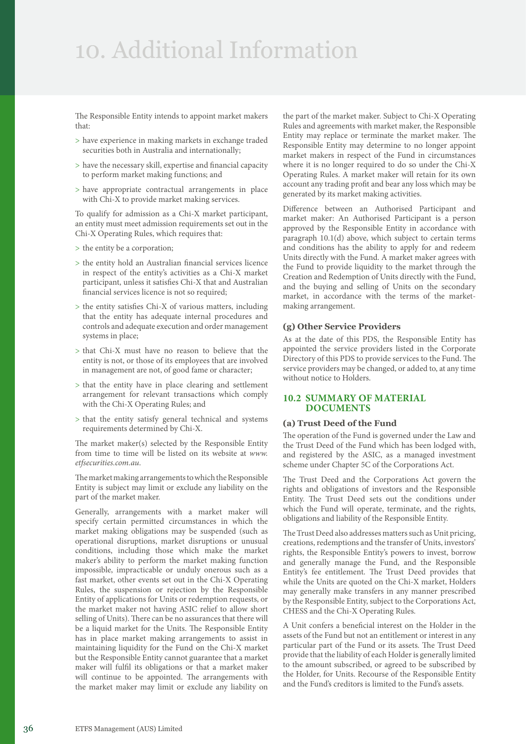# 10. Additional Information

The Responsible Entity intends to appoint market makers that:

> have experience in making markets in exchange traded securities both in Australia and internationally;

> have the necessary skill, expertise and financial capacity to perform market making functions; and

> have appropriate contractual arrangements in place with Chi-X to provide market making services.

To qualify for admission as a Chi-X market participant, an entity must meet admission requirements set out in the Chi-X Operating Rules, which requires that:

> the entity be a corporation;

> the entity hold an Australian financial services licence in respect of the entity's activities as a Chi-X market participant, unless it satisfies Chi-X that and Australian financial services licence is not so required;

> the entity satisfies Chi-X of various matters, including that the entity has adequate internal procedures and controls and adequate execution and order management systems in place;

> that Chi-X must have no reason to believe that the entity is not, or those of its employees that are involved in management are not, of good fame or character;

> that the entity have in place clearing and settlement arrangement for relevant transactions which comply with the Chi-X Operating Rules; and

> that the entity satisfy general technical and systems requirements determined by Chi-X.

The market maker(s) selected by the Responsible Entity from time to time will be listed on its website at *www.etfsecurities.com.au*.

The market making arrangements to which the Responsible Entity is subject may limit or exclude any liability on the part of the market maker.

Generally, arrangements with a market maker will specify certain permitted circumstances in which the market making obligations may be suspended (such as operational disruptions, market disruptions or unusual conditions, including those which make the market maker's ability to perform the market making function impossible, impracticable or unduly onerous such as a fast market, other events set out in the Chi-X Operating Rules, the suspension or rejection by the Responsible Entity of applications for Units or redemption requests, or the market maker not having ASIC relief to allow short selling of Units). There can be no assurances that there will be a liquid market for the Units. The Responsible Entity has in place market making arrangements to assist in maintaining liquidity for the Fund on the Chi-X market but the Responsible Entity cannot guarantee that a market maker will fulfil its obligations or that a market maker will continue to be appointed. The arrangements with the market maker may limit or exclude any liability on the part of the market maker. Subject to Chi-X Operating Rules and agreements with market maker, the Responsible Entity may replace or terminate the market maker. The Responsible Entity may determine to no longer appoint market makers in respect of the Fund in circumstances where it is no longer required to do so under the Chi-X Operating Rules. A market maker will retain for its own account any trading profit and bear any loss which may be generated by its market making activities.

Difference between an Authorised Participant and market maker: An Authorised Participant is a person approved by the Responsible Entity in accordance with paragraph 10.1(d) above, which subject to certain terms and conditions has the ability to apply for and redeem Units directly with the Fund. A market maker agrees with the Fund to provide liquidity to the market through the Creation and Redemption of Units directly with the Fund, and the buying and selling of Units on the secondary market, in accordance with the terms of the market-making arrangement.

### (g) Other Service Providers

As at the date of this PDS, the Responsible Entity has appointed the service providers listed in the Corporate Directory of this PDS to provide services to the Fund. The service providers may be changed, or added to, at any time without notice to Holders.

## 10.2 SUMMARY OF MATERIAL DOCUMENTS

### (a) Trust Deed of the Fund

The operation of the Fund is governed under the Law and the Trust Deed of the Fund which has been lodged with, and registered by the ASIC, as a managed investment scheme under Chapter 5C of the Corporations Act.

The Trust Deed and the Corporations Act govern the rights and obligations of investors and the Responsible Entity. The Trust Deed sets out the conditions under which the Fund will operate, terminate, and the rights, obligations and liability of the Responsible Entity.

The Trust Deed also addresses matters such as Unit pricing, creations, redemptions and the transfer of Units, investors' rights, the Responsible Entity's powers to invest, borrow and generally manage the Fund, and the Responsible Entity's fee entitlement. The Trust Deed provides that while the Units are quoted on the Chi-X market, Holders may generally make transfers in any manner prescribed by the Responsible Entity, subject to the Corporations Act, CHESS and the Chi-X Operating Rules.

A Unit confers a beneficial interest on the Holder in the assets of the Fund but not an entitlement or interest in any particular part of the Fund or its assets. The Trust Deed provide that the liability of each Holder is generally limited to the amount subscribed, or agreed to be subscribed by the Holder, for Units. Recourse of the Responsible Entity and the Fund's creditors is limited to the Fund's assets.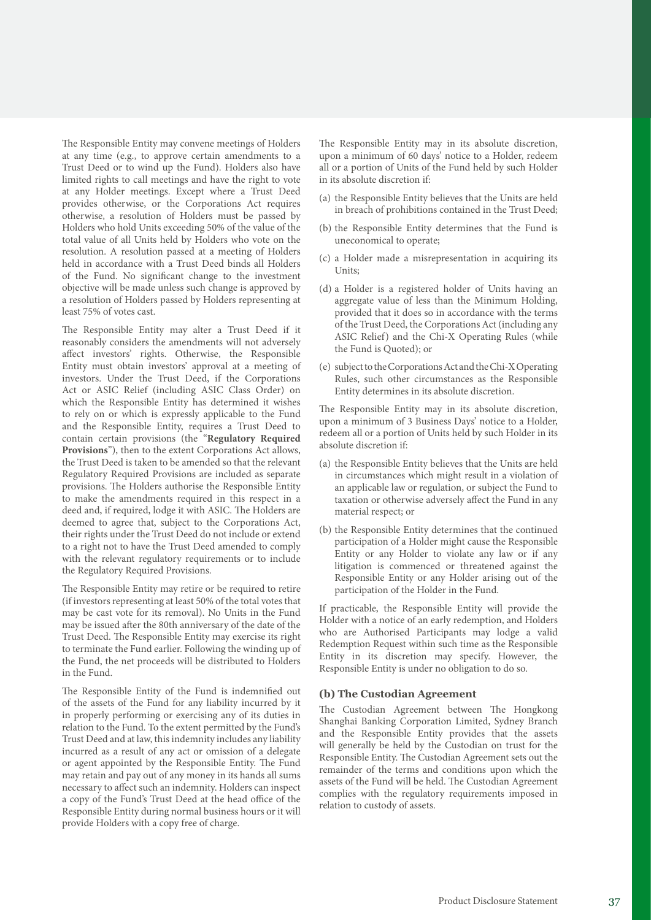The Responsible Entity may convene meetings of Holders at any time (e.g., to approve certain amendments to a Trust Deed or to wind up the Fund). Holders also have limited rights to call meetings and have the right to vote at any Holder meetings. Except where a Trust Deed provides otherwise, or the Corporations Act requires otherwise, a resolution of Holders must be passed by Holders who hold Units exceeding 50% of the value of the total value of all Units held by Holders who vote on the resolution. A resolution passed at a meeting of Holders held in accordance with a Trust Deed binds all Holders of the Fund. No significant change to the investment objective will be made unless such change is approved by a resolution of Holders passed by Holders representing at least 75% of votes cast.

The Responsible Entity may alter a Trust Deed if it reasonably considers the amendments will not adversely affect investors' rights. Otherwise, the Responsible Entity must obtain investors' approval at a meeting of investors. Under the Trust Deed, if the Corporations Act or ASIC Relief (including ASIC Class Order) on which the Responsible Entity has determined it wishes to rely on or which is expressly applicable to the Fund and the Responsible Entity, requires a Trust Deed to contain certain provisions (the "**Regulatory Required Provisions**"), then to the extent Corporations Act allows, the Trust Deed is taken to be amended so that the relevant Regulatory Required Provisions are included as separate provisions. The Holders authorise the Responsible Entity to make the amendments required in this respect in a deed and, if required, lodge it with ASIC. The Holders are deemed to agree that, subject to the Corporations Act, their rights under the Trust Deed do not include or extend to a right not to have the Trust Deed amended to comply with the relevant regulatory requirements or to include the Regulatory Required Provisions.

The Responsible Entity may retire or be required to retire (if investors representing at least 50% of the total votes that may be cast vote for its removal). No Units in the Fund may be issued after the 80th anniversary of the date of the Trust Deed. The Responsible Entity may exercise its right to terminate the Fund earlier. Following the winding up of the Fund, the net proceeds will be distributed to Holders in the Fund.

The Responsible Entity of the Fund is indemnified out of the assets of the Fund for any liability incurred by it in properly performing or exercising any of its duties in relation to the Fund. To the extent permitted by the Fund's Trust Deed and at law, this indemnity includes any liability incurred as a result of any act or omission of a delegate or agent appointed by the Responsible Entity. The Fund may retain and pay out of any money in its hands all sums necessary to affect such an indemnity. Holders can inspect a copy of the Fund's Trust Deed at the head office of the Responsible Entity during normal business hours or it will provide Holders with a copy free of charge.

The Responsible Entity may in its absolute discretion, upon a minimum of 60 days' notice to a Holder, redeem all or a portion of Units of the Fund held by such Holder in its absolute discretion if:

(a) the Responsible Entity believes that the Units are held in breach of prohibitions contained in the Trust Deed;

(b) the Responsible Entity determines that the Fund is uneconomical to operate;

(c) a Holder made a misrepresentation in acquiring its Units;

(d) a Holder is a registered holder of Units having an aggregate value of less than the Minimum Holding, provided that it does so in accordance with the terms of the Trust Deed, the Corporations Act (including any ASIC Relief) and the Chi-X Operating Rules (while the Fund is Quoted); or

(e) subject to the Corporations Act and the Chi-X Operating Rules, such other circumstances as the Responsible Entity determines in its absolute discretion.

The Responsible Entity may in its absolute discretion, upon a minimum of 3 Business Days' notice to a Holder, redeem all or a portion of Units held by such Holder in its absolute discretion if:

(a) the Responsible Entity believes that the Units are held in circumstances which might result in a violation of an applicable law or regulation, or subject the Fund to taxation or otherwise adversely affect the Fund in any material respect; or

(b) the Responsible Entity determines that the continued participation of a Holder might cause the Responsible Entity or any Holder to violate any law or if any litigation is commenced or threatened against the Responsible Entity or any Holder arising out of the participation of the Holder in the Fund.

If practicable, the Responsible Entity will provide the Holder with a notice of an early redemption, and Holders who are Authorised Participants may lodge a valid Redemption Request within such time as the Responsible Entity in its discretion may specify. However, the Responsible Entity is under no obligation to do so.

### (b) The Custodian Agreement

The Custodian Agreement between The Hongkong Shanghai Banking Corporation Limited, Sydney Branch and the Responsible Entity provides that the assets will generally be held by the Custodian on trust for the Responsible Entity. The Custodian Agreement sets out the remainder of the terms and conditions upon which the assets of the Fund will be held. The Custodian Agreement complies with the regulatory requirements imposed in relation to custody of assets.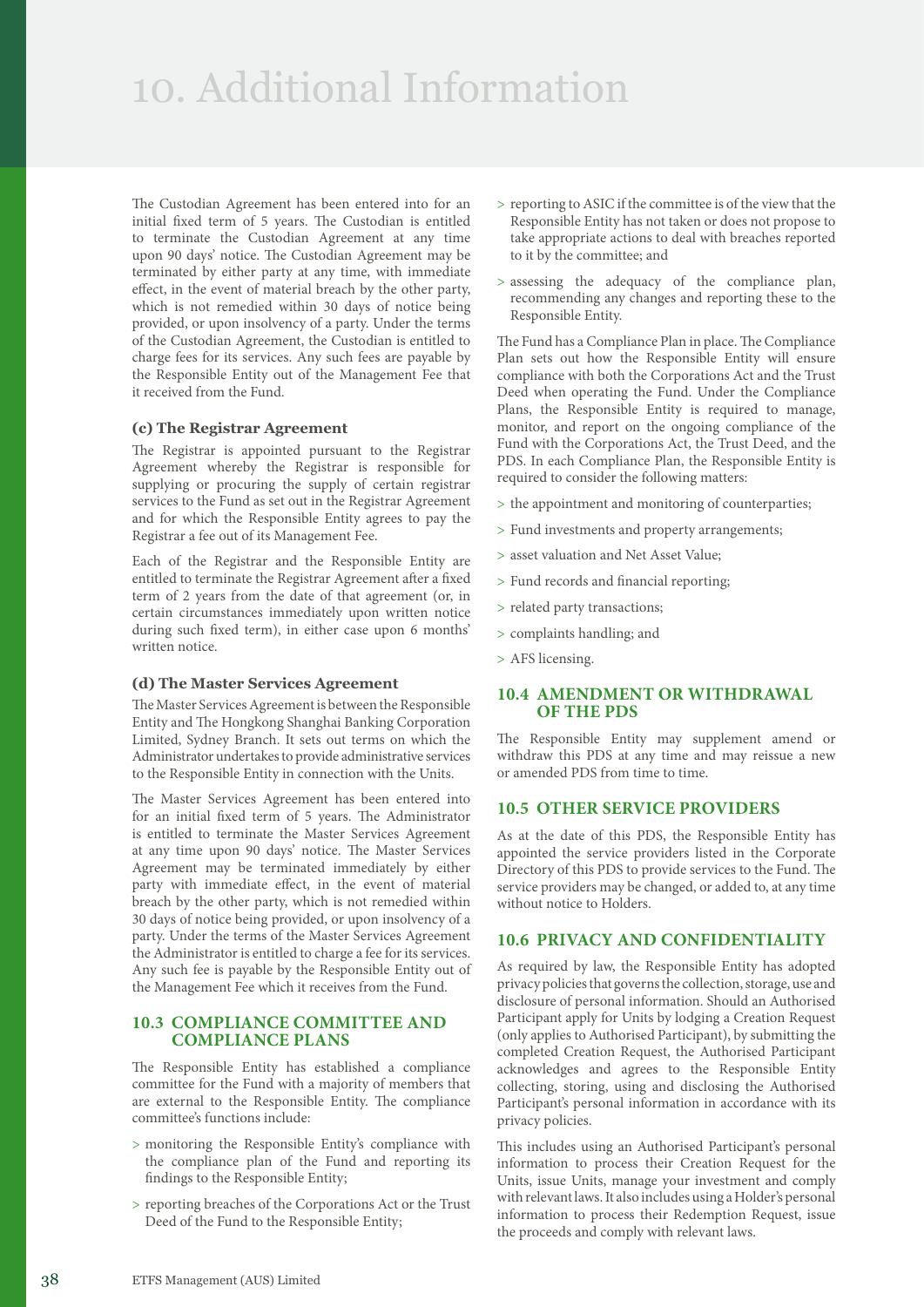# 10. Additional Information

The Custodian Agreement has been entered into for an initial fixed term of 5 years. The Custodian is entitled to terminate the Custodian Agreement at any time upon 90 days' notice. The Custodian Agreement may be terminated by either party at any time, with immediate effect, in the event of material breach by the other party, which is not remedied within 30 days of notice being provided, or upon insolvency of a party. Under the terms of the Custodian Agreement, the Custodian is entitled to charge fees for its services. Any such fees are payable by the Responsible Entity out of the Management Fee that it received from the Fund.

### (c) The Registrar Agreement

The Registrar is appointed pursuant to the Registrar Agreement whereby the Registrar is responsible for supplying or procuring the supply of certain registrar services to the Fund as set out in the Registrar Agreement and for which the Responsible Entity agrees to pay the Registrar a fee out of its Management Fee.

Each of the Registrar and the Responsible Entity are entitled to terminate the Registrar Agreement after a fixed term of 2 years from the date of that agreement (or, in certain circumstances immediately upon written notice during such fixed term), in either case upon 6 months' written notice.

### (d) The Master Services Agreement

The Master Services Agreement is between the Responsible Entity and The Hongkong Shanghai Banking Corporation Limited, Sydney Branch. It sets out terms on which the Administrator undertakes to provide administrative services to the Responsible Entity in connection with the Units.

The Master Services Agreement has been entered into for an initial fixed term of 5 years. The Administrator is entitled to terminate the Master Services Agreement at any time upon 90 days' notice. The Master Services Agreement may be terminated immediately by either party with immediate effect, in the event of material breach by the other party, which is not remedied within 30 days of notice being provided, or upon insolvency of a party. Under the terms of the Master Services Agreement the Administrator is entitled to charge a fee for its services. Any such fee is payable by the Responsible Entity out of the Management Fee which it receives from the Fund.

## 10.3 COMPLIANCE COMMITTEE AND COMPLIANCE PLANS

The Responsible Entity has established a compliance committee for the Fund with a majority of members that are external to the Responsible Entity. The compliance committee's functions include:

> monitoring the Responsible Entity's compliance with the compliance plan of the Fund and reporting its findings to the Responsible Entity;

> reporting breaches of the Corporations Act or the Trust Deed of the Fund to the Responsible Entity;

> reporting to ASIC if the committee is of the view that the Responsible Entity has not taken or does not propose to take appropriate actions to deal with breaches reported to it by the committee; and

> assessing the adequacy of the compliance plan, recommending any changes and reporting these to the Responsible Entity.

The Fund has a Compliance Plan in place. The Compliance Plan sets out how the Responsible Entity will ensure compliance with both the Corporations Act and the Trust Deed when operating the Fund. Under the Compliance Plans, the Responsible Entity is required to manage, monitor, and report on the ongoing compliance of the Fund with the Corporations Act, the Trust Deed, and the PDS. In each Compliance Plan, the Responsible Entity is required to consider the following matters:

> the appointment and monitoring of counterparties;

> Fund investments and property arrangements;

> asset valuation and Net Asset Value;

> Fund records and financial reporting;

> related party transactions;

> complaints handling; and

> AFS licensing.

## 10.4 AMENDMENT OR WITHDRAWAL OF THE PDS

The Responsible Entity may supplement amend or withdraw this PDS at any time and may reissue a new or amended PDS from time to time.

## 10.5 OTHER SERVICE PROVIDERS

As at the date of this PDS, the Responsible Entity has appointed the service providers listed in the Corporate Directory of this PDS to provide services to the Fund. The service providers may be changed, or added to, at any time without notice to Holders.

## 10.6 PRIVACY AND CONFIDENTIALITY

As required by law, the Responsible Entity has adopted privacy policies that governs the collection, storage, use and disclosure of personal information. Should an Authorised Participant apply for Units by lodging a Creation Request (only applies to Authorised Participant), by submitting the completed Creation Request, the Authorised Participant acknowledges and agrees to the Responsible Entity collecting, storing, using and disclosing the Authorised Participant's personal information in accordance with its privacy policies.

This includes using an Authorised Participant's personal information to process their Creation Request for the Units, issue Units, manage your investment and comply with relevant laws. It also includes using a Holder's personal information to process their Redemption Request, issue the proceeds and comply with relevant laws.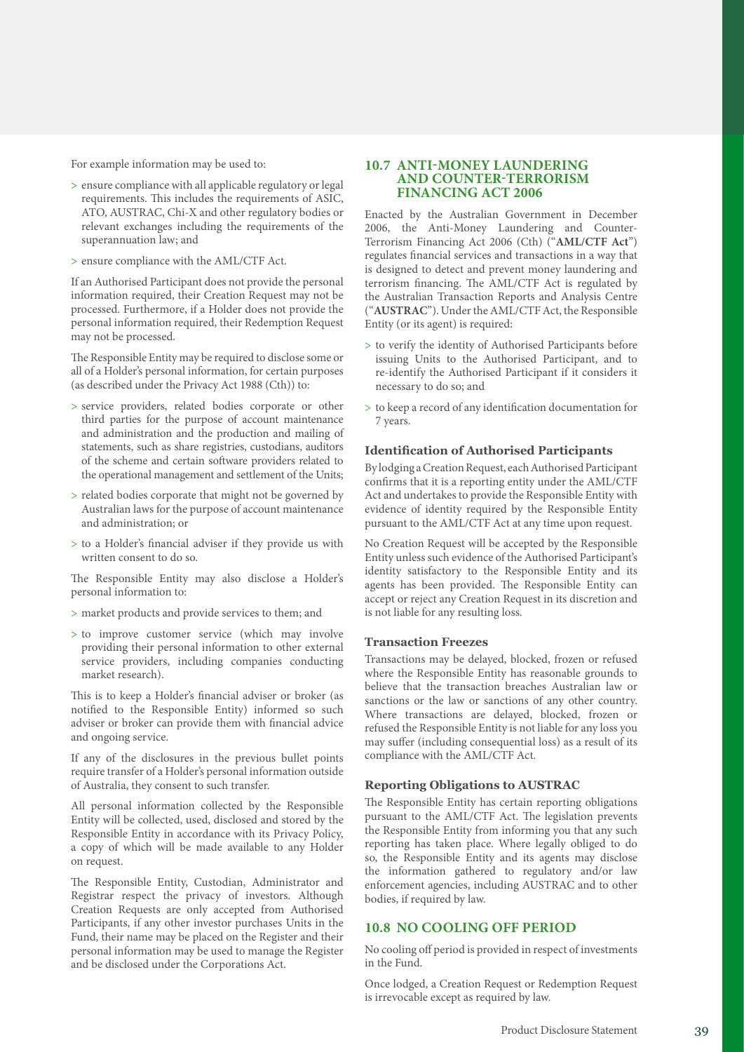For example information may be used to:

- ensure compliance with all applicable regulatory or legal requirements. This includes the requirements of ASIC, ATO, AUSTRAC, Chi-X and other regulatory bodies or relevant exchanges including the requirements of the superannuation law; and
- ensure compliance with the AML/CTF Act.

If an Authorised Participant does not provide the personal information required, their Creation Request may not be processed. Furthermore, if a Holder does not provide the personal information required, their Redemption Request may not be processed.

The Responsible Entity may be required to disclose some or all of a Holder's personal information, for certain purposes (as described under the Privacy Act 1988 (Cth)) to:

- service providers, related bodies corporate or other third parties for the purpose of account maintenance and administration and the production and mailing of statements, such as share registries, custodians, auditors of the scheme and certain software providers related to the operational management and settlement of the Units;
- related bodies corporate that might not be governed by Australian laws for the purpose of account maintenance and administration; or
- to a Holder's financial adviser if they provide us with written consent to do so.

The Responsible Entity may also disclose a Holder's personal information to:

- market products and provide services to them; and
- to improve customer service (which may involve providing their personal information to other external service providers, including companies conducting market research).

This is to keep a Holder's financial adviser or broker (as notified to the Responsible Entity) informed so such adviser or broker can provide them with financial advice and ongoing service.

If any of the disclosures in the previous bullet points require transfer of a Holder's personal information outside of Australia, they consent to such transfer.

All personal information collected by the Responsible Entity will be collected, used, disclosed and stored by the Responsible Entity in accordance with its Privacy Policy, a copy of which will be made available to any Holder on request.

The Responsible Entity, Custodian, Administrator and Registrar respect the privacy of investors. Although Creation Requests are only accepted from Authorised Participants, if any other investor purchases Units in the Fund, their name may be placed on the Register and their personal information may be used to manage the Register and be disclosed under the Corporations Act.

## 10.7 ANTI-MONEY LAUNDERING AND COUNTER-TERRORISM FINANCING ACT 2006

Enacted by the Australian Government in December 2006, the Anti-Money Laundering and Counter-Terrorism Financing Act 2006 (Cth) ("**AML/CTF Act**") regulates financial services and transactions in a way that is designed to detect and prevent money laundering and terrorism financing. The AML/CTF Act is regulated by the Australian Transaction Reports and Analysis Centre ("**AUSTRAC**"). Under the AML/CTF Act, the Responsible Entity (or its agent) is required:

- to verify the identity of Authorised Participants before issuing Units to the Authorised Participant, and to re-identify the Authorised Participant if it considers it necessary to do so; and
- to keep a record of any identification documentation for 7 years.

### Identification of Authorised Participants

By lodging a Creation Request, each Authorised Participant confirms that it is a reporting entity under the AML/CTF Act and undertakes to provide the Responsible Entity with evidence of identity required by the Responsible Entity pursuant to the AML/CTF Act at any time upon request.

No Creation Request will be accepted by the Responsible Entity unless such evidence of the Authorised Participant's identity satisfactory to the Responsible Entity and its agents has been provided. The Responsible Entity can accept or reject any Creation Request in its discretion and is not liable for any resulting loss.

### Transaction Freezes

Transactions may be delayed, blocked, frozen or refused where the Responsible Entity has reasonable grounds to believe that the transaction breaches Australian law or sanctions or the law or sanctions of any other country. Where transactions are delayed, blocked, frozen or refused the Responsible Entity is not liable for any loss you may suffer (including consequential loss) as a result of its compliance with the AML/CTF Act.

### Reporting Obligations to AUSTRAC

The Responsible Entity has certain reporting obligations pursuant to the AML/CTF Act. The legislation prevents the Responsible Entity from informing you that any such reporting has taken place. Where legally obliged to do so, the Responsible Entity and its agents may disclose the information gathered to regulatory and/or law enforcement agencies, including AUSTRAC and to other bodies, if required by law.

## 10.8 NO COOLING OFF PERIOD

No cooling off period is provided in respect of investments in the Fund.

Once lodged, a Creation Request or Redemption Request is irrevocable except as required by law.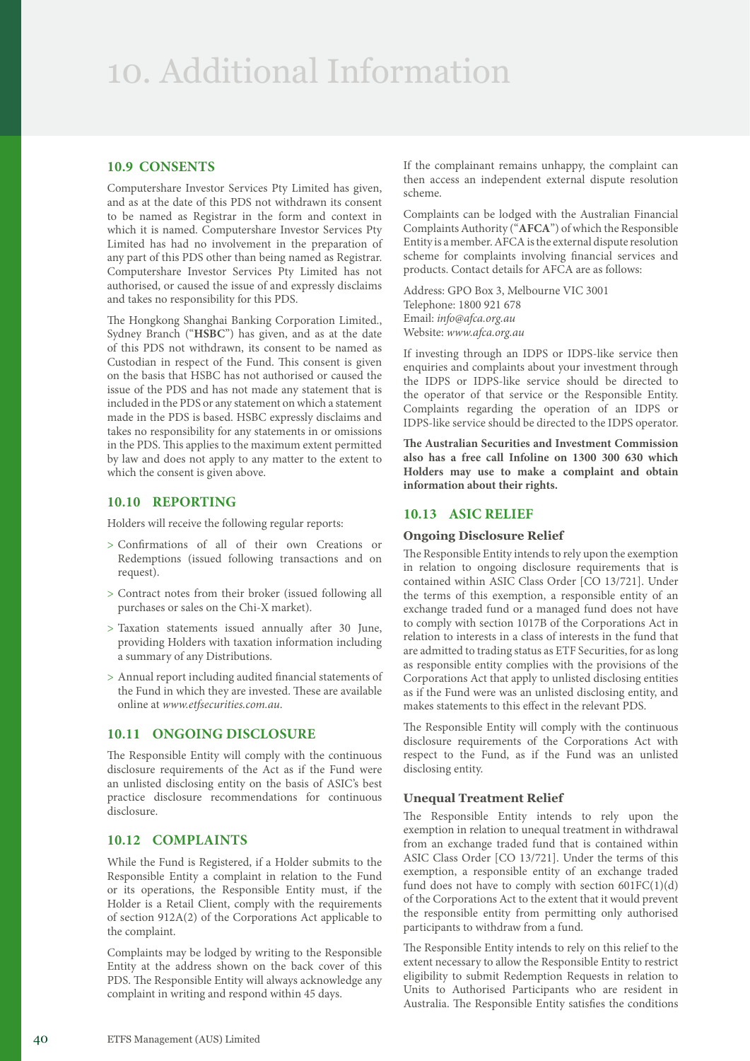# 10. Additional Information

## 10.9 CONSENTS

Computershare Investor Services Pty Limited has given, and as at the date of this PDS not withdrawn its consent to be named as Registrar in the form and context in which it is named. Computershare Investor Services Pty Limited has had no involvement in the preparation of any part of this PDS other than being named as Registrar. Computershare Investor Services Pty Limited has not authorised, or caused the issue of and expressly disclaims and takes no responsibility for this PDS.

The Hongkong Shanghai Banking Corporation Limited., Sydney Branch ("**HSBC**") has given, and as at the date of this PDS not withdrawn, its consent to be named as Custodian in respect of the Fund. This consent is given on the basis that HSBC has not authorised or caused the issue of the PDS and has not made any statement that is included in the PDS or any statement on which a statement made in the PDS is based. HSBC expressly disclaims and takes no responsibility for any statements in or omissions in the PDS. This applies to the maximum extent permitted by law and does not apply to any matter to the extent to which the consent is given above.

## 10.10 REPORTING

Holders will receive the following regular reports:

> Confirmations of all of their own Creations or Redemptions (issued following transactions and on request).

> Contract notes from their broker (issued following all purchases or sales on the Chi-X market).

> Taxation statements issued annually after 30 June, providing Holders with taxation information including a summary of any Distributions.

> Annual report including audited financial statements of the Fund in which they are invested. These are available online at *www.etfsecurities.com.au*.

## 10.11 ONGOING DISCLOSURE

The Responsible Entity will comply with the continuous disclosure requirements of the Act as if the Fund were an unlisted disclosing entity on the basis of ASIC's best practice disclosure recommendations for continuous disclosure.

## 10.12 COMPLAINTS

While the Fund is Registered, if a Holder submits to the Responsible Entity a complaint in relation to the Fund or its operations, the Responsible Entity must, if the Holder is a Retail Client, comply with the requirements of section 912A(2) of the Corporations Act applicable to the complaint.

Complaints may be lodged by writing to the Responsible Entity at the address shown on the back cover of this PDS. The Responsible Entity will always acknowledge any complaint in writing and respond within 45 days.

If the complainant remains unhappy, the complaint can then access an independent external dispute resolution scheme.

Complaints can be lodged with the Australian Financial Complaints Authority ("**AFCA**") of which the Responsible Entity is a member. AFCA is the external dispute resolution scheme for complaints involving financial services and products. Contact details for AFCA are as follows:

Address: GPO Box 3, Melbourne VIC 3001
Telephone: 1800 921 678
Email: *info@afca.org.au*
Website: *www.afca.org.au*

If investing through an IDPS or IDPS-like service then enquiries and complaints about your investment through the IDPS or IDPS-like service should be directed to the operator of that service or the Responsible Entity. Complaints regarding the operation of an IDPS or IDPS-like service should be directed to the IDPS operator.

**The Australian Securities and Investment Commission also has a free call Infoline on 1300 300 630 which Holders may use to make a complaint and obtain information about their rights.**

## 10.13 ASIC RELIEF

### Ongoing Disclosure Relief

The Responsible Entity intends to rely upon the exemption in relation to ongoing disclosure requirements that is contained within ASIC Class Order [CO 13/721]. Under the terms of this exemption, a responsible entity of an exchange traded fund or a managed fund does not have to comply with section 1017B of the Corporations Act in relation to interests in a class of interests in the fund that are admitted to trading status as ETF Securities, for as long as responsible entity complies with the provisions of the Corporations Act that apply to unlisted disclosing entities as if the Fund were was an unlisted disclosing entity, and makes statements to this effect in the relevant PDS.

The Responsible Entity will comply with the continuous disclosure requirements of the Corporations Act with respect to the Fund, as if the Fund was an unlisted disclosing entity.

### Unequal Treatment Relief

The Responsible Entity intends to rely upon the exemption in relation to unequal treatment in withdrawal from an exchange traded fund that is contained within ASIC Class Order [CO 13/721]. Under the terms of this exemption, a responsible entity of an exchange traded fund does not have to comply with section 601FC(1)(d) of the Corporations Act to the extent that it would prevent the responsible entity from permitting only authorised participants to withdraw from a fund.

The Responsible Entity intends to rely on this relief to the extent necessary to allow the Responsible Entity to restrict eligibility to submit Redemption Requests in relation to Units to Authorised Participants who are resident in Australia. The Responsible Entity satisfies the conditions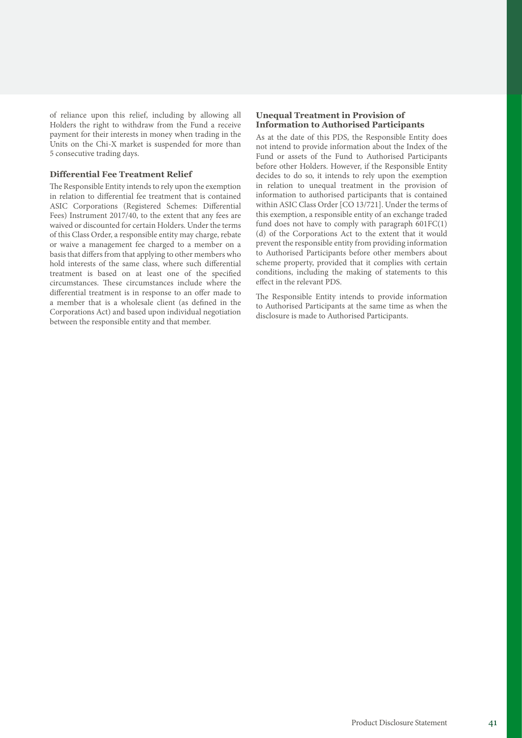of reliance upon this relief, including by allowing all Holders the right to withdraw from the Fund a receive payment for their interests in money when trading in the Units on the Chi-X market is suspended for more than 5 consecutive trading days.

### Differential Fee Treatment Relief

The Responsible Entity intends to rely upon the exemption in relation to differential fee treatment that is contained ASIC Corporations (Registered Schemes: Differential Fees) Instrument 2017/40, to the extent that any fees are waived or discounted for certain Holders. Under the terms of this Class Order, a responsible entity may charge, rebate or waive a management fee charged to a member on a basis that differs from that applying to other members who hold interests of the same class, where such differential treatment is based on at least one of the specified circumstances. These circumstances include where the differential treatment is in response to an offer made to a member that is a wholesale client (as defined in the Corporations Act) and based upon individual negotiation between the responsible entity and that member.

### Unequal Treatment in Provision of Information to Authorised Participants

As at the date of this PDS, the Responsible Entity does not intend to provide information about the Index of the Fund or assets of the Fund to Authorised Participants before other Holders. However, if the Responsible Entity decides to do so, it intends to rely upon the exemption in relation to unequal treatment in the provision of information to authorised participants that is contained within ASIC Class Order [CO 13/721]. Under the terms of this exemption, a responsible entity of an exchange traded fund does not have to comply with paragraph 601FC(1)(d) of the Corporations Act to the extent that it would prevent the responsible entity from providing information to Authorised Participants before other members about scheme property, provided that it complies with certain conditions, including the making of statements to this effect in the relevant PDS.

The Responsible Entity intends to provide information to Authorised Participants at the same time as when the disclosure is made to Authorised Participants.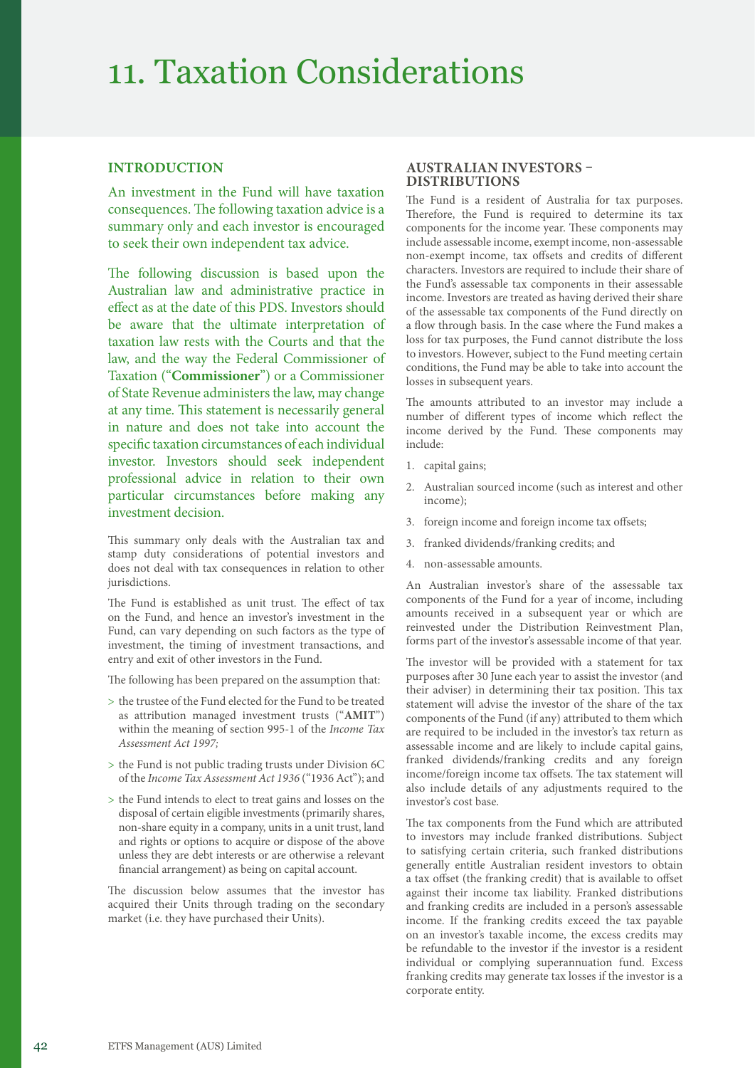# 11. Taxation Considerations

## INTRODUCTION

An investment in the Fund will have taxation consequences. The following taxation advice is a summary only and each investor is encouraged to seek their own independent tax advice.

The following discussion is based upon the Australian law and administrative practice in effect as at the date of this PDS. Investors should be aware that the ultimate interpretation of taxation law rests with the Courts and that the law, and the way the Federal Commissioner of Taxation ("**Commissioner**") or a Commissioner of State Revenue administers the law, may change at any time. This statement is necessarily general in nature and does not take into account the specific taxation circumstances of each individual investor. Investors should seek independent professional advice in relation to their own particular circumstances before making any investment decision.

This summary only deals with the Australian tax and stamp duty considerations of potential investors and does not deal with tax consequences in relation to other jurisdictions.

The Fund is established as unit trust. The effect of tax on the Fund, and hence an investor's investment in the Fund, can vary depending on such factors as the type of investment, the timing of investment transactions, and entry and exit of other investors in the Fund.

The following has been prepared on the assumption that:

> the trustee of the Fund elected for the Fund to be treated as attribution managed investment trusts ("**AMIT**") within the meaning of section 995-1 of the *Income Tax Assessment Act 1997;*

> the Fund is not public trading trusts under Division 6C of the *Income Tax Assessment Act 1936* ("1936 Act"); and

> the Fund intends to elect to treat gains and losses on the disposal of certain eligible investments (primarily shares, non-share equity in a company, units in a unit trust, land and rights or options to acquire or dispose of the above unless they are debt interests or are otherwise a relevant financial arrangement) as being on capital account.

The discussion below assumes that the investor has acquired their Units through trading on the secondary market (i.e. they have purchased their Units).

## AUSTRALIAN INVESTORS – DISTRIBUTIONS

The Fund is a resident of Australia for tax purposes. Therefore, the Fund is required to determine its tax components for the income year. These components may include assessable income, exempt income, non-assessable non-exempt income, tax offsets and credits of different characters. Investors are required to include their share of the Fund's assessable tax components in their assessable income. Investors are treated as having derived their share of the assessable tax components of the Fund directly on a flow through basis. In the case where the Fund makes a loss for tax purposes, the Fund cannot distribute the loss to investors. However, subject to the Fund meeting certain conditions, the Fund may be able to take into account the losses in subsequent years.

The amounts attributed to an investor may include a number of different types of income which reflect the income derived by the Fund. These components may include:

1. capital gains;
2. Australian sourced income (such as interest and other income);
3. foreign income and foreign income tax offsets;
3. franked dividends/franking credits; and
4. non-assessable amounts.

An Australian investor's share of the assessable tax components of the Fund for a year of income, including amounts received in a subsequent year or which are reinvested under the Distribution Reinvestment Plan, forms part of the investor's assessable income of that year.

The investor will be provided with a statement for tax purposes after 30 June each year to assist the investor (and their adviser) in determining their tax position. This tax statement will advise the investor of the share of the tax components of the Fund (if any) attributed to them which are required to be included in the investor's tax return as assessable income and are likely to include capital gains, franked dividends/franking credits and any foreign income/foreign income tax offsets. The tax statement will also include details of any adjustments required to the investor's cost base.

The tax components from the Fund which are attributed to investors may include franked distributions. Subject to satisfying certain criteria, such franked distributions generally entitle Australian resident investors to obtain a tax offset (the franking credit) that is available to offset against their income tax liability. Franked distributions and franking credits are included in a person's assessable income. If the franking credits exceed the tax payable on an investor's taxable income, the excess credits may be refundable to the investor if the investor is a resident individual or complying superannuation fund. Excess franking credits may generate tax losses if the investor is a corporate entity.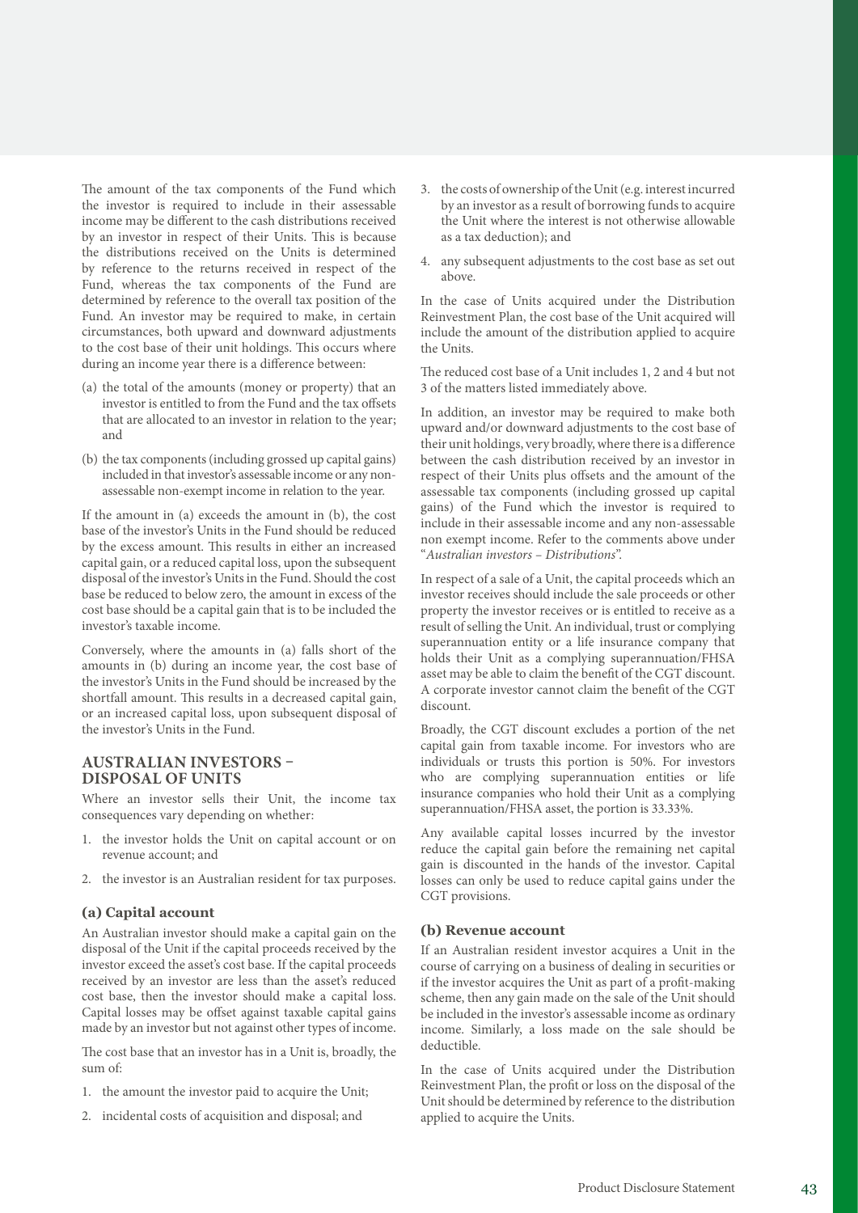The amount of the tax components of the Fund which the investor is required to include in their assessable income may be different to the cash distributions received by an investor in respect of their Units. This is because the distributions received on the Units is determined by reference to the returns received in respect of the Fund, whereas the tax components of the Fund are determined by reference to the overall tax position of the Fund. An investor may be required to make, in certain circumstances, both upward and downward adjustments to the cost base of their unit holdings. This occurs where during an income year there is a difference between:

(a) the total of the amounts (money or property) that an investor is entitled to from the Fund and the tax offsets that are allocated to an investor in relation to the year; and

(b) the tax components (including grossed up capital gains) included in that investor's assessable income or any non-assessable non-exempt income in relation to the year.

If the amount in (a) exceeds the amount in (b), the cost base of the investor's Units in the Fund should be reduced by the excess amount. This results in either an increased capital gain, or a reduced capital loss, upon the subsequent disposal of the investor's Units in the Fund. Should the cost base be reduced to below zero, the amount in excess of the cost base should be a capital gain that is to be included the investor's taxable income.

Conversely, where the amounts in (a) falls short of the amounts in (b) during an income year, the cost base of the investor's Units in the Fund should be increased by the shortfall amount. This results in a decreased capital gain, or an increased capital loss, upon subsequent disposal of the investor's Units in the Fund.

## AUSTRALIAN INVESTORS – DISPOSAL OF UNITS

Where an investor sells their Unit, the income tax consequences vary depending on whether:

1. the investor holds the Unit on capital account or on revenue account; and
2. the investor is an Australian resident for tax purposes.

### (a) Capital account

An Australian investor should make a capital gain on the disposal of the Unit if the capital proceeds received by the investor exceed the asset's cost base. If the capital proceeds received by an investor are less than the asset's reduced cost base, then the investor should make a capital loss. Capital losses may be offset against taxable capital gains made by an investor but not against other types of income.

The cost base that an investor has in a Unit is, broadly, the sum of:

1. the amount the investor paid to acquire the Unit;
2. incidental costs of acquisition and disposal; and
3. the costs of ownership of the Unit (e.g. interest incurred by an investor as a result of borrowing funds to acquire the Unit where the interest is not otherwise allowable as a tax deduction); and
4. any subsequent adjustments to the cost base as set out above.

In the case of Units acquired under the Distribution Reinvestment Plan, the cost base of the Unit acquired will include the amount of the distribution applied to acquire the Units.

The reduced cost base of a Unit includes 1, 2 and 4 but not 3 of the matters listed immediately above.

In addition, an investor may be required to make both upward and/or downward adjustments to the cost base of their unit holdings, very broadly, where there is a difference between the cash distribution received by an investor in respect of their Units plus offsets and the amount of the assessable tax components (including grossed up capital gains) of the Fund which the investor is required to include in their assessable income and any non-assessable non exempt income. Refer to the comments above under "*Australian investors – Distributions*".

In respect of a sale of a Unit, the capital proceeds which an investor receives should include the sale proceeds or other property the investor receives or is entitled to receive as a result of selling the Unit. An individual, trust or complying superannuation entity or a life insurance company that holds their Unit as a complying superannuation/FHSA asset may be able to claim the benefit of the CGT discount. A corporate investor cannot claim the benefit of the CGT discount.

Broadly, the CGT discount excludes a portion of the net capital gain from taxable income. For investors who are individuals or trusts this portion is 50%. For investors who are complying superannuation entities or life insurance companies who hold their Unit as a complying superannuation/FHSA asset, the portion is 33.33%.

Any available capital losses incurred by the investor reduce the capital gain before the remaining net capital gain is discounted in the hands of the investor. Capital losses can only be used to reduce capital gains under the CGT provisions.

### (b) Revenue account

If an Australian resident investor acquires a Unit in the course of carrying on a business of dealing in securities or if the investor acquires the Unit as part of a profit-making scheme, then any gain made on the sale of the Unit should be included in the investor's assessable income as ordinary income. Similarly, a loss made on the sale should be deductible.

In the case of Units acquired under the Distribution Reinvestment Plan, the profit or loss on the disposal of the Unit should be determined by reference to the distribution applied to acquire the Units.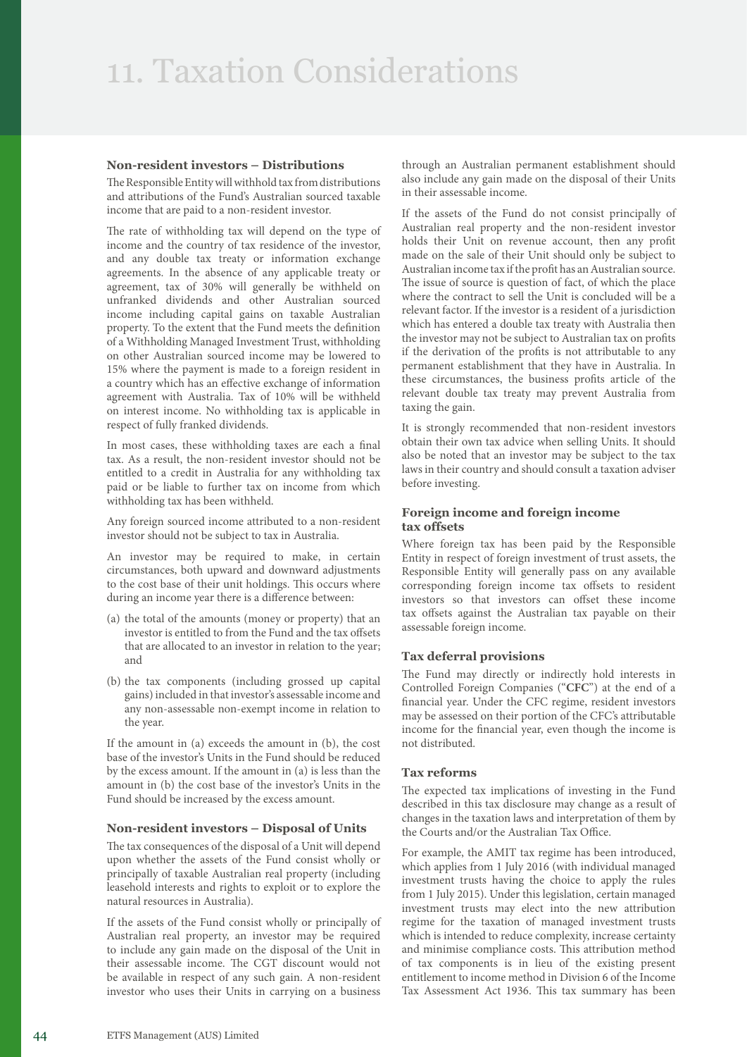# 11. Taxation Considerations

### Non-resident investors – Distributions

The Responsible Entity will withhold tax from distributions and attributions of the Fund's Australian sourced taxable income that are paid to a non-resident investor.

The rate of withholding tax will depend on the type of income and the country of tax residence of the investor, and any double tax treaty or information exchange agreements. In the absence of any applicable treaty or agreement, tax of 30% will generally be withheld on unfranked dividends and other Australian sourced income including capital gains on taxable Australian property. To the extent that the Fund meets the definition of a Withholding Managed Investment Trust, withholding on other Australian sourced income may be lowered to 15% where the payment is made to a foreign resident in a country which has an effective exchange of information agreement with Australia. Tax of 10% will be withheld on interest income. No withholding tax is applicable in respect of fully franked dividends.

In most cases, these withholding taxes are each a final tax. As a result, the non-resident investor should not be entitled to a credit in Australia for any withholding tax paid or be liable to further tax on income from which withholding tax has been withheld.

Any foreign sourced income attributed to a non-resident investor should not be subject to tax in Australia.

An investor may be required to make, in certain circumstances, both upward and downward adjustments to the cost base of their unit holdings. This occurs where during an income year there is a difference between:

(a) the total of the amounts (money or property) that an investor is entitled to from the Fund and the tax offsets that are allocated to an investor in relation to the year; and

(b) the tax components (including grossed up capital gains) included in that investor's assessable income and any non-assessable non-exempt income in relation to the year.

If the amount in (a) exceeds the amount in (b), the cost base of the investor's Units in the Fund should be reduced by the excess amount. If the amount in (a) is less than the amount in (b) the cost base of the investor's Units in the Fund should be increased by the excess amount.

### Non-resident investors – Disposal of Units

The tax consequences of the disposal of a Unit will depend upon whether the assets of the Fund consist wholly or principally of taxable Australian real property (including leasehold interests and rights to exploit or to explore the natural resources in Australia).

If the assets of the Fund consist wholly or principally of Australian real property, an investor may be required to include any gain made on the disposal of the Unit in their assessable income. The CGT discount would not be available in respect of any such gain. A non-resident investor who uses their Units in carrying on a business through an Australian permanent establishment should also include any gain made on the disposal of their Units in their assessable income.

If the assets of the Fund do not consist principally of Australian real property and the non-resident investor holds their Unit on revenue account, then any profit made on the sale of their Unit should only be subject to Australian income tax if the profit has an Australian source. The issue of source is question of fact, of which the place where the contract to sell the Unit is concluded will be a relevant factor. If the investor is a resident of a jurisdiction which has entered a double tax treaty with Australia then the investor may not be subject to Australian tax on profits if the derivation of the profits is not attributable to any permanent establishment that they have in Australia. In these circumstances, the business profits article of the relevant double tax treaty may prevent Australia from taxing the gain.

It is strongly recommended that non-resident investors obtain their own tax advice when selling Units. It should also be noted that an investor may be subject to the tax laws in their country and should consult a taxation adviser before investing.

### Foreign income and foreign income tax offsets

Where foreign tax has been paid by the Responsible Entity in respect of foreign investment of trust assets, the Responsible Entity will generally pass on any available corresponding foreign income tax offsets to resident investors so that investors can offset these income tax offsets against the Australian tax payable on their assessable foreign income.

### Tax deferral provisions

The Fund may directly or indirectly hold interests in Controlled Foreign Companies ("**CFC**") at the end of a financial year. Under the CFC regime, resident investors may be assessed on their portion of the CFC's attributable income for the financial year, even though the income is not distributed.

### Tax reforms

The expected tax implications of investing in the Fund described in this tax disclosure may change as a result of changes in the taxation laws and interpretation of them by the Courts and/or the Australian Tax Office.

For example, the AMIT tax regime has been introduced, which applies from 1 July 2016 (with individual managed investment trusts having the choice to apply the rules from 1 July 2015). Under this legislation, certain managed investment trusts may elect into the new attribution regime for the taxation of managed investment trusts which is intended to reduce complexity, increase certainty and minimise compliance costs. This attribution method of tax components is in lieu of the existing present entitlement to income method in Division 6 of the Income Tax Assessment Act 1936. This tax summary has been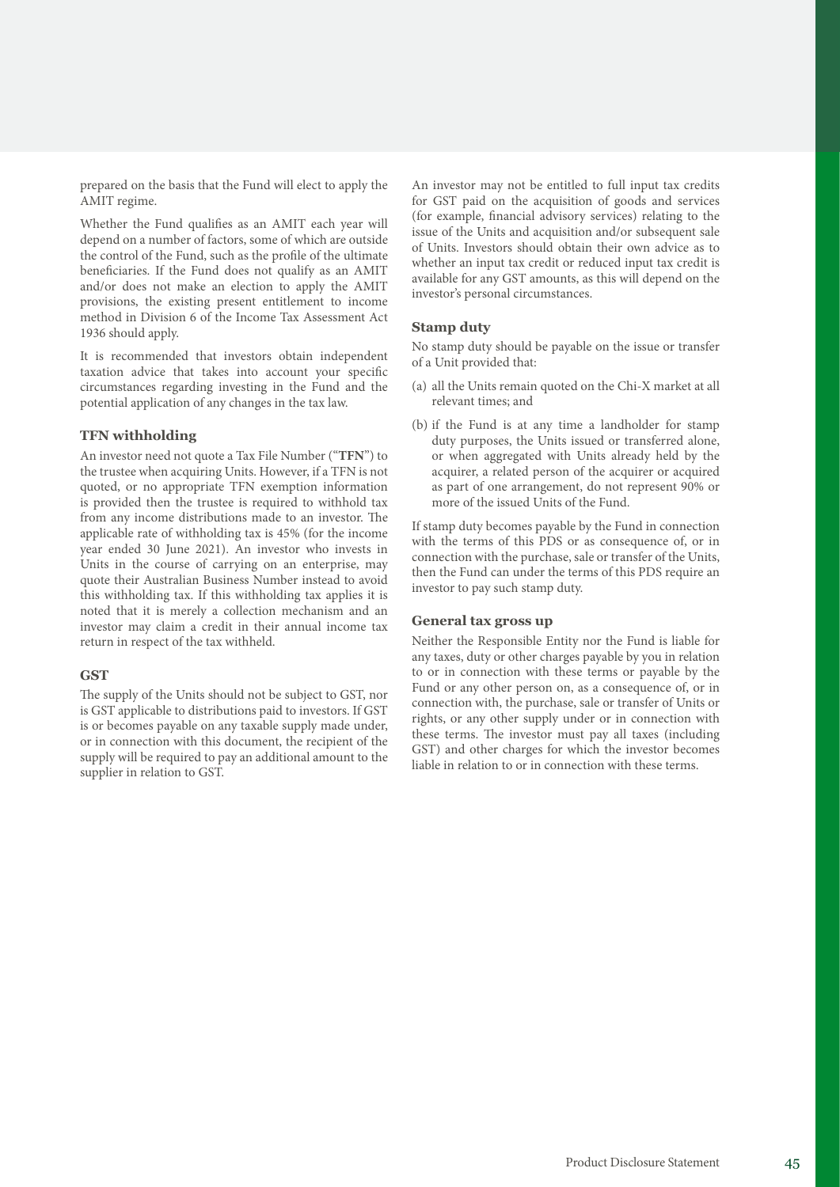prepared on the basis that the Fund will elect to apply the AMIT regime.

Whether the Fund qualifies as an AMIT each year will depend on a number of factors, some of which are outside the control of the Fund, such as the profile of the ultimate beneficiaries. If the Fund does not qualify as an AMIT and/or does not make an election to apply the AMIT provisions, the existing present entitlement to income method in Division 6 of the Income Tax Assessment Act 1936 should apply.

It is recommended that investors obtain independent taxation advice that takes into account your specific circumstances regarding investing in the Fund and the potential application of any changes in the tax law.

### TFN withholding

An investor need not quote a Tax File Number ("**TFN**") to the trustee when acquiring Units. However, if a TFN is not quoted, or no appropriate TFN exemption information is provided then the trustee is required to withhold tax from any income distributions made to an investor. The applicable rate of withholding tax is 45% (for the income year ended 30 June 2021). An investor who invests in Units in the course of carrying on an enterprise, may quote their Australian Business Number instead to avoid this withholding tax. If this withholding tax applies it is noted that it is merely a collection mechanism and an investor may claim a credit in their annual income tax return in respect of the tax withheld.

### GST

The supply of the Units should not be subject to GST, nor is GST applicable to distributions paid to investors. If GST is or becomes payable on any taxable supply made under, or in connection with this document, the recipient of the supply will be required to pay an additional amount to the supplier in relation to GST.

An investor may not be entitled to full input tax credits for GST paid on the acquisition of goods and services (for example, financial advisory services) relating to the issue of the Units and acquisition and/or subsequent sale of Units. Investors should obtain their own advice as to whether an input tax credit or reduced input tax credit is available for any GST amounts, as this will depend on the investor's personal circumstances.

### Stamp duty

No stamp duty should be payable on the issue or transfer of a Unit provided that:

(a) all the Units remain quoted on the Chi-X market at all relevant times; and

(b) if the Fund is at any time a landholder for stamp duty purposes, the Units issued or transferred alone, or when aggregated with Units already held by the acquirer, a related person of the acquirer or acquired as part of one arrangement, do not represent 90% or more of the issued Units of the Fund.

If stamp duty becomes payable by the Fund in connection with the terms of this PDS or as consequence of, or in connection with the purchase, sale or transfer of the Units, then the Fund can under the terms of this PDS require an investor to pay such stamp duty.

### General tax gross up

Neither the Responsible Entity nor the Fund is liable for any taxes, duty or other charges payable by you in relation to or in connection with these terms or payable by the Fund or any other person on, as a consequence of, or in connection with, the purchase, sale or transfer of Units or rights, or any other supply under or in connection with these terms. The investor must pay all taxes (including GST) and other charges for which the investor becomes liable in relation to or in connection with these terms.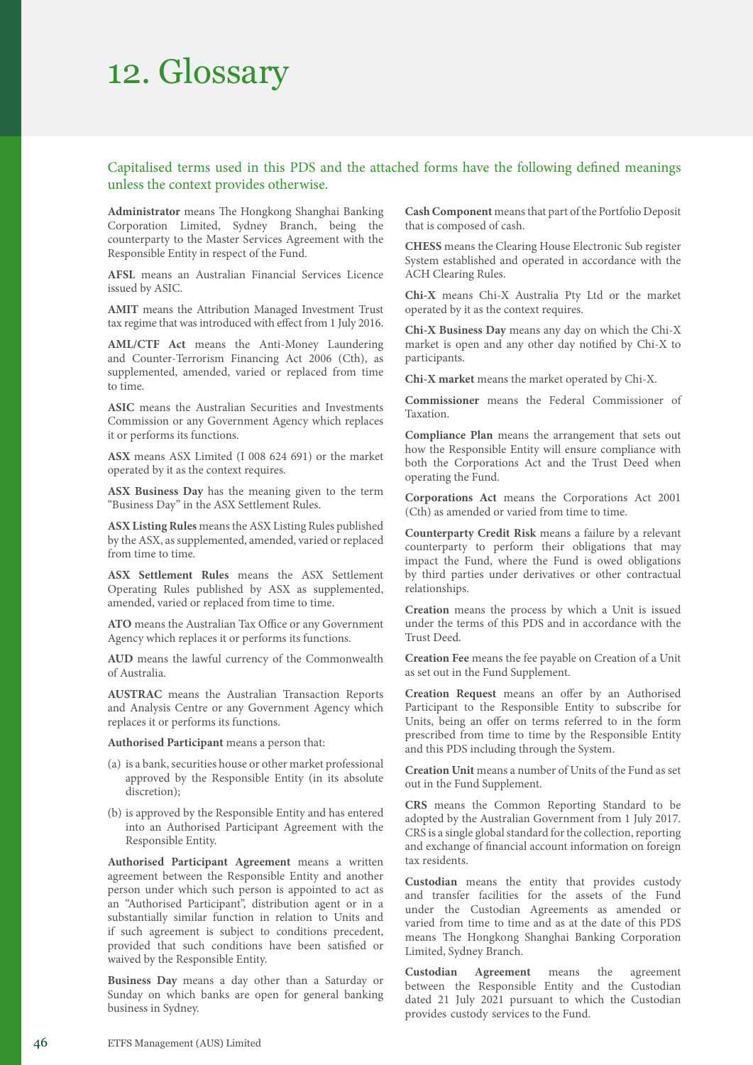# 12. Glossary

Capitalised terms used in this PDS and the attached forms have the following defined meanings unless the context provides otherwise.

**Administrator** means The Hongkong Shanghai Banking Corporation Limited, Sydney Branch, being the counterparty to the Master Services Agreement with the Responsible Entity in respect of the Fund.

**AFSL** means an Australian Financial Services Licence issued by ASIC.

**AMIT** means the Attribution Managed Investment Trust tax regime that was introduced with effect from 1 July 2016.

**AML/CTF Act** means the Anti-Money Laundering and Counter-Terrorism Financing Act 2006 (Cth), as supplemented, amended, varied or replaced from time to time.

**ASIC** means the Australian Securities and Investments Commission or any Government Agency which replaces it or performs its functions.

**ASX** means ASX Limited (I 008 624 691) or the market operated by it as the context requires.

**ASX Business Day** has the meaning given to the term "Business Day" in the ASX Settlement Rules.

**ASX Listing Rules** means the ASX Listing Rules published by the ASX, as supplemented, amended, varied or replaced from time to time.

**ASX Settlement Rules** means the ASX Settlement Operating Rules published by ASX as supplemented, amended, varied or replaced from time to time.

**ATO** means the Australian Tax Office or any Government Agency which replaces it or performs its functions.

**AUD** means the lawful currency of the Commonwealth of Australia.

**AUSTRAC** means the Australian Transaction Reports and Analysis Centre or any Government Agency which replaces it or performs its functions.

**Authorised Participant** means a person that:

(a) is a bank, securities house or other market professional approved by the Responsible Entity (in its absolute discretion);

(b) is approved by the Responsible Entity and has entered into an Authorised Participant Agreement with the Responsible Entity.

**Authorised Participant Agreement** means a written agreement between the Responsible Entity and another person under which such person is appointed to act as an "Authorised Participant", distribution agent or in a substantially similar function in relation to Units and if such agreement is subject to conditions precedent, provided that such conditions have been satisfied or waived by the Responsible Entity.

**Business Day** means a day other than a Saturday or Sunday on which banks are open for general banking business in Sydney.

**Cash Component** means that part of the Portfolio Deposit that is composed of cash.

**CHESS** means the Clearing House Electronic Sub register System established and operated in accordance with the ACH Clearing Rules.

**Chi-X** means Chi-X Australia Pty Ltd or the market operated by it as the context requires.

**Chi-X Business Day** means any day on which the Chi-X market is open and any other day notified by Chi-X to participants.

**Chi-X market** means the market operated by Chi-X.

**Commissioner** means the Federal Commissioner of Taxation.

**Compliance Plan** means the arrangement that sets out how the Responsible Entity will ensure compliance with both the Corporations Act and the Trust Deed when operating the Fund.

**Corporations Act** means the Corporations Act 2001 (Cth) as amended or varied from time to time.

**Counterparty Credit Risk** means a failure by a relevant counterparty to perform their obligations that may impact the Fund, where the Fund is owed obligations by third parties under derivatives or other contractual relationships.

**Creation** means the process by which a Unit is issued under the terms of this PDS and in accordance with the Trust Deed.

**Creation Fee** means the fee payable on Creation of a Unit as set out in the Fund Supplement.

**Creation Request** means an offer by an Authorised Participant to the Responsible Entity to subscribe for Units, being an offer on terms referred to in the form prescribed from time to time by the Responsible Entity and this PDS including through the System.

**Creation Unit** means a number of Units of the Fund as set out in the Fund Supplement.

**CRS** means the Common Reporting Standard to be adopted by the Australian Government from 1 July 2017. CRS is a single global standard for the collection, reporting and exchange of financial account information on foreign tax residents.

**Custodian** means the entity that provides custody and transfer facilities for the assets of the Fund under the Custodian Agreements as amended or varied from time to time and as at the date of this PDS means The Hongkong Shanghai Banking Corporation Limited, Sydney Branch.

**Custodian Agreement** means the agreement between the Responsible Entity and the Custodian dated 21 July 2021 pursuant to which the Custodian provides custody services to the Fund.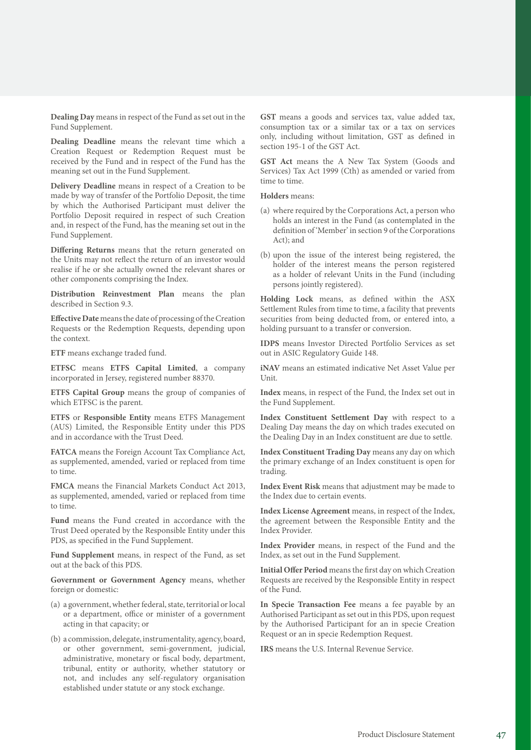**Dealing Day** means in respect of the Fund as set out in the Fund Supplement.

**Dealing Deadline** means the relevant time which a Creation Request or Redemption Request must be received by the Fund and in respect of the Fund has the meaning set out in the Fund Supplement.

**Delivery Deadline** means in respect of a Creation to be made by way of transfer of the Portfolio Deposit, the time by which the Authorised Participant must deliver the Portfolio Deposit required in respect of such Creation and, in respect of the Fund, has the meaning set out in the Fund Supplement.

**Differing Returns** means that the return generated on the Units may not reflect the return of an investor would realise if he or she actually owned the relevant shares or other components comprising the Index.

**Distribution Reinvestment Plan** means the plan described in Section 9.3.

**Effective Date** means the date of processing of the Creation Requests or the Redemption Requests, depending upon the context.

**ETF** means exchange traded fund.

**ETFSC** means **ETFS Capital Limited**, a company incorporated in Jersey, registered number 88370.

**ETFS Capital Group** means the group of companies of which ETFSC is the parent.

**ETFS** or **Responsible Entity** means ETFS Management (AUS) Limited, the Responsible Entity under this PDS and in accordance with the Trust Deed.

**FATCA** means the Foreign Account Tax Compliance Act, as supplemented, amended, varied or replaced from time to time.

**FMCA** means the Financial Markets Conduct Act 2013, as supplemented, amended, varied or replaced from time to time.

**Fund** means the Fund created in accordance with the Trust Deed operated by the Responsible Entity under this PDS, as specified in the Fund Supplement.

**Fund Supplement** means, in respect of the Fund, as set out at the back of this PDS.

**Government or Government Agency** means, whether foreign or domestic:

(a) a government, whether federal, state, territorial or local or a department, office or minister of a government acting in that capacity; or

(b) a commission, delegate, instrumentality, agency, board, or other government, semi-government, judicial, administrative, monetary or fiscal body, department, tribunal, entity or authority, whether statutory or not, and includes any self-regulatory organisation established under statute or any stock exchange.

**GST** means a goods and services tax, value added tax, consumption tax or a similar tax or a tax on services only, including without limitation, GST as defined in section 195-1 of the GST Act.

**GST Act** means the A New Tax System (Goods and Services) Tax Act 1999 (Cth) as amended or varied from time to time.

**Holders** means:

(a) where required by the Corporations Act, a person who holds an interest in the Fund (as contemplated in the definition of 'Member' in section 9 of the Corporations Act); and

(b) upon the issue of the interest being registered, the holder of the interest means the person registered as a holder of relevant Units in the Fund (including persons jointly registered).

**Holding Lock** means, as defined within the ASX Settlement Rules from time to time, a facility that prevents securities from being deducted from, or entered into, a holding pursuant to a transfer or conversion.

**IDPS** means Investor Directed Portfolio Services as set out in ASIC Regulatory Guide 148.

**iNAV** means an estimated indicative Net Asset Value per Unit.

**Index** means, in respect of the Fund, the Index set out in the Fund Supplement.

**Index Constituent Settlement Day** with respect to a Dealing Day means the day on which trades executed on the Dealing Day in an Index constituent are due to settle.

**Index Constituent Trading Day** means any day on which the primary exchange of an Index constituent is open for trading.

**Index Event Risk** means that adjustment may be made to the Index due to certain events.

**Index License Agreement** means, in respect of the Index, the agreement between the Responsible Entity and the Index Provider.

**Index Provider** means, in respect of the Fund and the Index, as set out in the Fund Supplement.

**Initial Offer Period** means the first day on which Creation Requests are received by the Responsible Entity in respect of the Fund.

**In Specie Transaction Fee** means a fee payable by an Authorised Participant as set out in this PDS, upon request by the Authorised Participant for an in specie Creation Request or an in specie Redemption Request.

**IRS** means the U.S. Internal Revenue Service.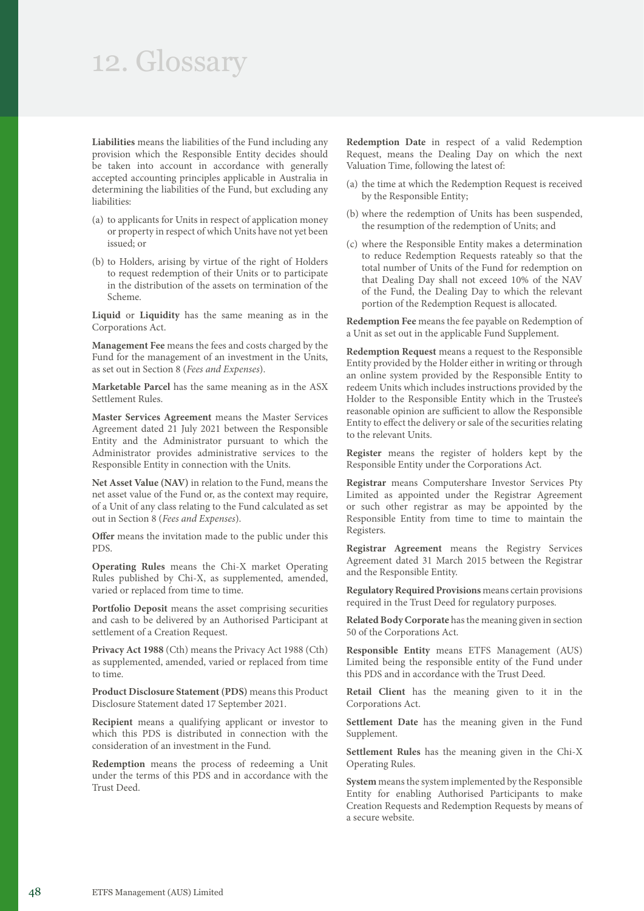# 12. Glossary

**Liabilities** means the liabilities of the Fund including any provision which the Responsible Entity decides should be taken into account in accordance with generally accepted accounting principles applicable in Australia in determining the liabilities of the Fund, but excluding any liabilities:

(a) to applicants for Units in respect of application money or property in respect of which Units have not yet been issued; or

(b) to Holders, arising by virtue of the right of Holders to request redemption of their Units or to participate in the distribution of the assets on termination of the Scheme.

**Liquid** or **Liquidity** has the same meaning as in the Corporations Act.

**Management Fee** means the fees and costs charged by the Fund for the management of an investment in the Units, as set out in Section 8 (*Fees and Expenses*).

**Marketable Parcel** has the same meaning as in the ASX Settlement Rules.

**Master Services Agreement** means the Master Services Agreement dated 21 July 2021 between the Responsible Entity and the Administrator pursuant to which the Administrator provides administrative services to the Responsible Entity in connection with the Units.

**Net Asset Value (NAV)** in relation to the Fund, means the net asset value of the Fund or, as the context may require, of a Unit of any class relating to the Fund calculated as set out in Section 8 (*Fees and Expenses*).

**Offer** means the invitation made to the public under this PDS.

**Operating Rules** means the Chi-X market Operating Rules published by Chi-X, as supplemented, amended, varied or replaced from time to time.

**Portfolio Deposit** means the asset comprising securities and cash to be delivered by an Authorised Participant at settlement of a Creation Request.

**Privacy Act 1988** (Cth) means the Privacy Act 1988 (Cth) as supplemented, amended, varied or replaced from time to time.

**Product Disclosure Statement (PDS)** means this Product Disclosure Statement dated 17 September 2021.

**Recipient** means a qualifying applicant or investor to which this PDS is distributed in connection with the consideration of an investment in the Fund.

**Redemption** means the process of redeeming a Unit under the terms of this PDS and in accordance with the Trust Deed.

**Redemption Date** in respect of a valid Redemption Request, means the Dealing Day on which the next Valuation Time, following the latest of:

(a) the time at which the Redemption Request is received by the Responsible Entity;

(b) where the redemption of Units has been suspended, the resumption of the redemption of Units; and

(c) where the Responsible Entity makes a determination to reduce Redemption Requests rateably so that the total number of Units of the Fund for redemption on that Dealing Day shall not exceed 10% of the NAV of the Fund, the Dealing Day to which the relevant portion of the Redemption Request is allocated.

**Redemption Fee** means the fee payable on Redemption of a Unit as set out in the applicable Fund Supplement.

**Redemption Request** means a request to the Responsible Entity provided by the Holder either in writing or through an online system provided by the Responsible Entity to redeem Units which includes instructions provided by the Holder to the Responsible Entity which in the Trustee's reasonable opinion are sufficient to allow the Responsible Entity to effect the delivery or sale of the securities relating to the relevant Units.

**Register** means the register of holders kept by the Responsible Entity under the Corporations Act.

**Registrar** means Computershare Investor Services Pty Limited as appointed under the Registrar Agreement or such other registrar as may be appointed by the Responsible Entity from time to time to maintain the Registers.

**Registrar Agreement** means the Registry Services Agreement dated 31 March 2015 between the Registrar and the Responsible Entity.

**Regulatory Required Provisions** means certain provisions required in the Trust Deed for regulatory purposes.

**Related Body Corporate** has the meaning given in section 50 of the Corporations Act.

**Responsible Entity** means ETFS Management (AUS) Limited being the responsible entity of the Fund under this PDS and in accordance with the Trust Deed.

**Retail Client** has the meaning given to it in the Corporations Act.

**Settlement Date** has the meaning given in the Fund Supplement.

**Settlement Rules** has the meaning given in the Chi-X Operating Rules.

**System** means the system implemented by the Responsible Entity for enabling Authorised Participants to make Creation Requests and Redemption Requests by means of a secure website.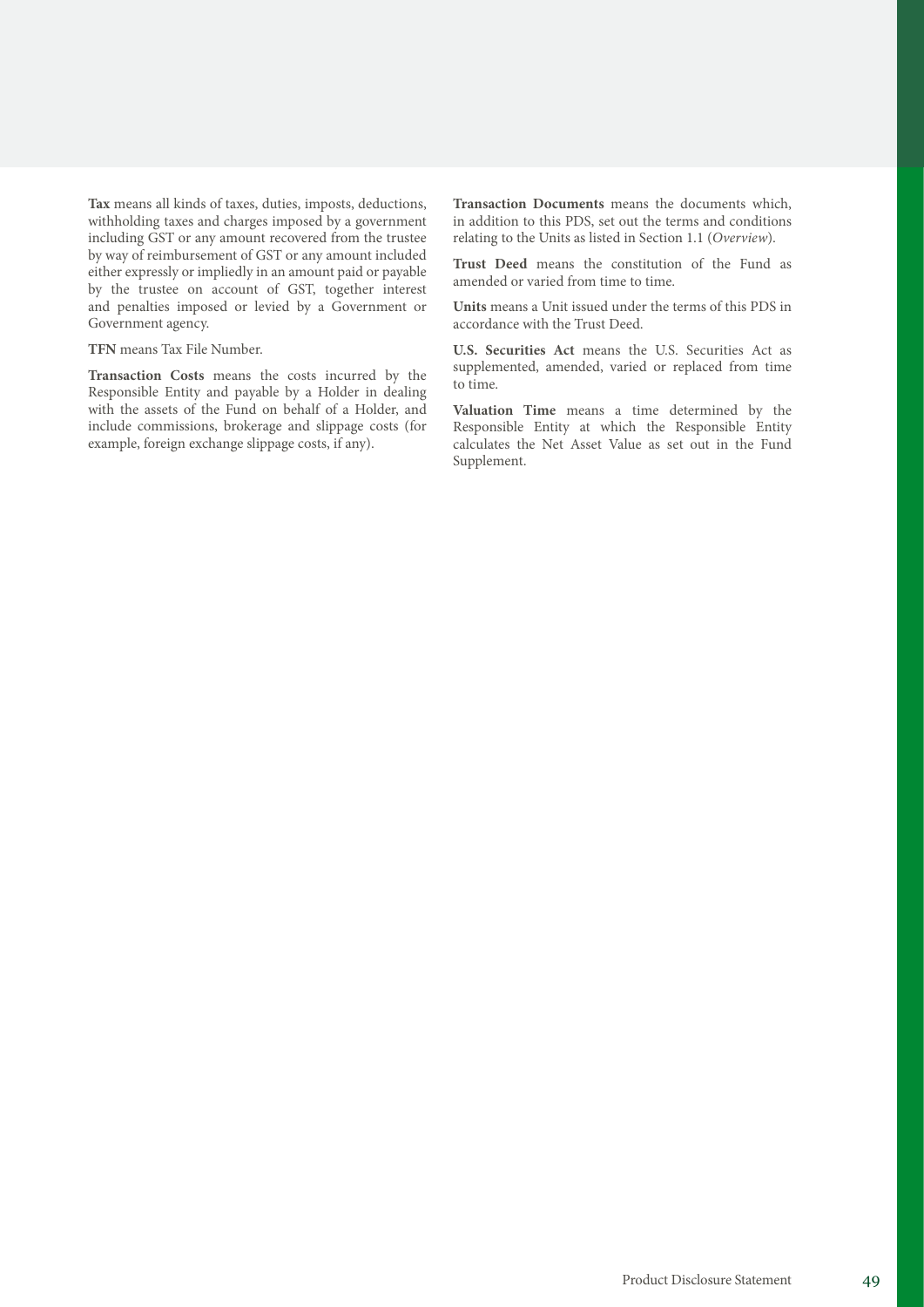**Tax** means all kinds of taxes, duties, imposts, deductions, withholding taxes and charges imposed by a government including GST or any amount recovered from the trustee by way of reimbursement of GST or any amount included either expressly or impliedly in an amount paid or payable by the trustee on account of GST, together interest and penalties imposed or levied by a Government or Government agency.

**TFN** means Tax File Number.

**Transaction Costs** means the costs incurred by the Responsible Entity and payable by a Holder in dealing with the assets of the Fund on behalf of a Holder, and include commissions, brokerage and slippage costs (for example, foreign exchange slippage costs, if any).

**Transaction Documents** means the documents which, in addition to this PDS, set out the terms and conditions relating to the Units as listed in Section 1.1 (*Overview*).

**Trust Deed** means the constitution of the Fund as amended or varied from time to time.

**Units** means a Unit issued under the terms of this PDS in accordance with the Trust Deed.

**U.S. Securities Act** means the U.S. Securities Act as supplemented, amended, varied or replaced from time to time.

**Valuation Time** means a time determined by the Responsible Entity at which the Responsible Entity calculates the Net Asset Value as set out in the Fund Supplement.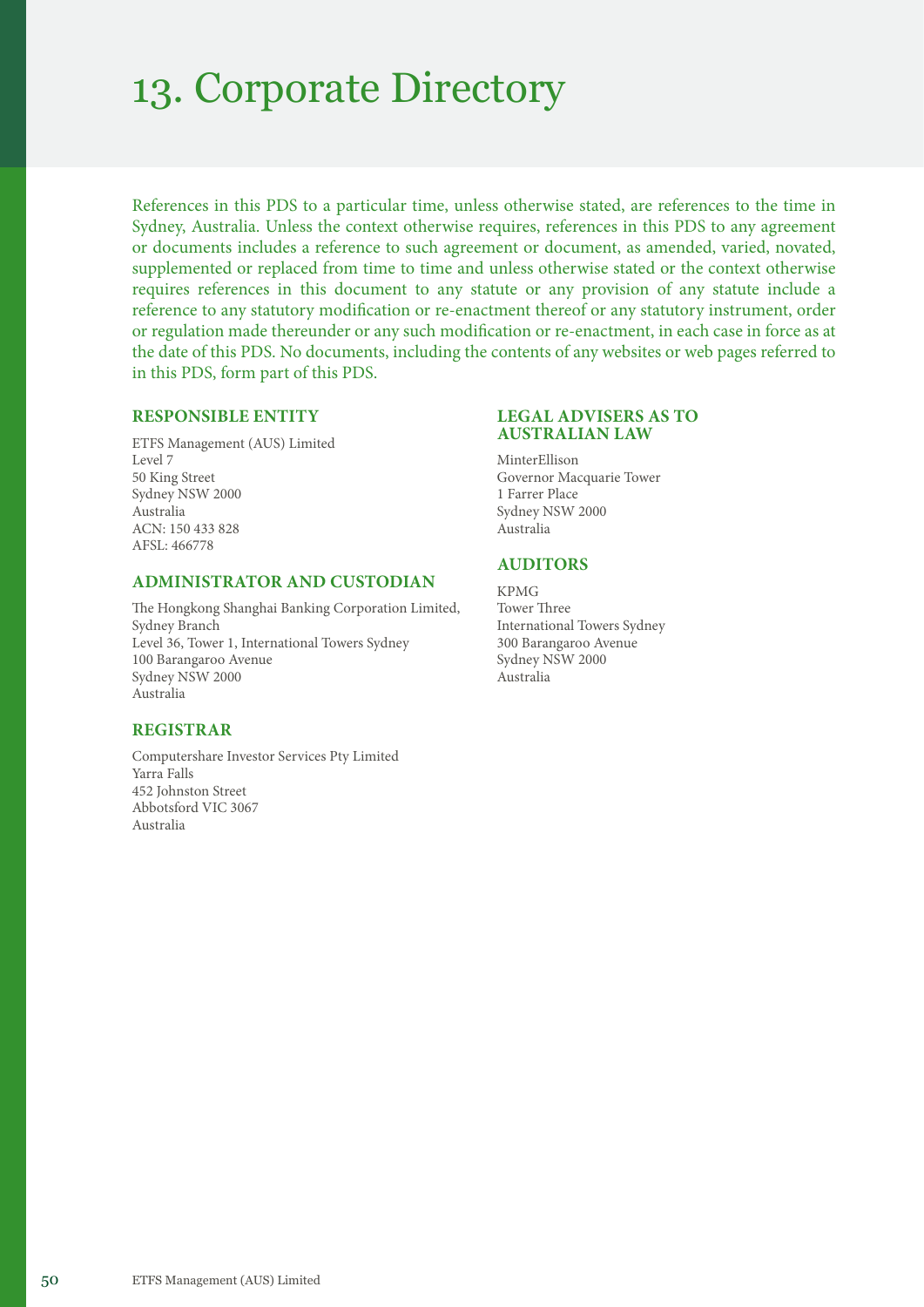# 13. Corporate Directory

References in this PDS to a particular time, unless otherwise stated, are references to the time in Sydney, Australia. Unless the context otherwise requires, references in this PDS to any agreement or documents includes a reference to such agreement or document, as amended, varied, novated, supplemented or replaced from time to time and unless otherwise stated or the context otherwise requires references in this document to any statute or any provision of any statute include a reference to any statutory modification or re-enactment thereof or any statutory instrument, order or regulation made thereunder or any such modification or re-enactment, in each case in force as at the date of this PDS. No documents, including the contents of any websites or web pages referred to in this PDS, form part of this PDS.

### RESPONSIBLE ENTITY

ETFS Management (AUS) Limited
Level 7
50 King Street
Sydney NSW 2000
Australia
ACN: 150 433 828
AFSL: 466778

### ADMINISTRATOR AND CUSTODIAN

The Hongkong Shanghai Banking Corporation Limited, Sydney Branch
Level 36, Tower 1, International Towers Sydney
100 Barangaroo Avenue
Sydney NSW 2000
Australia

### REGISTRAR

Computershare Investor Services Pty Limited
Yarra Falls
452 Johnston Street
Abbotsford VIC 3067
Australia

### LEGAL ADVISERS AS TO AUSTRALIAN LAW

MinterEllison
Governor Macquarie Tower
1 Farrer Place
Sydney NSW 2000
Australia

### AUDITORS

KPMG
Tower Three
International Towers Sydney
300 Barangaroo Avenue
Sydney NSW 2000
Australia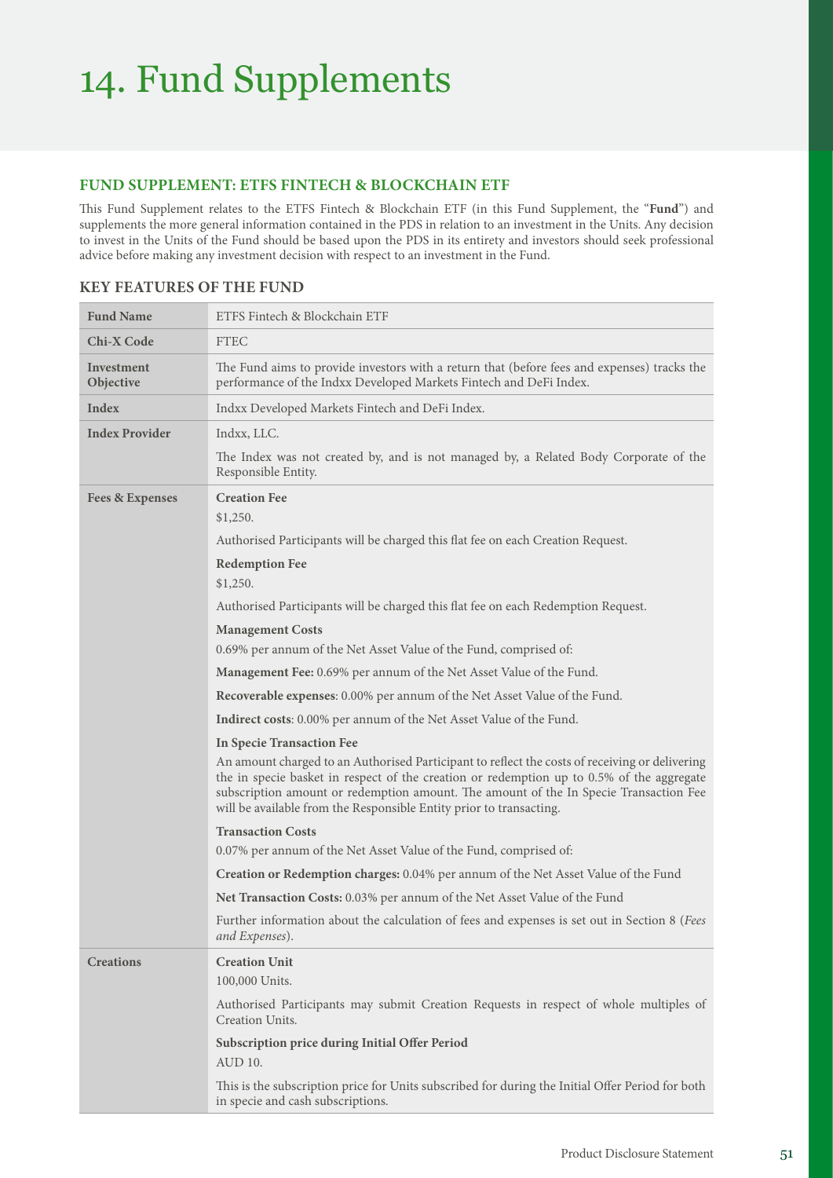# 14. Fund Supplements

## FUND SUPPLEMENT: ETFS FINTECH & BLOCKCHAIN ETF

This Fund Supplement relates to the ETFS Fintech & Blockchain ETF (in this Fund Supplement, the "**Fund**") and supplements the more general information contained in the PDS in relation to an investment in the Units. Any decision to invest in the Units of the Fund should be based upon the PDS in its entirety and investors should seek professional advice before making any investment decision with respect to an investment in the Fund.

### KEY FEATURES OF THE FUND

| **Fund Name** | ETFS Fintech & Blockchain ETF |
|---|---|
| **Chi-X Code** | FTEC |
| **Investment Objective** | The Fund aims to provide investors with a return that (before fees and expenses) tracks the performance of the Indxx Developed Markets Fintech and DeFi Index. |
| **Index** | Indxx Developed Markets Fintech and DeFi Index. |
| **Index Provider** | Indxx, LLC.<br><br>The Index was not created by, and is not managed by, a Related Body Corporate of the Responsible Entity. |
| **Fees & Expenses** | **Creation Fee**<br>$1,250.<br><br>Authorised Participants will be charged this flat fee on each Creation Request.<br><br>**Redemption Fee**<br>$1,250.<br><br>Authorised Participants will be charged this flat fee on each Redemption Request.<br><br>**Management Costs**<br>0.69% per annum of the Net Asset Value of the Fund, comprised of:<br><br>**Management Fee:** 0.69% per annum of the Net Asset Value of the Fund.<br><br>**Recoverable expenses**: 0.00% per annum of the Net Asset Value of the Fund.<br><br>**Indirect costs**: 0.00% per annum of the Net Asset Value of the Fund.<br><br>**In Specie Transaction Fee**<br>An amount charged to an Authorised Participant to reflect the costs of receiving or delivering the in specie basket in respect of the creation or redemption up to 0.5% of the aggregate subscription amount or redemption amount. The amount of the In Specie Transaction Fee will be available from the Responsible Entity prior to transacting.<br><br>**Transaction Costs**<br>0.07% per annum of the Net Asset Value of the Fund, comprised of:<br><br>**Creation or Redemption charges:** 0.04% per annum of the Net Asset Value of the Fund<br><br>**Net Transaction Costs:** 0.03% per annum of the Net Asset Value of the Fund<br><br>Further information about the calculation of fees and expenses is set out in Section 8 (*Fees and Expenses*). |
| **Creations** | **Creation Unit**<br>100,000 Units.<br><br>Authorised Participants may submit Creation Requests in respect of whole multiples of Creation Units.<br><br>**Subscription price during Initial Offer Period**<br>AUD 10.<br><br>This is the subscription price for Units subscribed for during the Initial Offer Period for both in specie and cash subscriptions. |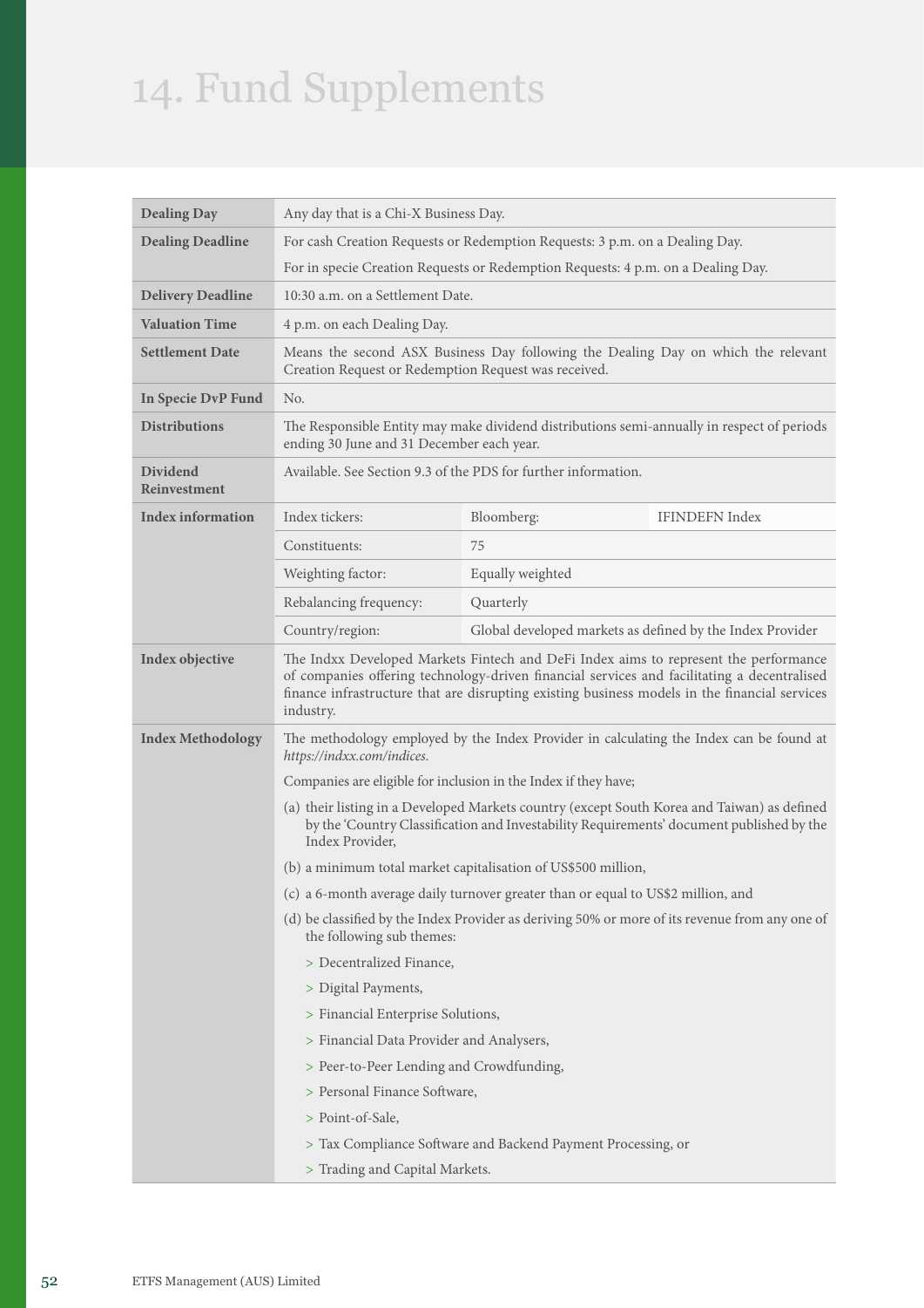# 14. Fund Supplements

| | | | |
|---|---|---|---|
| **Dealing Day** | Any day that is a Chi-X Business Day. | | |
| **Dealing Deadline** | For cash Creation Requests or Redemption Requests: 3 p.m. on a Dealing Day.<br>For in specie Creation Requests or Redemption Requests: 4 p.m. on a Dealing Day. | | |
| **Delivery Deadline** | 10:30 a.m. on a Settlement Date. | | |
| **Valuation Time** | 4 p.m. on each Dealing Day. | | |
| **Settlement Date** | Means the second ASX Business Day following the Dealing Day on which the relevant Creation Request or Redemption Request was received. | | |
| **In Specie DvP Fund** | No. | | |
| **Distributions** | The Responsible Entity may make dividend distributions semi-annually in respect of periods ending 30 June and 31 December each year. | | |
| **Dividend Reinvestment** | Available. See Section 9.3 of the PDS for further information. | | |
| **Index information** | Index tickers: | Bloomberg: | IFINDEFN Index |
| | Constituents: | 75 | |
| | Weighting factor: | Equally weighted | |
| | Rebalancing frequency: | Quarterly | |
| | Country/region: | Global developed markets as defined by the Index Provider | |
| **Index objective** | The Indxx Developed Markets Fintech and DeFi Index aims to represent the performance of companies offering technology-driven financial services and facilitating a decentralised finance infrastructure that are disrupting existing business models in the financial services industry. | | |
| **Index Methodology** | The methodology employed by the Index Provider in calculating the Index can be found at *https://indxx.com/indices*.<br>Companies are eligible for inclusion in the Index if they have;<br>(a) their listing in a Developed Markets country (except South Korea and Taiwan) as defined by the 'Country Classification and Investability Requirements' document published by the Index Provider,<br>(b) a minimum total market capitalisation of US$500 million,<br>(c) a 6-month average daily turnover greater than or equal to US$2 million, and<br>(d) be classified by the Index Provider as deriving 50% or more of its revenue from any one of the following sub themes:<br>> Decentralized Finance,<br>> Digital Payments,<br>> Financial Enterprise Solutions,<br>> Financial Data Provider and Analysers,<br>> Peer-to-Peer Lending and Crowdfunding,<br>> Personal Finance Software,<br>> Point-of-Sale,<br>> Tax Compliance Software and Backend Payment Processing, or<br>> Trading and Capital Markets. | | |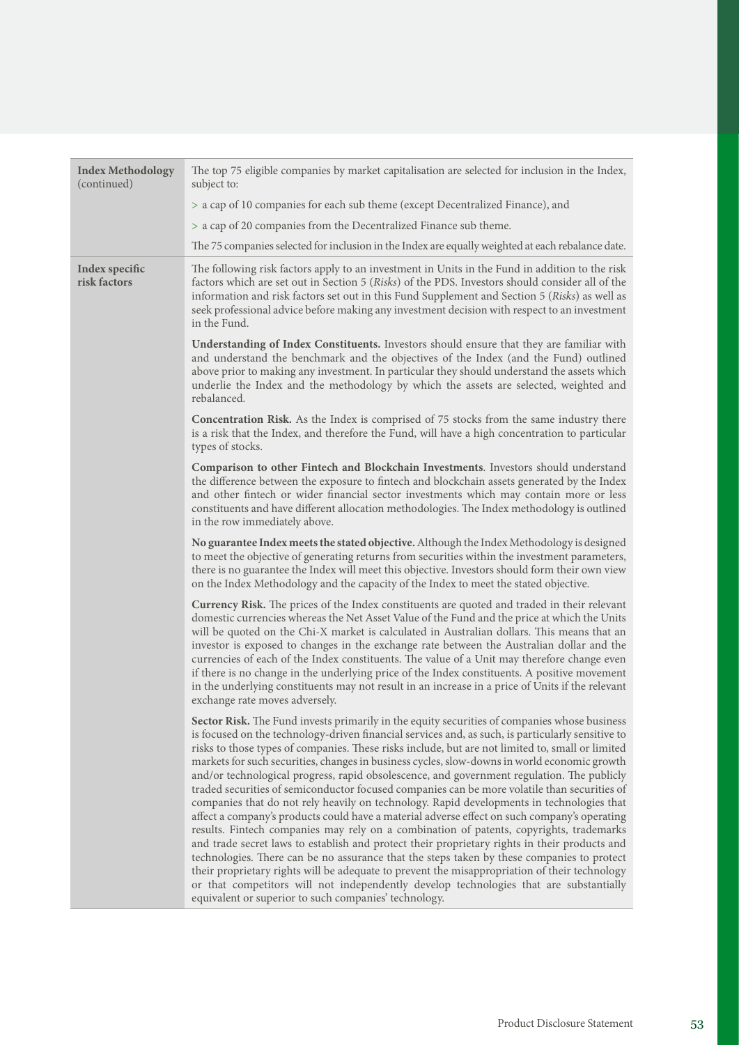| | |
|---|---|
| **Index Methodology** (continued) | The top 75 eligible companies by market capitalisation are selected for inclusion in the Index, subject to:<br>> a cap of 10 companies for each sub theme (except Decentralized Finance), and<br>> a cap of 20 companies from the Decentralized Finance sub theme.<br>The 75 companies selected for inclusion in the Index are equally weighted at each rebalance date. |
| **Index specific risk factors** | The following risk factors apply to an investment in Units in the Fund in addition to the risk factors which are set out in Section 5 (*Risks*) of the PDS. Investors should consider all of the information and risk factors set out in this Fund Supplement and Section 5 (*Risks*) as well as seek professional advice before making any investment decision with respect to an investment in the Fund.<br><br>**Understanding of Index Constituents.** Investors should ensure that they are familiar with and understand the benchmark and the objectives of the Index (and the Fund) outlined above prior to making any investment. In particular they should understand the assets which underlie the Index and the methodology by which the assets are selected, weighted and rebalanced.<br><br>**Concentration Risk.** As the Index is comprised of 75 stocks from the same industry there is a risk that the Index, and therefore the Fund, will have a high concentration to particular types of stocks.<br><br>**Comparison to other Fintech and Blockchain Investments**. Investors should understand the difference between the exposure to fintech and blockchain assets generated by the Index and other fintech or wider financial sector investments which may contain more or less constituents and have different allocation methodologies. The Index methodology is outlined in the row immediately above.<br><br>**No guarantee Index meets the stated objective.** Although the Index Methodology is designed to meet the objective of generating returns from securities within the investment parameters, there is no guarantee the Index will meet this objective. Investors should form their own view on the Index Methodology and the capacity of the Index to meet the stated objective.<br><br>**Currency Risk.** The prices of the Index constituents are quoted and traded in their relevant domestic currencies whereas the Net Asset Value of the Fund and the price at which the Units will be quoted on the Chi-X market is calculated in Australian dollars. This means that an investor is exposed to changes in the exchange rate between the Australian dollar and the currencies of each of the Index constituents. The value of a Unit may therefore change even if there is no change in the underlying price of the Index constituents. A positive movement in the underlying constituents may not result in an increase in a price of Units if the relevant exchange rate moves adversely.<br><br>**Sector Risk.** The Fund invests primarily in the equity securities of companies whose business is focused on the technology-driven financial services and, as such, is particularly sensitive to risks to those types of companies. These risks include, but are not limited to, small or limited markets for such securities, changes in business cycles, slow-downs in world economic growth and/or technological progress, rapid obsolescence, and government regulation. The publicly traded securities of semiconductor focused companies can be more volatile than securities of companies that do not rely heavily on technology. Rapid developments in technologies that affect a company's products could have a material adverse effect on such company's operating results. Fintech companies may rely on a combination of patents, copyrights, trademarks and trade secret laws to establish and protect their proprietary rights in their products and technologies. There can be no assurance that the steps taken by these companies to protect their proprietary rights will be adequate to prevent the misappropriation of their technology or that competitors will not independently develop technologies that are substantially equivalent or superior to such companies' technology. |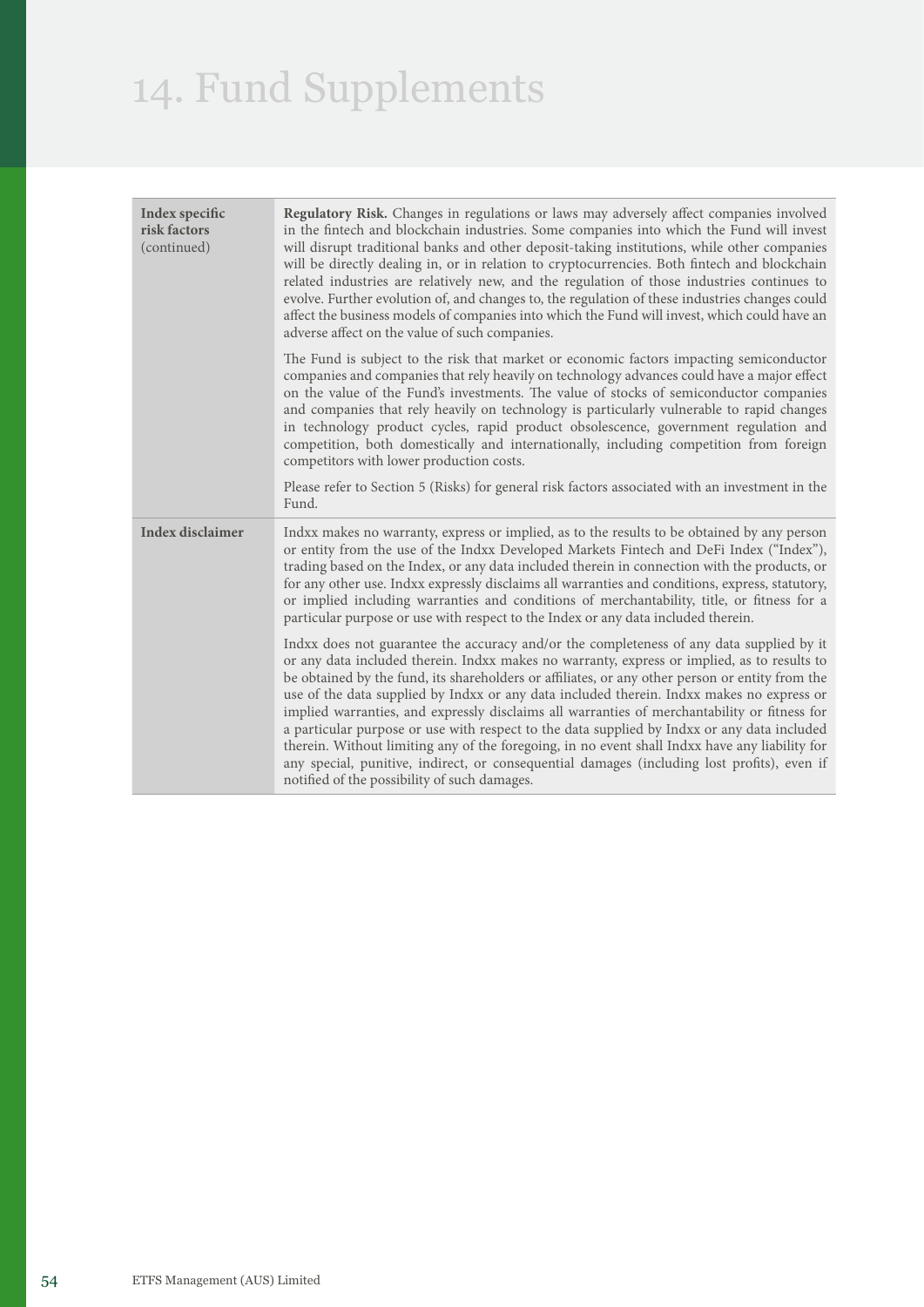# 14. Fund Supplements

| | |
|---|---|
| **Index specific risk factors** (continued) | **Regulatory Risk.** Changes in regulations or laws may adversely affect companies involved in the fintech and blockchain industries. Some companies into which the Fund will invest will disrupt traditional banks and other deposit-taking institutions, while other companies will be directly dealing in, or in relation to cryptocurrencies. Both fintech and blockchain related industries are relatively new, and the regulation of those industries continues to evolve. Further evolution of, and changes to, the regulation of these industries changes could affect the business models of companies into which the Fund will invest, which could have an adverse affect on the value of such companies.<br><br>The Fund is subject to the risk that market or economic factors impacting semiconductor companies and companies that rely heavily on technology advances could have a major effect on the value of the Fund's investments. The value of stocks of semiconductor companies and companies that rely heavily on technology is particularly vulnerable to rapid changes in technology product cycles, rapid product obsolescence, government regulation and competition, both domestically and internationally, including competition from foreign competitors with lower production costs.<br><br>Please refer to Section 5 (Risks) for general risk factors associated with an investment in the Fund. |
| **Index disclaimer** | Indxx makes no warranty, express or implied, as to the results to be obtained by any person or entity from the use of the Indxx Developed Markets Fintech and DeFi Index ("Index"), trading based on the Index, or any data included therein in connection with the products, or for any other use. Indxx expressly disclaims all warranties and conditions, express, statutory, or implied including warranties and conditions of merchantability, title, or fitness for a particular purpose or use with respect to the Index or any data included therein.<br><br>Indxx does not guarantee the accuracy and/or the completeness of any data supplied by it or any data included therein. Indxx makes no warranty, express or implied, as to results to be obtained by the fund, its shareholders or affiliates, or any other person or entity from the use of the data supplied by Indxx or any data included therein. Indxx makes no express or implied warranties, and expressly disclaims all warranties of merchantability or fitness for a particular purpose or use with respect to the data supplied by Indxx or any data included therein. Without limiting any of the foregoing, in no event shall Indxx have any liability for any special, punitive, indirect, or consequential damages (including lost profits), even if notified of the possibility of such damages. |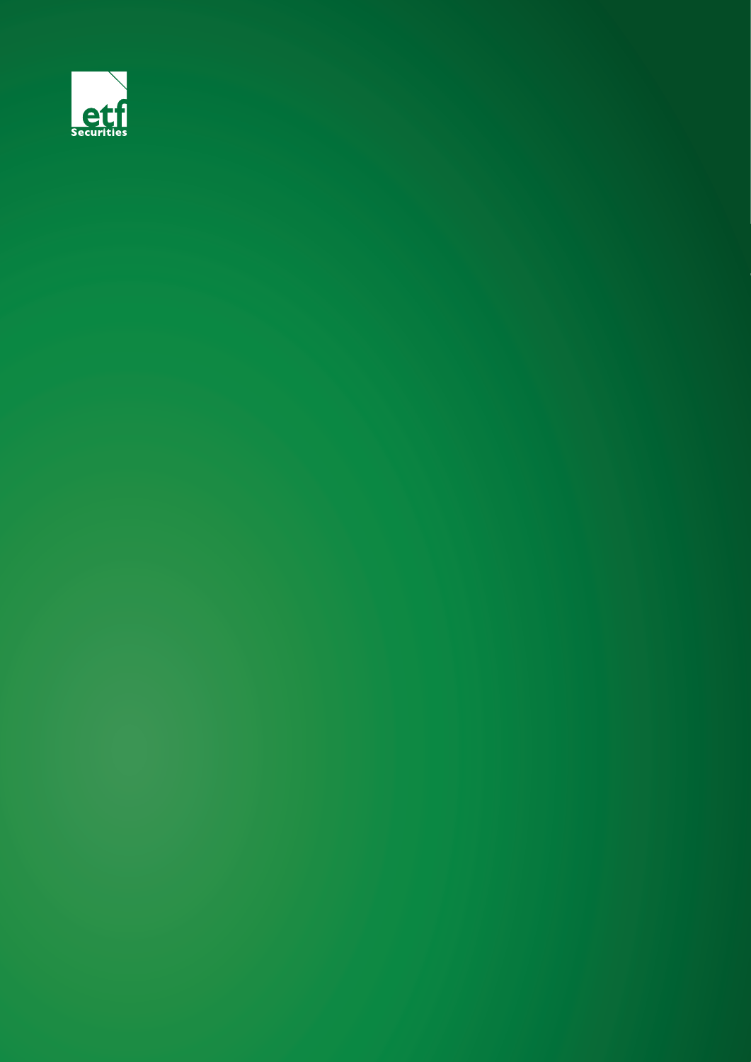etf Securities